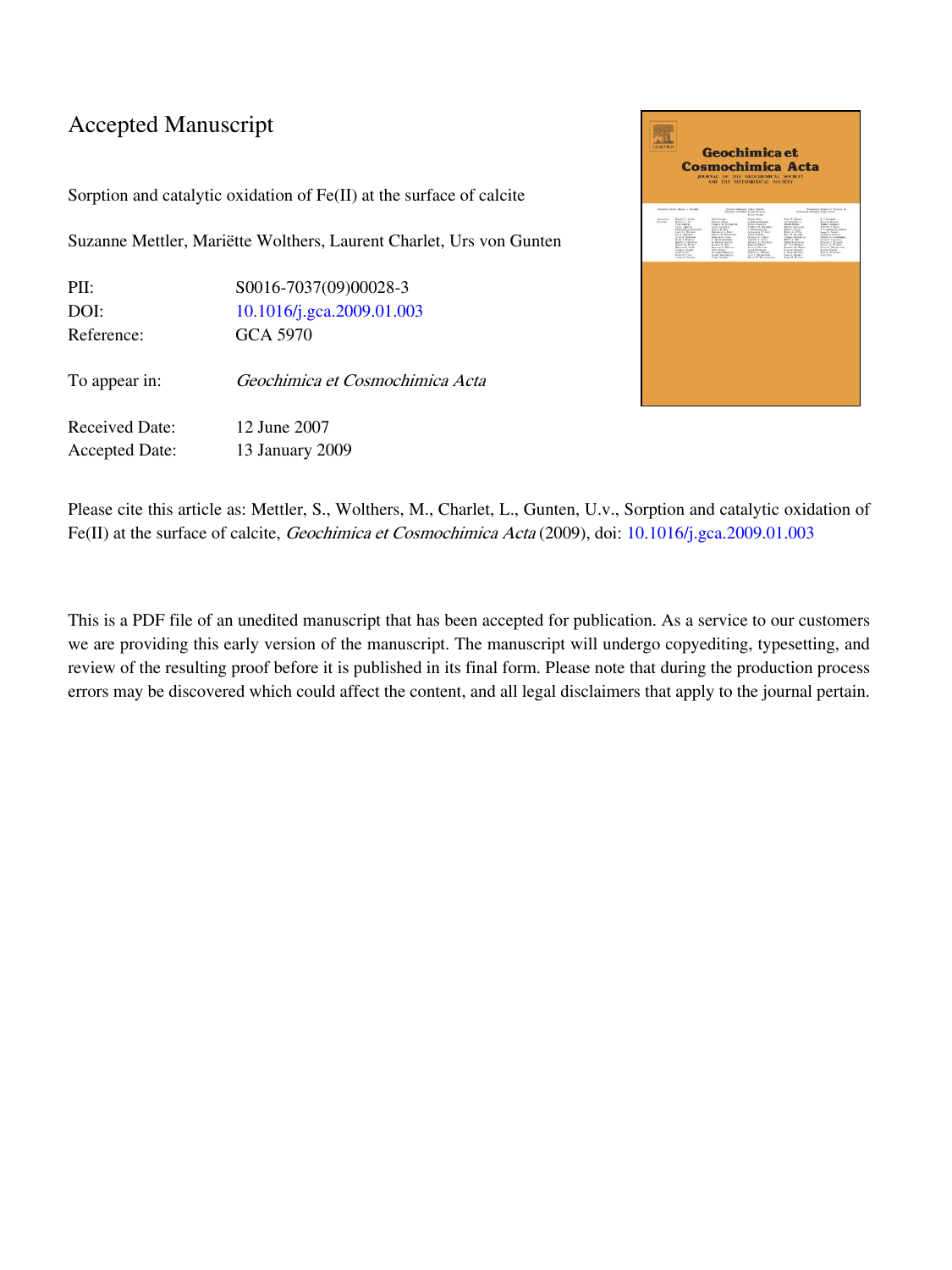# Accepted Manuscript

Sorption and catalytic oxidation of Fe(II) at the surface of calcite

Suzanne Mettler, Mariëtte Wolthers, Laurent Charlet, Urs von Gunten

PII: S0016-7037(09)00028-3
DOI: 10.1016/j.gca.2009.01.003
Reference: GCA 5970

To appear in: *Geochimica et Cosmochimica Acta*

Received Date: 12 June 2007
Accepted Date: 13 January 2009

Please cite this article as: Mettler, S., Wolthers, M., Charlet, L., Gunten, U.v., Sorption and catalytic oxidation of Fe(II) at the surface of calcite, *Geochimica et Cosmochimica Acta* (2009), doi: 10.1016/j.gca.2009.01.003

This is a PDF file of an unedited manuscript that has been accepted for publication. As a service to our customers we are providing this early version of the manuscript. The manuscript will undergo copyediting, typesetting, and review of the resulting proof before it is published in its final form. Please note that during the production process errors may be discovered which could affect the content, and all legal disclaimers that apply to the journal pertain.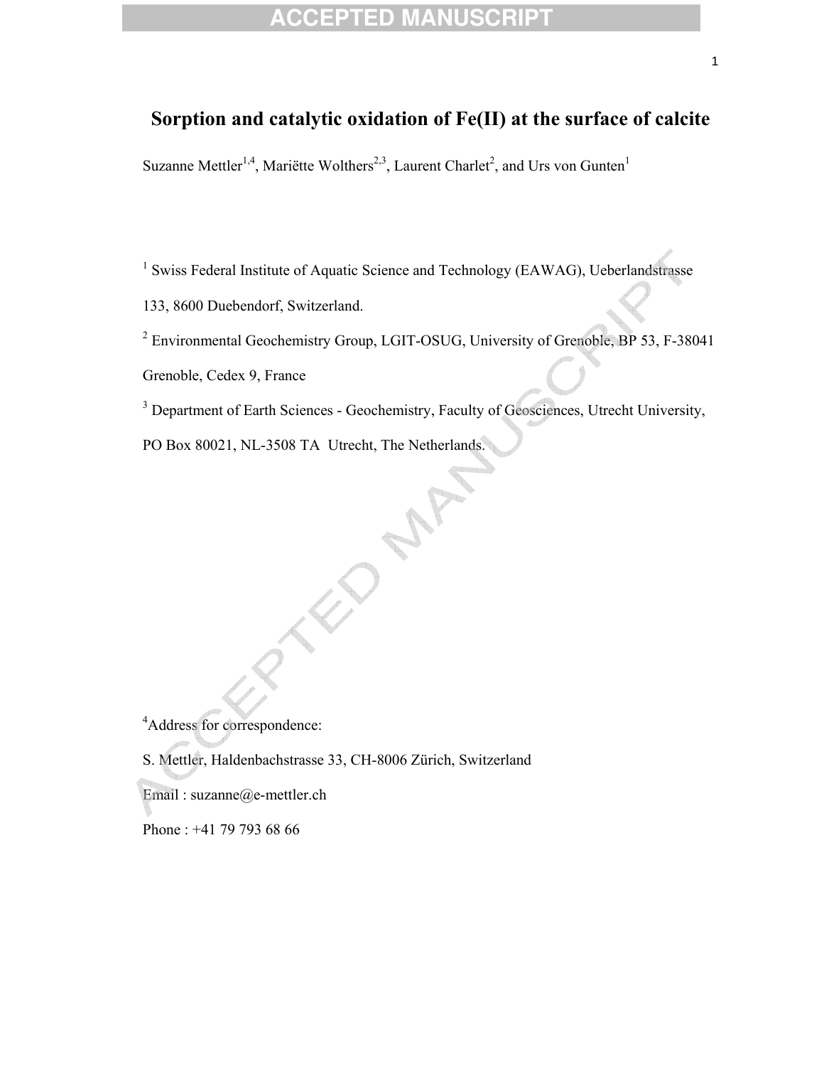# Sorption and catalytic oxidation of Fe(II) at the surface of calcite

Suzanne Mettler[1,4], Mariëtte Wolthers[2,3], Laurent Charlet[2], and Urs von Gunten[1]

[1] Swiss Federal Institute of Aquatic Science and Technology (EAWAG), Ueberlandstrasse 133, 8600 Duebendorf, Switzerland.

[2] Environmental Geochemistry Group, LGIT-OSUG, University of Grenoble, BP 53, F-38041 Grenoble, Cedex 9, France

[3] Department of Earth Sciences - Geochemistry, Faculty of Geosciences, Utrecht University, PO Box 80021, NL-3508 TA Utrecht, The Netherlands.

[4]Address for correspondence:

S. Mettler, Haldenbachstrasse 33, CH-8006 Zürich, Switzerland

Email : suzanne@e-mettler.ch

Phone : +41 79 793 68 66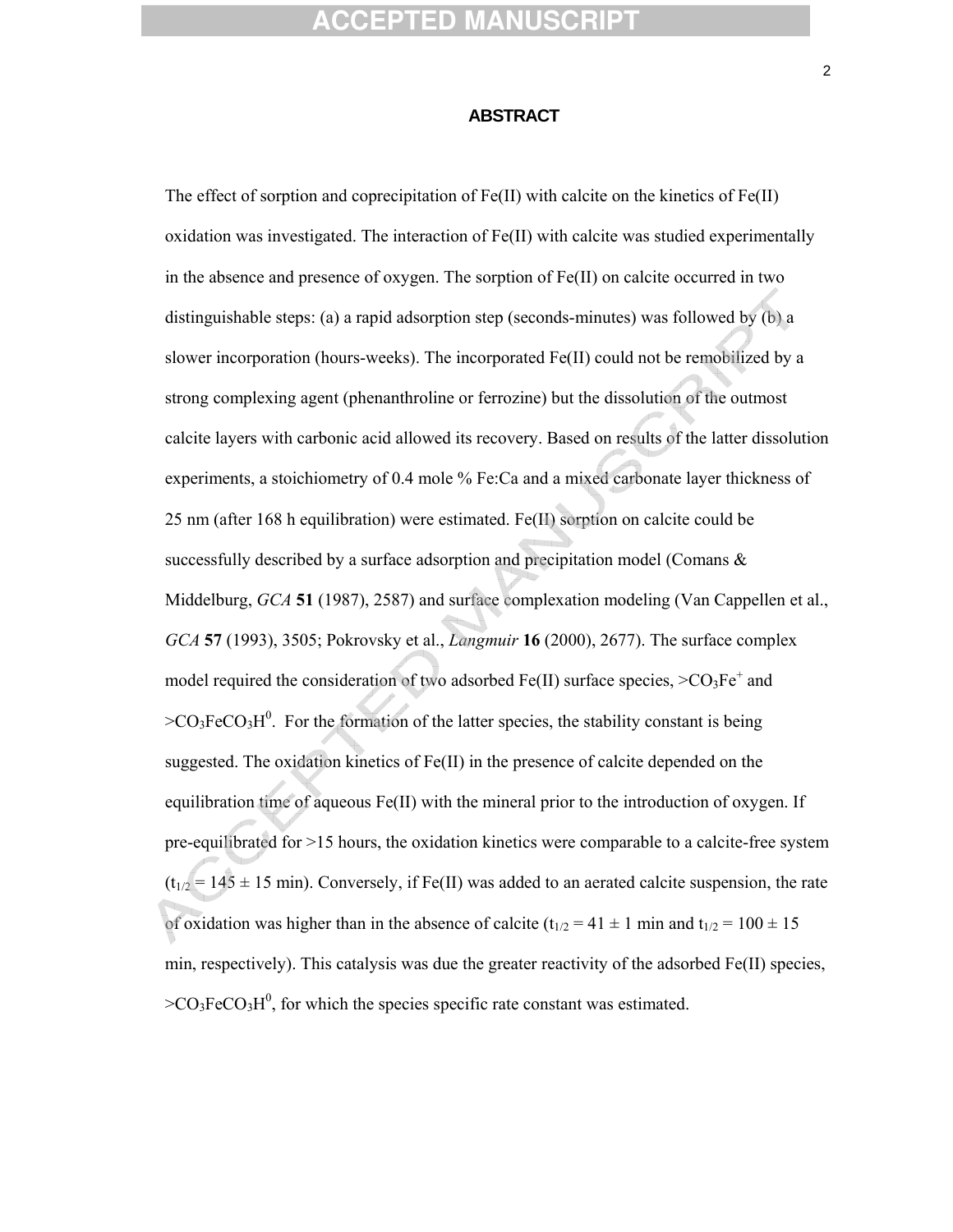## ABSTRACT

The effect of sorption and coprecipitation of Fe(II) with calcite on the kinetics of Fe(II) oxidation was investigated. The interaction of Fe(II) with calcite was studied experimentally in the absence and presence of oxygen. The sorption of Fe(II) on calcite occurred in two distinguishable steps: (a) a rapid adsorption step (seconds-minutes) was followed by (b) a slower incorporation (hours-weeks). The incorporated Fe(II) could not be remobilized by a strong complexing agent (phenanthroline or ferrozine) but the dissolution of the outmost calcite layers with carbonic acid allowed its recovery. Based on results of the latter dissolution experiments, a stoichiometry of 0.4 mole % Fe:Ca and a mixed carbonate layer thickness of 25 nm (after 168 h equilibration) were estimated. Fe(II) sorption on calcite could be successfully described by a surface adsorption and precipitation model (Comans & Middelburg, *GCA* **51** (1987), 2587) and surface complexation modeling (Van Cappellen et al., *GCA* **57** (1993), 3505; Pokrovsky et al., *Langmuir* **16** (2000), 2677). The surface complex model required the consideration of two adsorbed Fe(II) surface species, $>CO_3Fe^+$ and $>CO_3FeCO_3H^0$. For the formation of the latter species, the stability constant is being suggested. The oxidation kinetics of Fe(II) in the presence of calcite depended on the equilibration time of aqueous Fe(II) with the mineral prior to the introduction of oxygen. If pre-equilibrated for >15 hours, the oxidation kinetics were comparable to a calcite-free system ($t_{1/2} = 145 \pm 15$ min). Conversely, if Fe(II) was added to an aerated calcite suspension, the rate of oxidation was higher than in the absence of calcite ($t_{1/2} = 41 \pm 1$ min and $t_{1/2} = 100 \pm 15$ min, respectively). This catalysis was due the greater reactivity of the adsorbed Fe(II) species, $>CO_3FeCO_3H^0$, for which the species specific rate constant was estimated.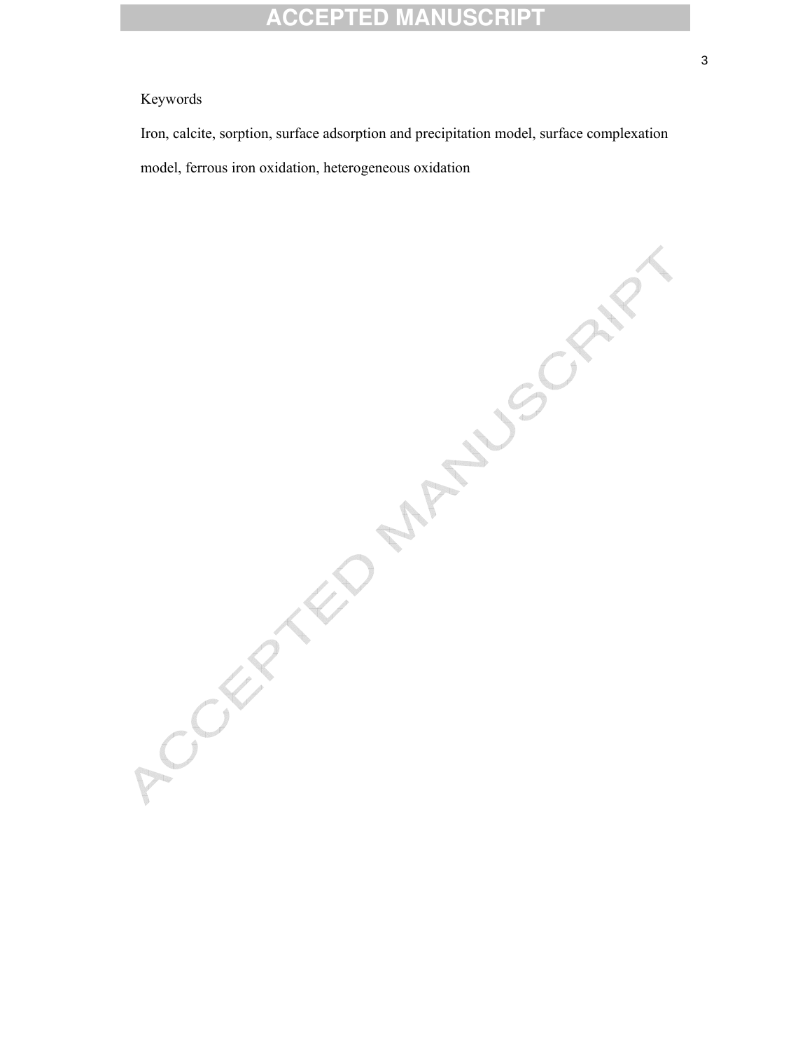Keywords

Iron, calcite, sorption, surface adsorption and precipitation model, surface complexation model, ferrous iron oxidation, heterogeneous oxidation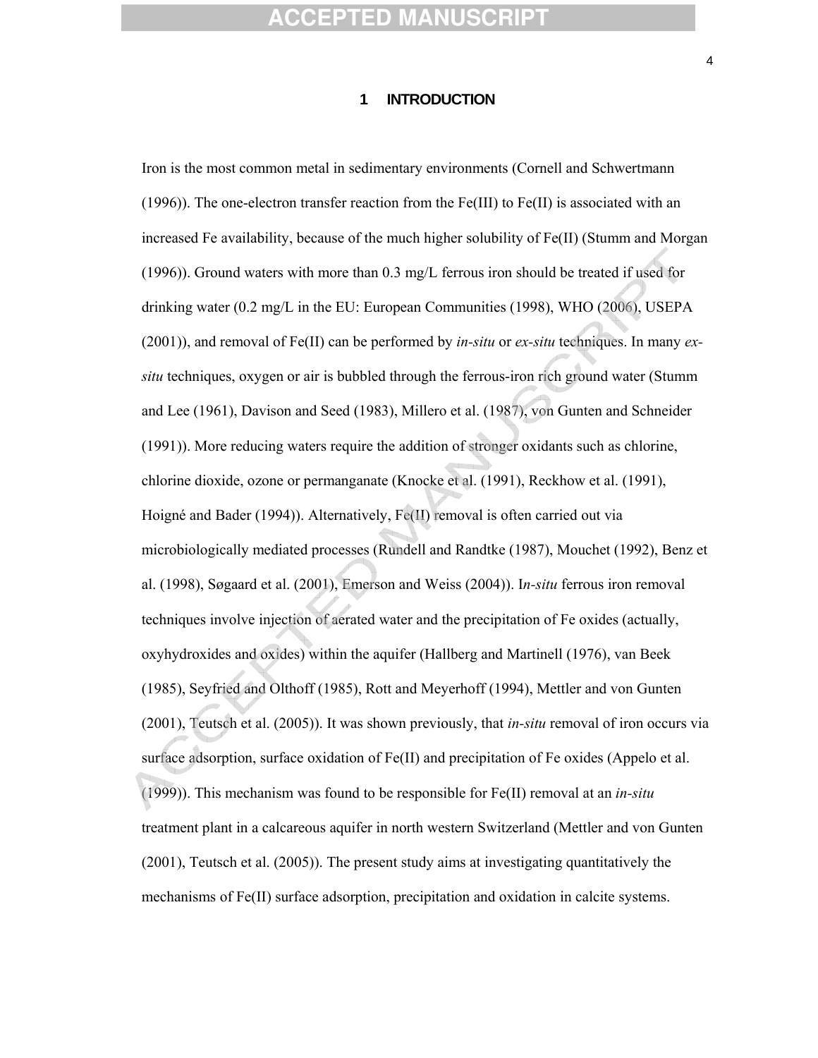# 1 INTRODUCTION

Iron is the most common metal in sedimentary environments (Cornell and Schwertmann (1996)). The one-electron transfer reaction from the Fe(III) to Fe(II) is associated with an increased Fe availability, because of the much higher solubility of Fe(II) (Stumm and Morgan (1996)). Ground waters with more than 0.3 mg/L ferrous iron should be treated if used for drinking water (0.2 mg/L in the EU: European Communities (1998), WHO (2006), USEPA (2001)), and removal of Fe(II) can be performed by *in-situ* or *ex-situ* techniques. In many *ex-situ* techniques, oxygen or air is bubbled through the ferrous-iron rich ground water (Stumm and Lee (1961), Davison and Seed (1983), Millero et al. (1987), von Gunten and Schneider (1991)). More reducing waters require the addition of stronger oxidants such as chlorine, chlorine dioxide, ozone or permanganate (Knocke et al. (1991), Reckhow et al. (1991), Hoigné and Bader (1994)). Alternatively, Fe(II) removal is often carried out via microbiologically mediated processes (Rundell and Randtke (1987), Mouchet (1992), Benz et al. (1998), Søgaard et al. (2001), Emerson and Weiss (2004)). *In-situ* ferrous iron removal techniques involve injection of aerated water and the precipitation of Fe oxides (actually, oxyhydroxides and oxides) within the aquifer (Hallberg and Martinell (1976), van Beek (1985), Seyfried and Olthoff (1985), Rott and Meyerhoff (1994), Mettler and von Gunten (2001), Teutsch et al. (2005)). It was shown previously, that *in-situ* removal of iron occurs via surface adsorption, surface oxidation of Fe(II) and precipitation of Fe oxides (Appelo et al. (1999)). This mechanism was found to be responsible for Fe(II) removal at an *in-situ* treatment plant in a calcareous aquifer in north western Switzerland (Mettler and von Gunten (2001), Teutsch et al. (2005)). The present study aims at investigating quantitatively the mechanisms of Fe(II) surface adsorption, precipitation and oxidation in calcite systems.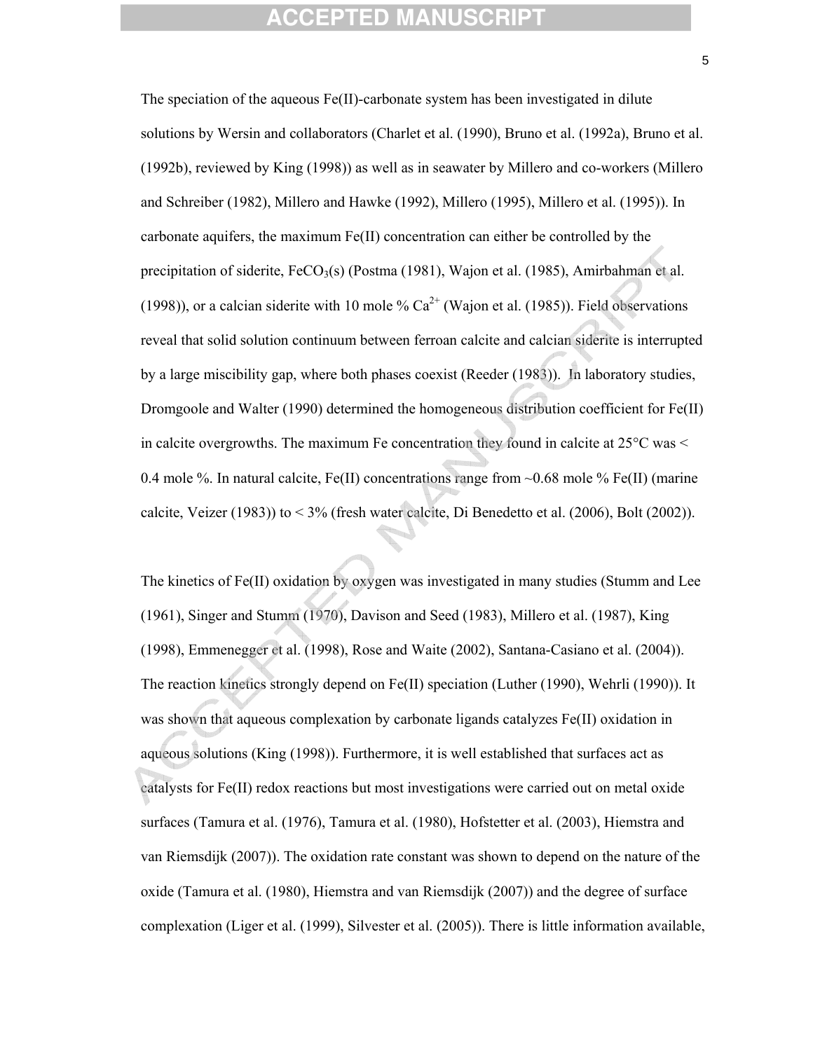The speciation of the aqueous Fe(II)-carbonate system has been investigated in dilute solutions by Wersin and collaborators (Charlet et al. (1990), Bruno et al. (1992a), Bruno et al. (1992b), reviewed by King (1998)) as well as in seawater by Millero and co-workers (Millero and Schreiber (1982), Millero and Hawke (1992), Millero (1995), Millero et al. (1995)). In carbonate aquifers, the maximum Fe(II) concentration can either be controlled by the precipitation of siderite, $FeCO_3$(s) (Postma (1981), Wajon et al. (1985), Amirbahman et al. (1998)), or a calcian siderite with 10 mole % $Ca^{2+}$ (Wajon et al. (1985)). Field observations reveal that solid solution continuum between ferroan calcite and calcian siderite is interrupted by a large miscibility gap, where both phases coexist (Reeder (1983)). In laboratory studies, Dromgoole and Walter (1990) determined the homogeneous distribution coefficient for Fe(II) in calcite overgrowths. The maximum Fe concentration they found in calcite at 25°C was < 0.4 mole %. In natural calcite, Fe(II) concentrations range from ~0.68 mole % Fe(II) (marine calcite, Veizer (1983)) to < 3% (fresh water calcite, Di Benedetto et al. (2006), Bolt (2002)).

The kinetics of Fe(II) oxidation by oxygen was investigated in many studies (Stumm and Lee (1961), Singer and Stumm (1970), Davison and Seed (1983), Millero et al. (1987), King (1998), Emmenegger et al. (1998), Rose and Waite (2002), Santana-Casiano et al. (2004)). The reaction kinetics strongly depend on Fe(II) speciation (Luther (1990), Wehrli (1990)). It was shown that aqueous complexation by carbonate ligands catalyzes Fe(II) oxidation in aqueous solutions (King (1998)). Furthermore, it is well established that surfaces act as catalysts for Fe(II) redox reactions but most investigations were carried out on metal oxide surfaces (Tamura et al. (1976), Tamura et al. (1980), Hofstetter et al. (2003), Hiemstra and van Riemsdijk (2007)). The oxidation rate constant was shown to depend on the nature of the oxide (Tamura et al. (1980), Hiemstra and van Riemsdijk (2007)) and the degree of surface complexation (Liger et al. (1999), Silvester et al. (2005)). There is little information available,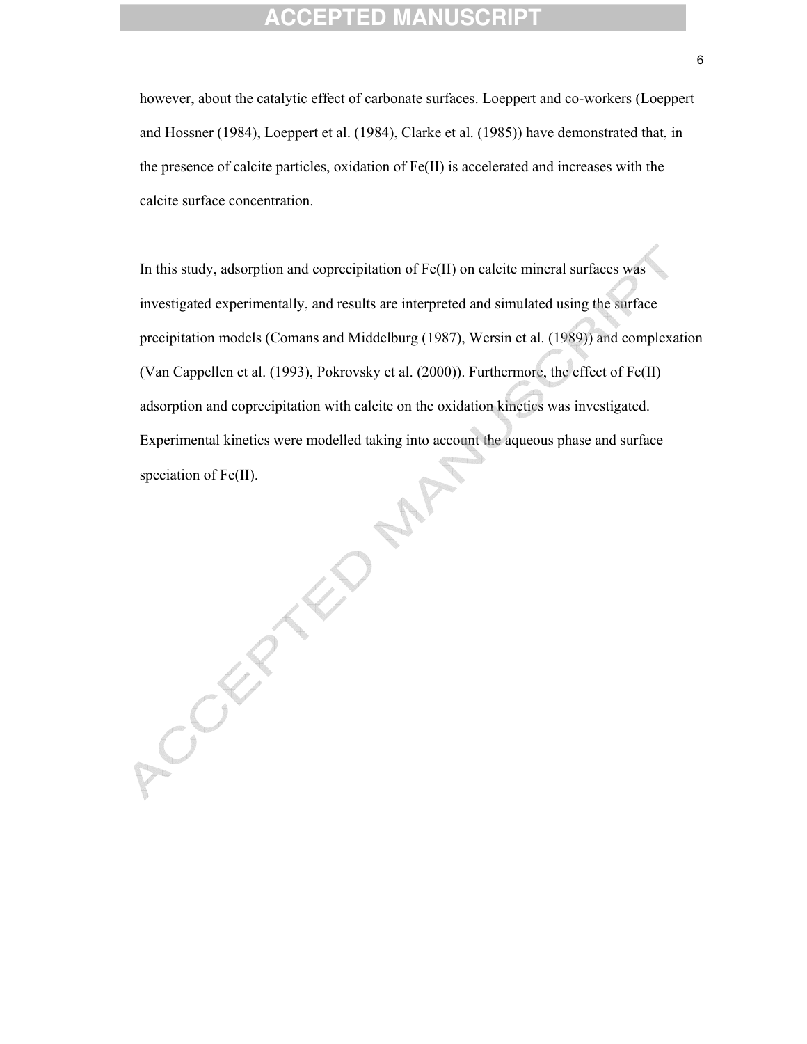however, about the catalytic effect of carbonate surfaces. Loeppert and co-workers (Loeppert and Hossner (1984), Loeppert et al. (1984), Clarke et al. (1985)) have demonstrated that, in the presence of calcite particles, oxidation of Fe(II) is accelerated and increases with the calcite surface concentration.

In this study, adsorption and coprecipitation of Fe(II) on calcite mineral surfaces was investigated experimentally, and results are interpreted and simulated using the surface precipitation models (Comans and Middelburg (1987), Wersin et al. (1989)) and complexation (Van Cappellen et al. (1993), Pokrovsky et al. (2000)). Furthermore, the effect of Fe(II) adsorption and coprecipitation with calcite on the oxidation kinetics was investigated. Experimental kinetics were modelled taking into account the aqueous phase and surface speciation of Fe(II).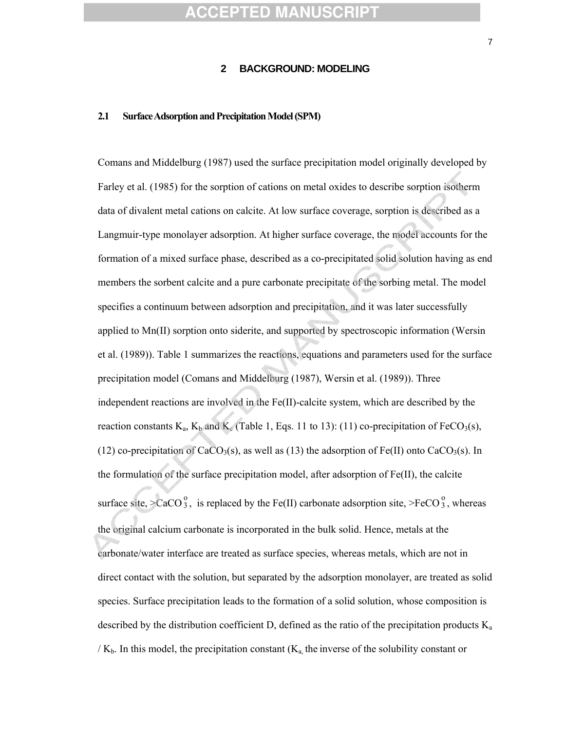## 2 BACKGROUND: MODELING

### 2.1 Surface Adsorption and Precipitation Model (SPM)

Comans and Middelburg (1987) used the surface precipitation model originally developed by Farley et al. (1985) for the sorption of cations on metal oxides to describe sorption isotherm data of divalent metal cations on calcite. At low surface coverage, sorption is described as a Langmuir-type monolayer adsorption. At higher surface coverage, the model accounts for the formation of a mixed surface phase, described as a co-precipitated solid solution having as end members the sorbent calcite and a pure carbonate precipitate of the sorbing metal. The model specifies a continuum between adsorption and precipitation, and it was later successfully applied to Mn(II) sorption onto siderite, and supported by spectroscopic information (Wersin et al. (1989)). Table 1 summarizes the reactions, equations and parameters used for the surface precipitation model (Comans and Middelburg (1987), Wersin et al. (1989)). Three independent reactions are involved in the Fe(II)-calcite system, which are described by the reaction constants $K_a$, $K_b$ and $K_c$ (Table 1, Eqs. 11 to 13): (11) co-precipitation of $FeCO_3$(s), (12) co-precipitation of $CaCO_3$(s), as well as (13) the adsorption of Fe(II) onto $CaCO_3$(s). In the formulation of the surface precipitation model, after adsorption of Fe(II), the calcite surface site, $>CaCO_3^o$, is replaced by the Fe(II) carbonate adsorption site, $>FeCO_3^o$, whereas the original calcium carbonate is incorporated in the bulk solid. Hence, metals at the carbonate/water interface are treated as surface species, whereas metals, which are not in direct contact with the solution, but separated by the adsorption monolayer, are treated as solid species. Surface precipitation leads to the formation of a solid solution, whose composition is described by the distribution coefficient D, defined as the ratio of the precipitation products $K_a$ / $K_b$. In this model, the precipitation constant ($K_a$, the inverse of the solubility constant or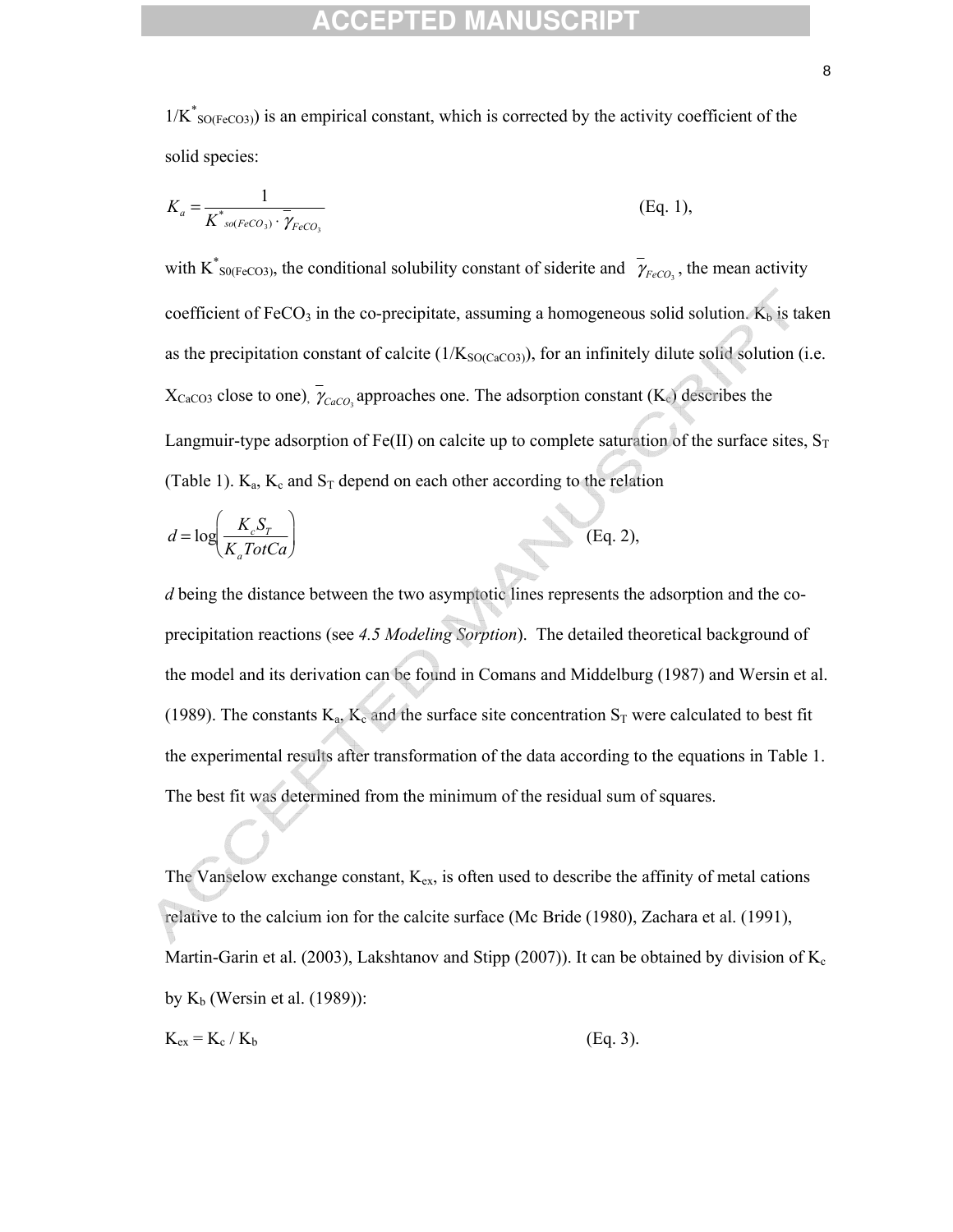$1/K^*_{SO(FeCO3)}$) is an empirical constant, which is corrected by the activity coefficient of the solid species:

$$K_a = \frac{1}{K^*_{so(FeCO_3)} \cdot \overline{\gamma}_{FeCO_3}} \qquad \text{(Eq. 1)},$$

with $K^*_{S0(FeCO3)}$, the conditional solubility constant of siderite and $\overline{\gamma}_{FeCO_3}$, the mean activity coefficient of $FeCO_3$ in the co-precipitate, assuming a homogeneous solid solution. $K_b$ is taken as the precipitation constant of calcite ($1/K_{SO(CaCO3)}$), for an infinitely dilute solid solution (i.e. $X_{CaCO3}$ close to one), $\overline{\gamma}_{CaCO_3}$ approaches one. The adsorption constant ($K_c$) describes the Langmuir-type adsorption of Fe(II) on calcite up to complete saturation of the surface sites, $S_T$ (Table 1). $K_a$, $K_c$ and $S_T$ depend on each other according to the relation

$$d = \log\left(\frac{K_c S_T}{K_a TotCa}\right) \qquad \text{(Eq. 2)},$$

*d* being the distance between the two asymptotic lines represents the adsorption and the co-precipitation reactions (see *4.5 Modeling Sorption*). The detailed theoretical background of the model and its derivation can be found in Comans and Middelburg (1987) and Wersin et al. (1989). The constants $K_a$, $K_c$ and the surface site concentration $S_T$ were calculated to best fit the experimental results after transformation of the data according to the equations in Table 1. The best fit was determined from the minimum of the residual sum of squares.

The Vanselow exchange constant, $K_{ex}$, is often used to describe the affinity of metal cations relative to the calcium ion for the calcite surface (Mc Bride (1980), Zachara et al. (1991), Martin-Garin et al. (2003), Lakshtanov and Stipp (2007)). It can be obtained by division of $K_c$ by $K_b$ (Wersin et al. (1989)):

$$K_{ex} = K_c / K_b \qquad \text{(Eq. 3).}$$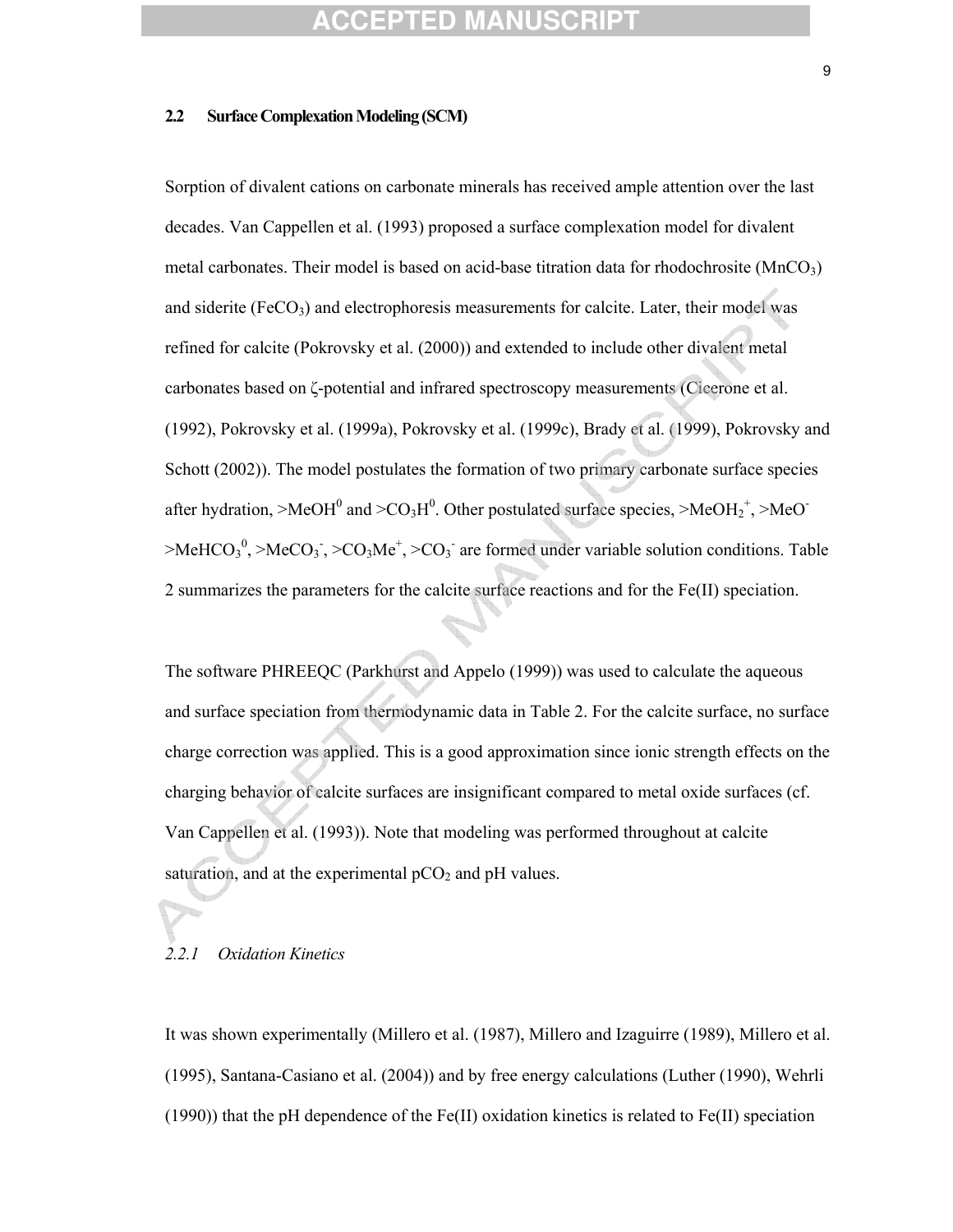## 2.2 Surface Complexation Modeling (SCM)

Sorption of divalent cations on carbonate minerals has received ample attention over the last decades. Van Cappellen et al. (1993) proposed a surface complexation model for divalent metal carbonates. Their model is based on acid-base titration data for rhodochrosite ($MnCO_3$) and siderite ($FeCO_3$) and electrophoresis measurements for calcite. Later, their model was refined for calcite (Pokrovsky et al. (2000)) and extended to include other divalent metal carbonates based on ζ-potential and infrared spectroscopy measurements (Cicerone et al. (1992), Pokrovsky et al. (1999a), Pokrovsky et al. (1999c), Brady et al. (1999), Pokrovsky and Schott (2002)). The model postulates the formation of two primary carbonate surface species after hydration, $>MeOH^0$ and $>CO_3H^0$. Other postulated surface species, $>MeOH_2^+$, $>MeO^-$ $>MeHCO_3^0$, $>MeCO_3^-$, $>CO_3Me^+$, $>CO_3^-$ are formed under variable solution conditions. Table 2 summarizes the parameters for the calcite surface reactions and for the Fe(II) speciation.

The software PHREEQC (Parkhurst and Appelo (1999)) was used to calculate the aqueous and surface speciation from thermodynamic data in Table 2. For the calcite surface, no surface charge correction was applied. This is a good approximation since ionic strength effects on the charging behavior of calcite surfaces are insignificant compared to metal oxide surfaces (cf. Van Cappellen et al. (1993)). Note that modeling was performed throughout at calcite saturation, and at the experimental $pCO_2$ and pH values.

### 2.2.1 *Oxidation Kinetics*

It was shown experimentally (Millero et al. (1987), Millero and Izaguirre (1989), Millero et al. (1995), Santana-Casiano et al. (2004)) and by free energy calculations (Luther (1990), Wehrli (1990)) that the pH dependence of the Fe(II) oxidation kinetics is related to Fe(II) speciation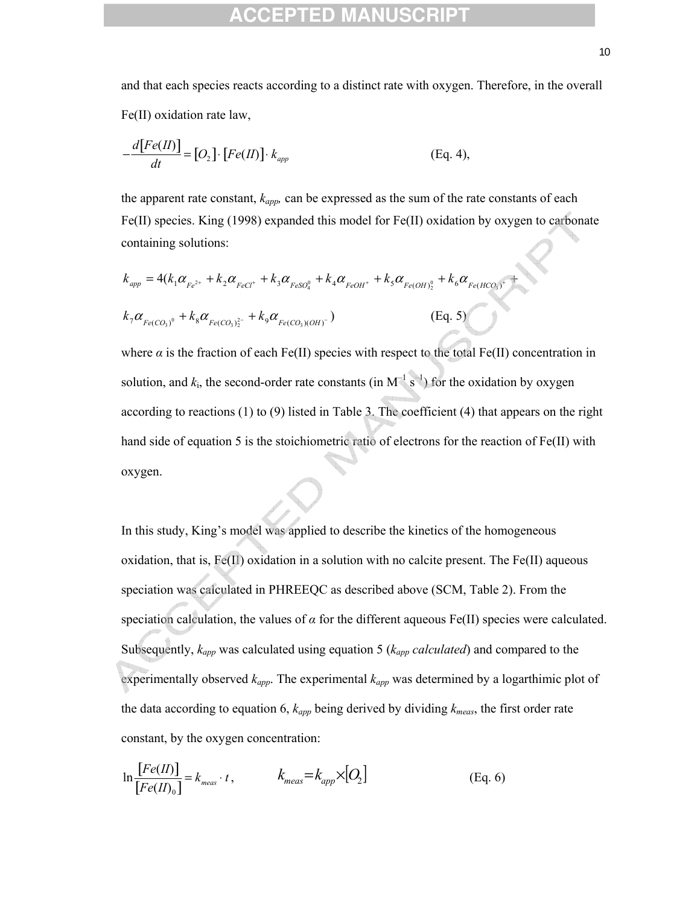and that each species reacts according to a distinct rate with oxygen. Therefore, in the overall Fe(II) oxidation rate law,

$$-\frac{d[Fe(II)]}{dt} = [O_2] \cdot [Fe(II)] \cdot k_{app} \quad \text{(Eq. 4)},$$

the apparent rate constant, $k_{app}$, can be expressed as the sum of the rate constants of each Fe(II) species. King (1998) expanded this model for Fe(II) oxidation by oxygen to carbonate containing solutions:

$$k_{app} = 4(k_1\alpha_{Fe^{2+}} + k_2\alpha_{FeCl^+} + k_3\alpha_{FeSO_4^0} + k_4\alpha_{FeOH^+} + k_5\alpha_{Fe(OH)_2^0} + k_6\alpha_{Fe(HCO_3)^+} +$$

$$k_7\alpha_{Fe(CO_3)^0} + k_8\alpha_{Fe(CO_3)_2^{2-}} + k_9\alpha_{Fe(CO_3)(OH)^-}) \quad \text{(Eq. 5)}$$

where $\alpha$ is the fraction of each Fe(II) species with respect to the total Fe(II) concentration in solution, and $k_i$, the second-order rate constants (in $M^{-1}\ s^{-1}$) for the oxidation by oxygen according to reactions (1) to (9) listed in Table 3. The coefficient (4) that appears on the right hand side of equation 5 is the stoichiometric ratio of electrons for the reaction of Fe(II) with oxygen.

In this study, King's model was applied to describe the kinetics of the homogeneous oxidation, that is, Fe(II) oxidation in a solution with no calcite present. The Fe(II) aqueous speciation was calculated in PHREEQC as described above (SCM, Table 2). From the speciation calculation, the values of $\alpha$ for the different aqueous Fe(II) species were calculated. Subsequently, $k_{app}$ was calculated using equation 5 ($k_{app}$ *calculated*) and compared to the experimentally observed $k_{app}$. The experimental $k_{app}$ was determined by a logarthimic plot of the data according to equation 6, $k_{app}$ being derived by dividing $k_{meas}$, the first order rate constant, by the oxygen concentration:

$$\ln\frac{[Fe(II)]}{[Fe(II)_0]} = k_{meas} \cdot t, \qquad k_{meas} = k_{app} \times [O_2] \quad \text{(Eq. 6)}$$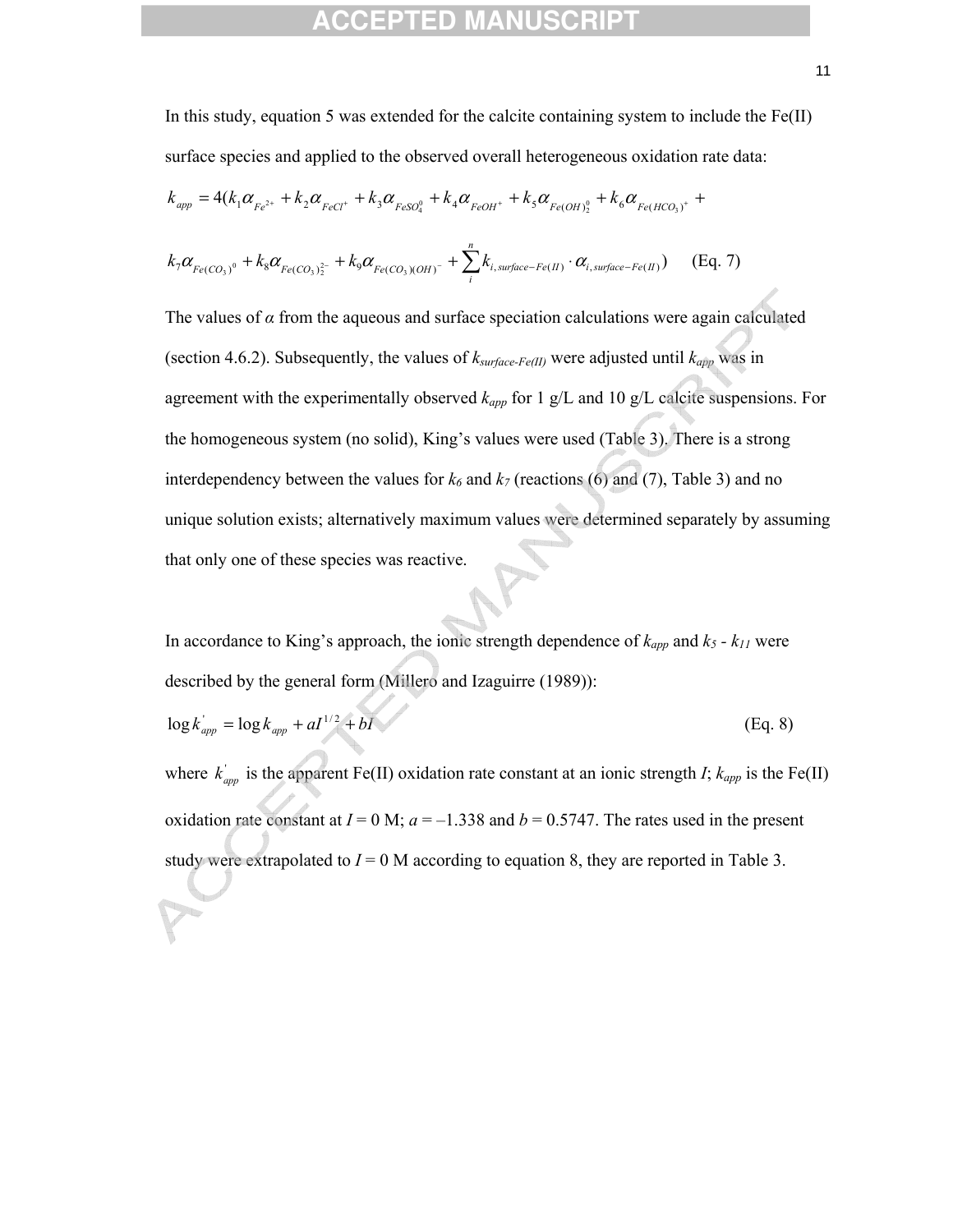In this study, equation 5 was extended for the calcite containing system to include the Fe(II) surface species and applied to the observed overall heterogeneous oxidation rate data:

$$k_{app} = 4(k_1\alpha_{Fe^{2+}} + k_2\alpha_{FeCl^+} + k_3\alpha_{FeSO_4^0} + k_4\alpha_{FeOH^+} + k_5\alpha_{Fe(OH)_2^0} + k_6\alpha_{Fe(HCO_3)^+} +$$

$$k_7\alpha_{Fe(CO_3)^0} + k_8\alpha_{Fe(CO_3)_2^{2-}} + k_9\alpha_{Fe(CO_3)(OH)^-} + \sum_i^n k_{i,surface-Fe(II)} \cdot \alpha_{i,surface-Fe(II)}) \quad \text{(Eq. 7)}$$

The values of $\alpha$ from the aqueous and surface speciation calculations were again calculated (section 4.6.2). Subsequently, the values of $k_{surface-Fe(II)}$ were adjusted until $k_{app}$ was in agreement with the experimentally observed $k_{app}$ for 1 g/L and 10 g/L calcite suspensions. For the homogeneous system (no solid), King's values were used (Table 3). There is a strong interdependency between the values for $k_6$ and $k_7$ (reactions (6) and (7), Table 3) and no unique solution exists; alternatively maximum values were determined separately by assuming that only one of these species was reactive.

In accordance to King's approach, the ionic strength dependence of $k_{app}$ and $k_5$ - $k_{11}$ were described by the general form (Millero and Izaguirre (1989)):

$$\log k'_{app} = \log k_{app} + aI^{1/2} + bI \quad \text{(Eq. 8)}$$

where $k'_{app}$ is the apparent Fe(II) oxidation rate constant at an ionic strength $I$; $k_{app}$ is the Fe(II) oxidation rate constant at $I$ = 0 M; $a$ = –1.338 and $b$ = 0.5747. The rates used in the present study were extrapolated to $I$ = 0 M according to equation 8, they are reported in Table 3.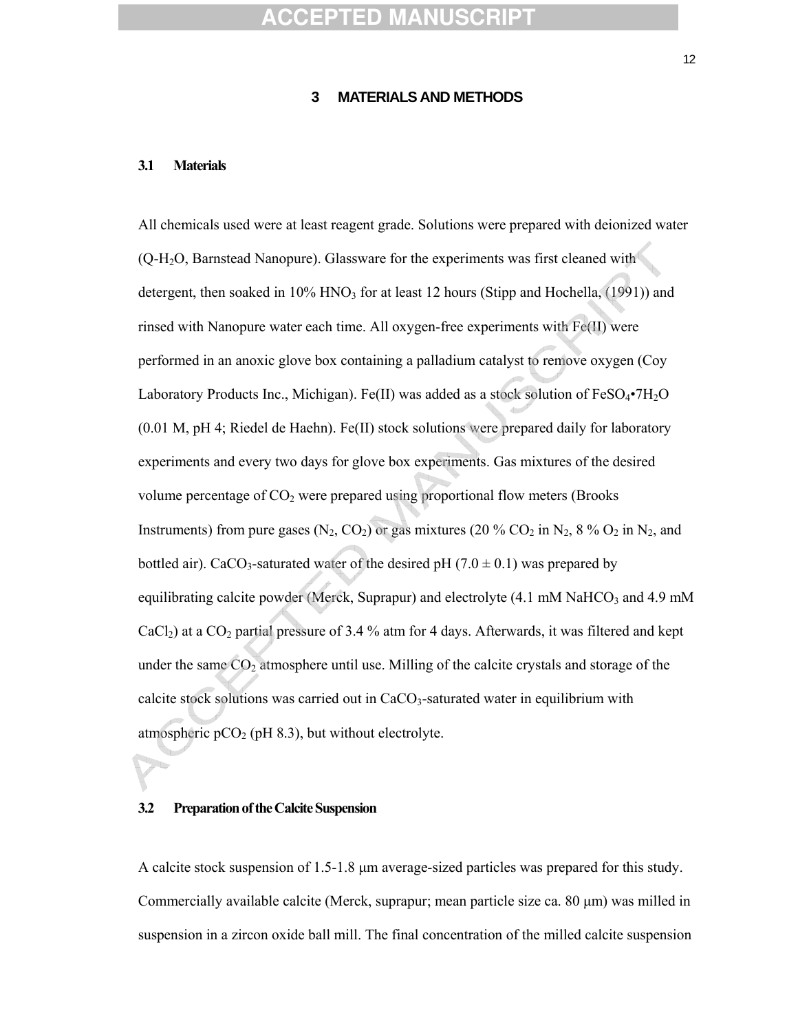## 3 MATERIALS AND METHODS

### 3.1 Materials

All chemicals used were at least reagent grade. Solutions were prepared with deionized water (Q-$H_2O$, Barnstead Nanopure). Glassware for the experiments was first cleaned with detergent, then soaked in 10% $HNO_3$ for at least 12 hours (Stipp and Hochella, (1991)) and rinsed with Nanopure water each time. All oxygen-free experiments with Fe(II) were performed in an anoxic glove box containing a palladium catalyst to remove oxygen (Coy Laboratory Products Inc., Michigan). Fe(II) was added as a stock solution of $FeSO_4 \cdot 7H_2O$ (0.01 M, pH 4; Riedel de Haehn). Fe(II) stock solutions were prepared daily for laboratory experiments and every two days for glove box experiments. Gas mixtures of the desired volume percentage of $CO_2$ were prepared using proportional flow meters (Brooks Instruments) from pure gases ($N_2$, $CO_2$) or gas mixtures (20 % $CO_2$ in $N_2$, 8 % $O_2$ in $N_2$, and bottled air). $CaCO_3$-saturated water of the desired pH ($7.0 \pm 0.1$) was prepared by equilibrating calcite powder (Merck, Suprapur) and electrolyte (4.1 mM $NaHCO_3$ and 4.9 mM $CaCl_2$) at a $CO_2$ partial pressure of 3.4 % atm for 4 days. Afterwards, it was filtered and kept under the same $CO_2$ atmosphere until use. Milling of the calcite crystals and storage of the calcite stock solutions was carried out in $CaCO_3$-saturated water in equilibrium with atmospheric $pCO_2$ (pH 8.3), but without electrolyte.

### 3.2 Preparation of the Calcite Suspension

A calcite stock suspension of 1.5-1.8 μm average-sized particles was prepared for this study. Commercially available calcite (Merck, suprapur; mean particle size ca. 80 μm) was milled in suspension in a zircon oxide ball mill. The final concentration of the milled calcite suspension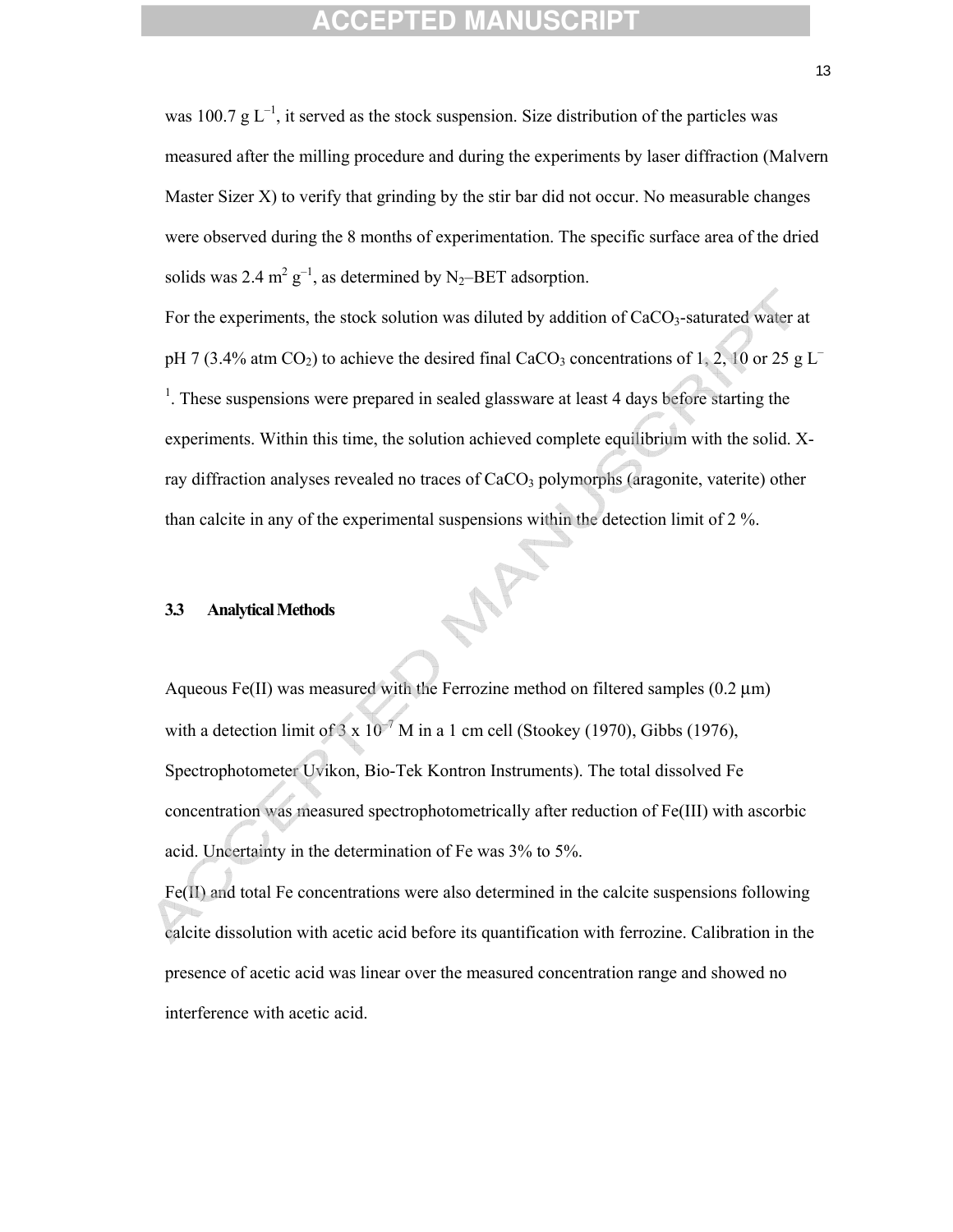was 100.7 g $L^{-1}$, it served as the stock suspension. Size distribution of the particles was measured after the milling procedure and during the experiments by laser diffraction (Malvern Master Sizer X) to verify that grinding by the stir bar did not occur. No measurable changes were observed during the 8 months of experimentation. The specific surface area of the dried solids was 2.4 $m^2$ $g^{-1}$, as determined by $N_2$–BET adsorption.

For the experiments, the stock solution was diluted by addition of $CaCO_3$-saturated water at pH 7 (3.4% atm $CO_2$) to achieve the desired final $CaCO_3$ concentrations of 1, 2, 10 or 25 g $L^{-1}$. These suspensions were prepared in sealed glassware at least 4 days before starting the experiments. Within this time, the solution achieved complete equilibrium with the solid. X-ray diffraction analyses revealed no traces of $CaCO_3$ polymorphs (aragonite, vaterite) other than calcite in any of the experimental suspensions within the detection limit of 2 %.

### 3.3 Analytical Methods

Aqueous Fe(II) was measured with the Ferrozine method on filtered samples (0.2 μm) with a detection limit of $3 \times 10^{-7}$ M in a 1 cm cell (Stookey (1970), Gibbs (1976), Spectrophotometer Uvikon, Bio-Tek Kontron Instruments). The total dissolved Fe concentration was measured spectrophotometrically after reduction of Fe(III) with ascorbic acid. Uncertainty in the determination of Fe was 3% to 5%.

Fe(II) and total Fe concentrations were also determined in the calcite suspensions following calcite dissolution with acetic acid before its quantification with ferrozine. Calibration in the presence of acetic acid was linear over the measured concentration range and showed no interference with acetic acid.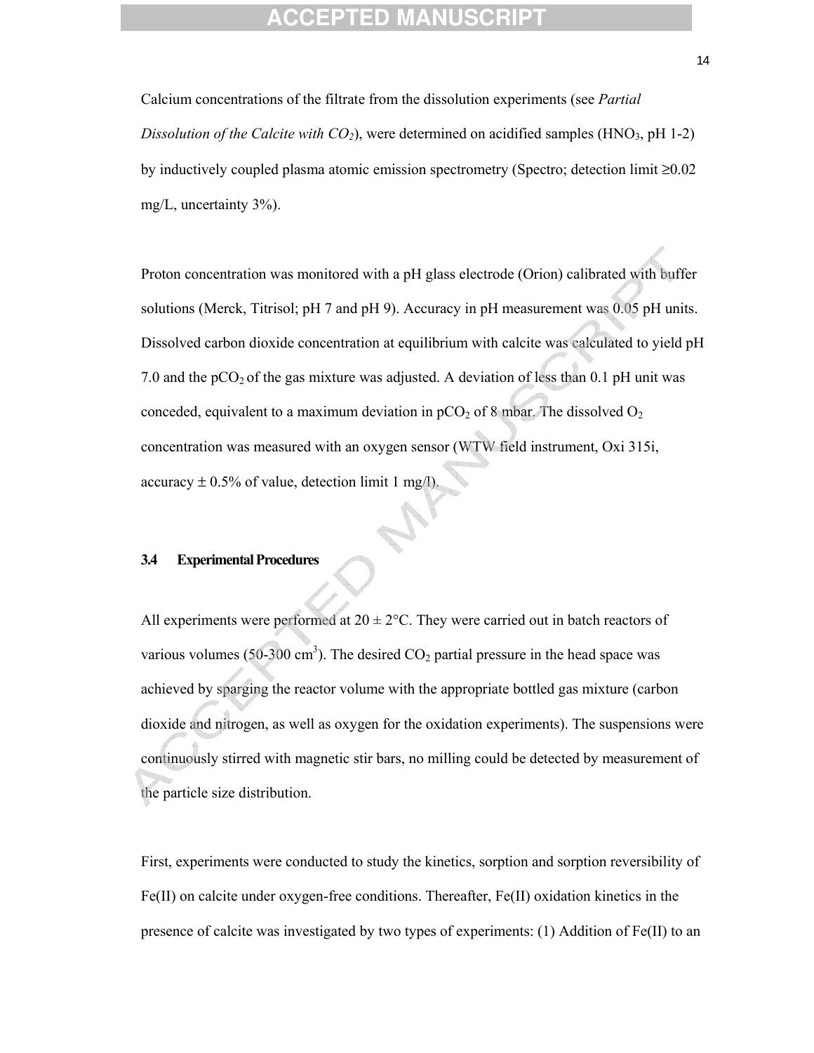Calcium concentrations of the filtrate from the dissolution experiments (see *Partial Dissolution of the Calcite with $CO_2$*), were determined on acidified samples ($HNO_3$, pH 1-2) by inductively coupled plasma atomic emission spectrometry (Spectro; detection limit ≥0.02 mg/L, uncertainty 3%).

Proton concentration was monitored with a pH glass electrode (Orion) calibrated with buffer solutions (Merck, Titrisol; pH 7 and pH 9). Accuracy in pH measurement was 0.05 pH units. Dissolved carbon dioxide concentration at equilibrium with calcite was calculated to yield pH 7.0 and the $pCO_2$ of the gas mixture was adjusted. A deviation of less than 0.1 pH unit was conceded, equivalent to a maximum deviation in $pCO_2$ of 8 mbar. The dissolved $O_2$ concentration was measured with an oxygen sensor (WTW field instrument, Oxi 315i, accuracy ± 0.5% of value, detection limit 1 mg/l).

### 3.4 Experimental Procedures

All experiments were performed at 20 ± 2°C. They were carried out in batch reactors of various volumes (50-300 $cm^3$). The desired $CO_2$ partial pressure in the head space was achieved by sparging the reactor volume with the appropriate bottled gas mixture (carbon dioxide and nitrogen, as well as oxygen for the oxidation experiments). The suspensions were continuously stirred with magnetic stir bars, no milling could be detected by measurement of the particle size distribution.

First, experiments were conducted to study the kinetics, sorption and sorption reversibility of Fe(II) on calcite under oxygen-free conditions. Thereafter, Fe(II) oxidation kinetics in the presence of calcite was investigated by two types of experiments: (1) Addition of Fe(II) to an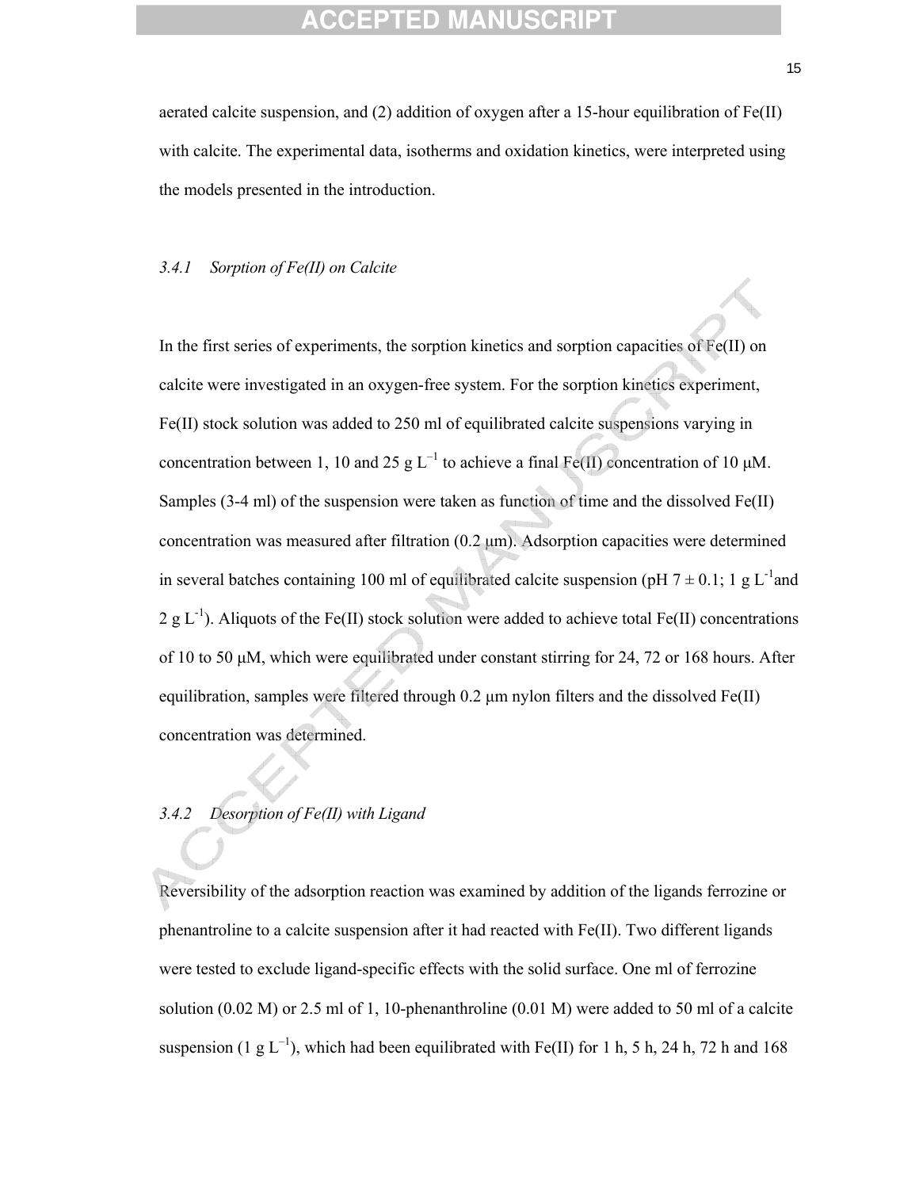aerated calcite suspension, and (2) addition of oxygen after a 15-hour equilibration of Fe(II) with calcite. The experimental data, isotherms and oxidation kinetics, were interpreted using the models presented in the introduction.

### *3.4.1 Sorption of Fe(II) on Calcite*

In the first series of experiments, the sorption kinetics and sorption capacities of Fe(II) on calcite were investigated in an oxygen-free system. For the sorption kinetics experiment, Fe(II) stock solution was added to 250 ml of equilibrated calcite suspensions varying in concentration between 1, 10 and 25 g $L^{-1}$ to achieve a final Fe(II) concentration of 10 μM. Samples (3-4 ml) of the suspension were taken as function of time and the dissolved Fe(II) concentration was measured after filtration (0.2 μm). Adsorption capacities were determined in several batches containing 100 ml of equilibrated calcite suspension (pH 7 ± 0.1; 1 g $L^{-1}$and 2 g $L^{-1}$). Aliquots of the Fe(II) stock solution were added to achieve total Fe(II) concentrations of 10 to 50 μM, which were equilibrated under constant stirring for 24, 72 or 168 hours. After equilibration, samples were filtered through 0.2 μm nylon filters and the dissolved Fe(II) concentration was determined.

### *3.4.2 Desorption of Fe(II) with Ligand*

Reversibility of the adsorption reaction was examined by addition of the ligands ferrozine or phenantroline to a calcite suspension after it had reacted with Fe(II). Two different ligands were tested to exclude ligand-specific effects with the solid surface. One ml of ferrozine solution (0.02 M) or 2.5 ml of 1, 10-phenanthroline (0.01 M) were added to 50 ml of a calcite suspension (1 g $L^{-1}$), which had been equilibrated with Fe(II) for 1 h, 5 h, 24 h, 72 h and 168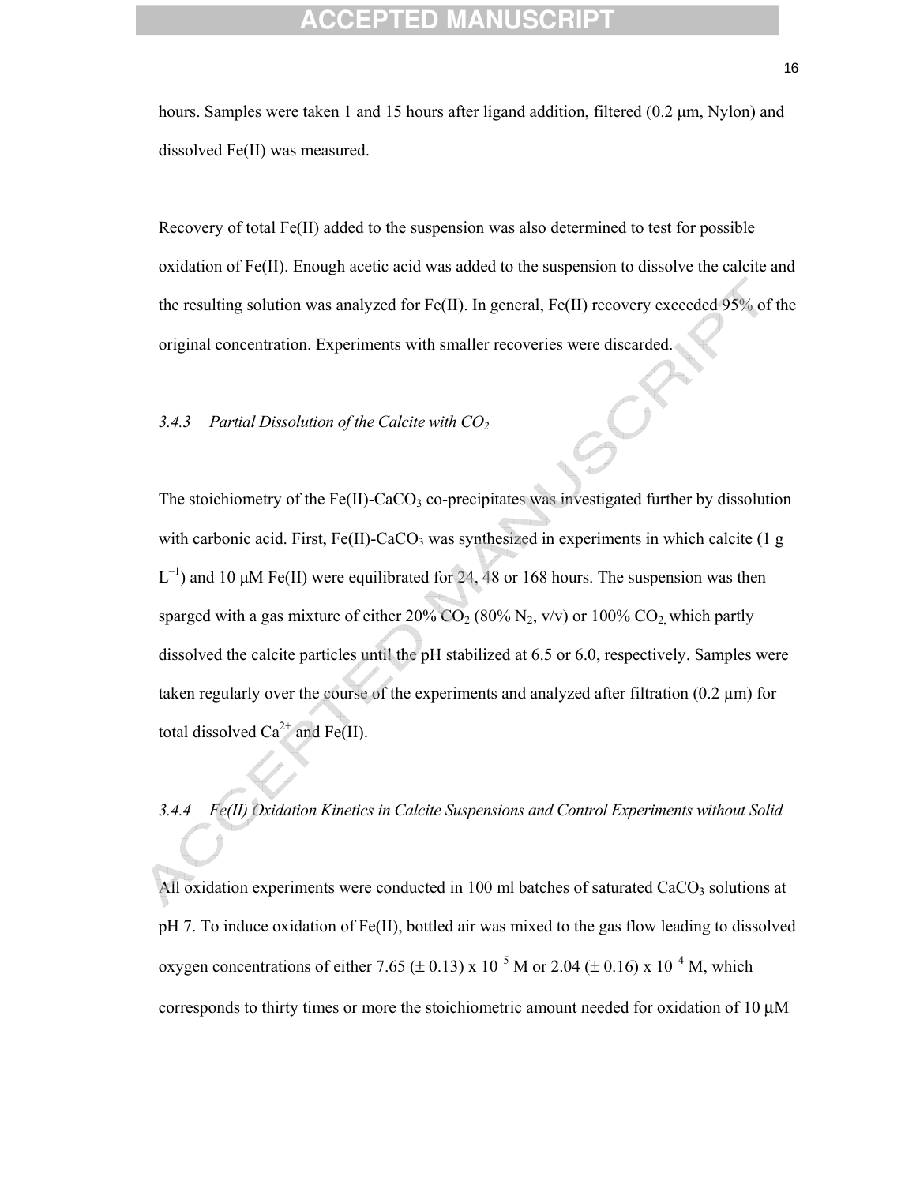hours. Samples were taken 1 and 15 hours after ligand addition, filtered (0.2 μm, Nylon) and dissolved Fe(II) was measured.

Recovery of total Fe(II) added to the suspension was also determined to test for possible oxidation of Fe(II). Enough acetic acid was added to the suspension to dissolve the calcite and the resulting solution was analyzed for Fe(II). In general, Fe(II) recovery exceeded 95% of the original concentration. Experiments with smaller recoveries were discarded.

### *3.4.3 Partial Dissolution of the Calcite with $CO_2$*

The stoichiometry of the Fe(II)-$CaCO_3$ co-precipitates was investigated further by dissolution with carbonic acid. First, Fe(II)-$CaCO_3$ was synthesized in experiments in which calcite (1 g $L^{-1}$) and 10 μM Fe(II) were equilibrated for 24, 48 or 168 hours. The suspension was then sparged with a gas mixture of either 20% $CO_2$ (80% $N_2$, v/v) or 100% $CO_2$, which partly dissolved the calcite particles until the pH stabilized at 6.5 or 6.0, respectively. Samples were taken regularly over the course of the experiments and analyzed after filtration (0.2 μm) for total dissolved $Ca^{2+}$ and Fe(II).

### *3.4.4 Fe(II) Oxidation Kinetics in Calcite Suspensions and Control Experiments without Solid*

All oxidation experiments were conducted in 100 ml batches of saturated $CaCO_3$ solutions at pH 7. To induce oxidation of Fe(II), bottled air was mixed to the gas flow leading to dissolved oxygen concentrations of either 7.65 (± 0.13) x $10^{-5}$ M or 2.04 (± 0.16) x $10^{-4}$ M, which corresponds to thirty times or more the stoichiometric amount needed for oxidation of 10 μM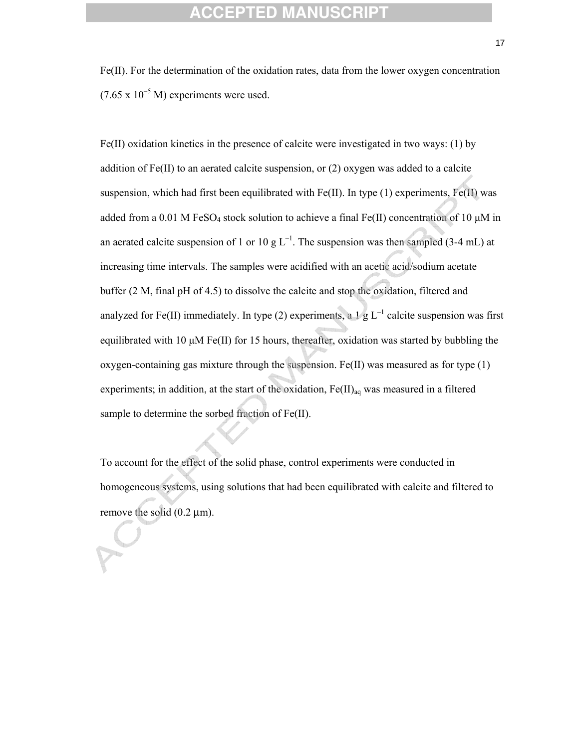Fe(II). For the determination of the oxidation rates, data from the lower oxygen concentration ($7.65 \times 10^{-5}$ M) experiments were used.

Fe(II) oxidation kinetics in the presence of calcite were investigated in two ways: (1) by addition of Fe(II) to an aerated calcite suspension, or (2) oxygen was added to a calcite suspension, which had first been equilibrated with Fe(II). In type (1) experiments, Fe(II) was added from a 0.01 M $FeSO_4$ stock solution to achieve a final Fe(II) concentration of 10 μM in an aerated calcite suspension of 1 or 10 g $L^{-1}$. The suspension was then sampled (3-4 mL) at increasing time intervals. The samples were acidified with an acetic acid/sodium acetate buffer (2 M, final pH of 4.5) to dissolve the calcite and stop the oxidation, filtered and analyzed for Fe(II) immediately. In type (2) experiments, a 1 g $L^{-1}$ calcite suspension was first equilibrated with 10 μM Fe(II) for 15 hours, thereafter, oxidation was started by bubbling the oxygen-containing gas mixture through the suspension. Fe(II) was measured as for type (1) experiments; in addition, at the start of the oxidation, $Fe(II)_{aq}$ was measured in a filtered sample to determine the sorbed fraction of Fe(II).

To account for the effect of the solid phase, control experiments were conducted in homogeneous systems, using solutions that had been equilibrated with calcite and filtered to remove the solid (0.2 μm).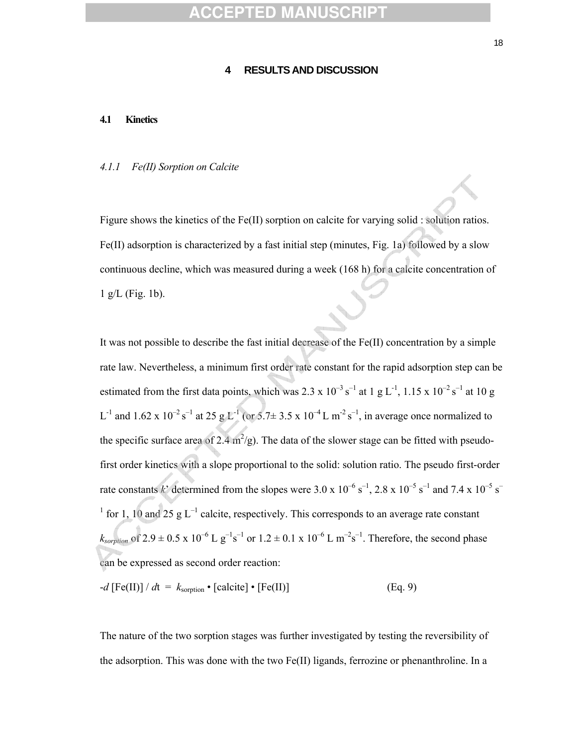# 4 RESULTS AND DISCUSSION

## 4.1 Kinetics

### *4.1.1 Fe(II) Sorption on Calcite*

Figure shows the kinetics of the Fe(II) sorption on calcite for varying solid : solution ratios. Fe(II) adsorption is characterized by a fast initial step (minutes, Fig. 1a) followed by a slow continuous decline, which was measured during a week (168 h) for a calcite concentration of 1 g/L (Fig. 1b).

It was not possible to describe the fast initial decrease of the Fe(II) concentration by a simple rate law. Nevertheless, a minimum first order rate constant for the rapid adsorption step can be estimated from the first data points, which was $2.3 \times 10^{-3}\ s^{-1}$ at $1\ g\ L^{-1}$, $1.15 \times 10^{-2}\ s^{-1}$ at $10\ g\ L^{-1}$ and $1.62 \times 10^{-2}\ s^{-1}$ at $25\ g\ L^{-1}$ (or $5.7 \pm 3.5 \times 10^{-4}\ L\ m^{-2}\ s^{-1}$, in average once normalized to the specific surface area of $2.4\ m^2/g$). The data of the slower stage can be fitted with pseudo-first order kinetics with a slope proportional to the solid: solution ratio. The pseudo first-order rate constants $k'$ determined from the slopes were $3.0 \times 10^{-6}\ s^{-1}$, $2.8 \times 10^{-5}\ s^{-1}$ and $7.4 \times 10^{-5}\ s^{-1}$ for 1, 10 and $25\ g\ L^{-1}$ calcite, respectively. This corresponds to an average rate constant $k_{sorption}$ of $2.9 \pm 0.5 \times 10^{-6}\ L\ g^{-1}s^{-1}$ or $1.2 \pm 0.1 \times 10^{-6}\ L\ m^{-2}s^{-1}$. Therefore, the second phase can be expressed as second order reaction:

$$-d\,[Fe(II)] / dt = k_{sorption} \cdot [calcite] \cdot [Fe(II)] \qquad \text{(Eq. 9)}$$

The nature of the two sorption stages was further investigated by testing the reversibility of the adsorption. This was done with the two Fe(II) ligands, ferrozine or phenanthroline. In a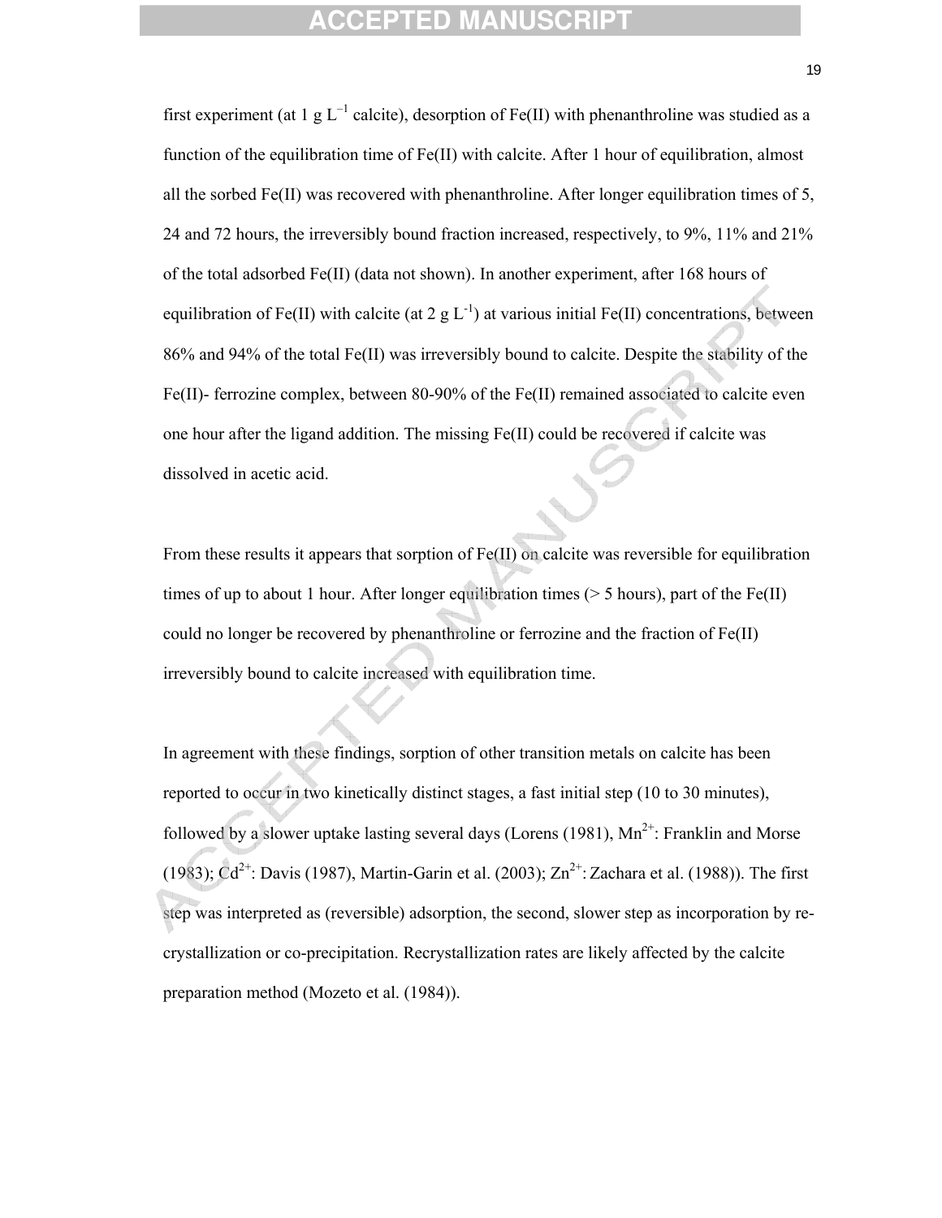first experiment (at 1 g $L^{-1}$ calcite), desorption of Fe(II) with phenanthroline was studied as a function of the equilibration time of Fe(II) with calcite. After 1 hour of equilibration, almost all the sorbed Fe(II) was recovered with phenanthroline. After longer equilibration times of 5, 24 and 72 hours, the irreversibly bound fraction increased, respectively, to 9%, 11% and 21% of the total adsorbed Fe(II) (data not shown). In another experiment, after 168 hours of equilibration of Fe(II) with calcite (at 2 g $L^{-1}$) at various initial Fe(II) concentrations, between 86% and 94% of the total Fe(II) was irreversibly bound to calcite. Despite the stability of the Fe(II)- ferrozine complex, between 80-90% of the Fe(II) remained associated to calcite even one hour after the ligand addition. The missing Fe(II) could be recovered if calcite was dissolved in acetic acid.

From these results it appears that sorption of Fe(II) on calcite was reversible for equilibration times of up to about 1 hour. After longer equilibration times (> 5 hours), part of the Fe(II) could no longer be recovered by phenanthroline or ferrozine and the fraction of Fe(II) irreversibly bound to calcite increased with equilibration time.

In agreement with these findings, sorption of other transition metals on calcite has been reported to occur in two kinetically distinct stages, a fast initial step (10 to 30 minutes), followed by a slower uptake lasting several days (Lorens (1981), $Mn^{2+}$: Franklin and Morse (1983); $Cd^{2+}$: Davis (1987), Martin-Garin et al. (2003); $Zn^{2+}$: Zachara et al. (1988)). The first step was interpreted as (reversible) adsorption, the second, slower step as incorporation by re-crystallization or co-precipitation. Recrystallization rates are likely affected by the calcite preparation method (Mozeto et al. (1984)).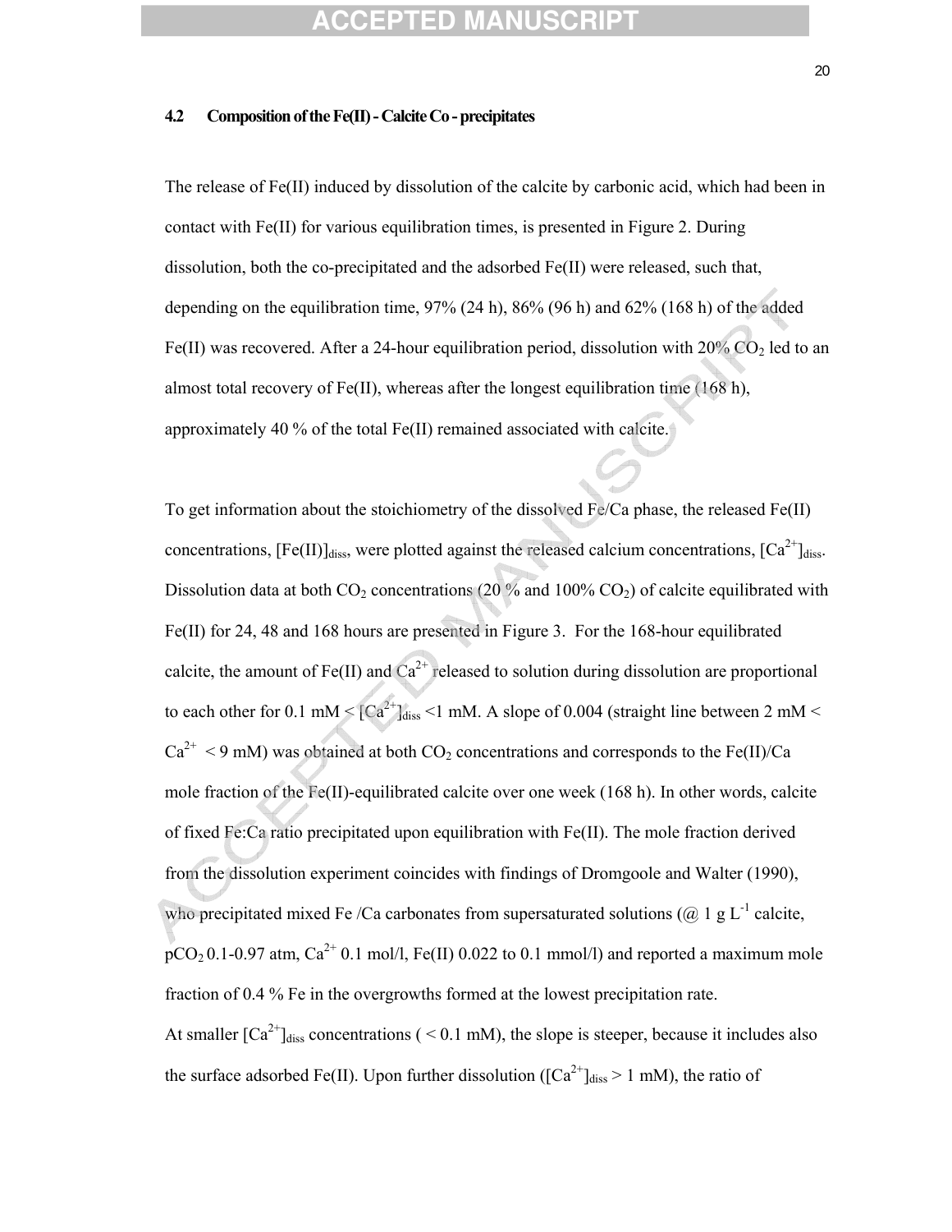### 4.2 Composition of the Fe(II) - Calcite Co - precipitates

The release of Fe(II) induced by dissolution of the calcite by carbonic acid, which had been in contact with Fe(II) for various equilibration times, is presented in Figure 2. During dissolution, both the co-precipitated and the adsorbed Fe(II) were released, such that, depending on the equilibration time, 97% (24 h), 86% (96 h) and 62% (168 h) of the added Fe(II) was recovered. After a 24-hour equilibration period, dissolution with 20% $CO_2$ led to an almost total recovery of Fe(II), whereas after the longest equilibration time (168 h), approximately 40 % of the total Fe(II) remained associated with calcite.

To get information about the stoichiometry of the dissolved Fe/Ca phase, the released Fe(II) concentrations, $[Fe(II)]_{diss}$, were plotted against the released calcium concentrations, $[Ca^{2+}]_{diss}$. Dissolution data at both $CO_2$ concentrations (20 % and 100% $CO_2$) of calcite equilibrated with Fe(II) for 24, 48 and 168 hours are presented in Figure 3. For the 168-hour equilibrated calcite, the amount of Fe(II) and $Ca^{2+}$ released to solution during dissolution are proportional to each other for 0.1 mM < $[Ca^{2+}]_{diss}$ <1 mM. A slope of 0.004 (straight line between 2 mM < $Ca^{2+}$ < 9 mM) was obtained at both $CO_2$ concentrations and corresponds to the Fe(II)/Ca mole fraction of the Fe(II)-equilibrated calcite over one week (168 h). In other words, calcite of fixed Fe:Ca ratio precipitated upon equilibration with Fe(II). The mole fraction derived from the dissolution experiment coincides with findings of Dromgoole and Walter (1990), who precipitated mixed Fe /Ca carbonates from supersaturated solutions (@ 1 g $L^{-1}$ calcite, $pCO_2$ 0.1-0.97 atm, $Ca^{2+}$ 0.1 mol/l, Fe(II) 0.022 to 0.1 mmol/l) and reported a maximum mole fraction of 0.4 % Fe in the overgrowths formed at the lowest precipitation rate.

At smaller $[Ca^{2+}]_{diss}$ concentrations ( < 0.1 mM), the slope is steeper, because it includes also the surface adsorbed Fe(II). Upon further dissolution ($[Ca^{2+}]_{diss}$ > 1 mM), the ratio of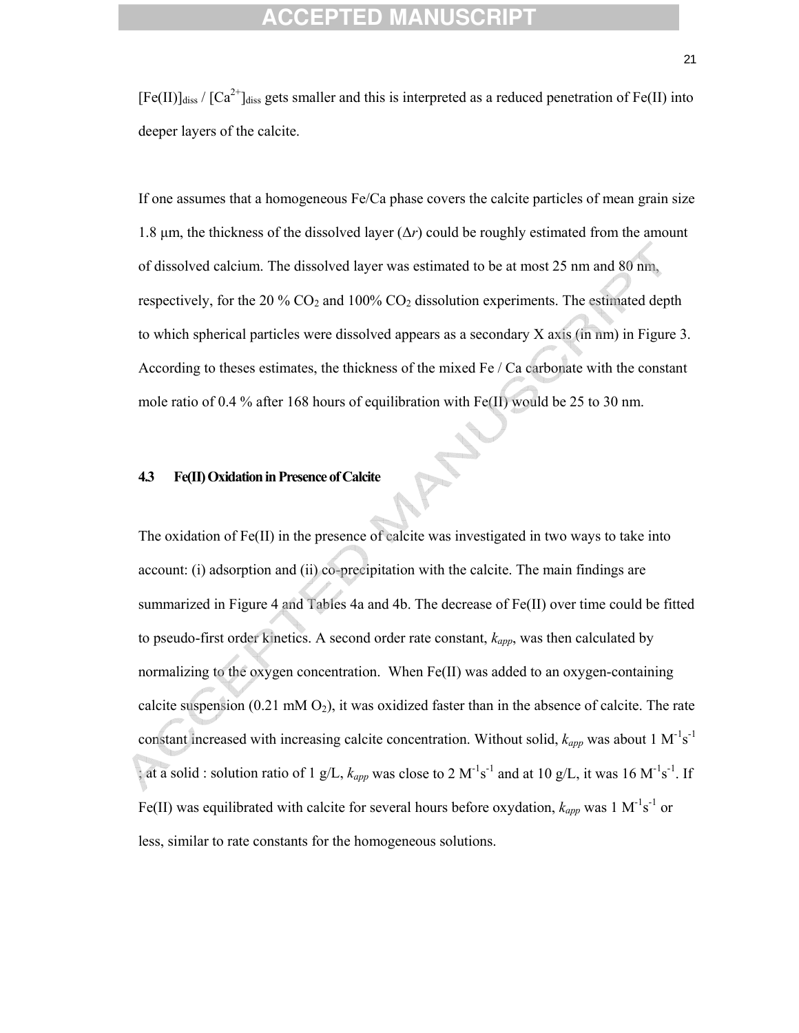$[Fe(II)]_{diss}$ / $[Ca^{2+}]_{diss}$ gets smaller and this is interpreted as a reduced penetration of Fe(II) into deeper layers of the calcite.

If one assumes that a homogeneous Fe/Ca phase covers the calcite particles of mean grain size 1.8 µm, the thickness of the dissolved layer ($\Delta r$) could be roughly estimated from the amount of dissolved calcium. The dissolved layer was estimated to be at most 25 nm and 80 nm, respectively, for the 20 % $CO_2$ and 100% $CO_2$ dissolution experiments. The estimated depth to which spherical particles were dissolved appears as a secondary X axis (in nm) in Figure 3. According to theses estimates, the thickness of the mixed Fe / Ca carbonate with the constant mole ratio of 0.4 % after 168 hours of equilibration with Fe(II) would be 25 to 30 nm.

### 4.3 Fe(II) Oxidation in Presence of Calcite

The oxidation of Fe(II) in the presence of calcite was investigated in two ways to take into account: (i) adsorption and (ii) co-precipitation with the calcite. The main findings are summarized in Figure 4 and Tables 4a and 4b. The decrease of Fe(II) over time could be fitted to pseudo-first order kinetics. A second order rate constant, $k_{app}$, was then calculated by normalizing to the oxygen concentration. When Fe(II) was added to an oxygen-containing calcite suspension (0.21 mM $O_2$), it was oxidized faster than in the absence of calcite. The rate constant increased with increasing calcite concentration. Without solid, $k_{app}$ was about 1 $M^{-1}s^{-1}$ ; at a solid : solution ratio of 1 g/L, $k_{app}$ was close to 2 $M^{-1}s^{-1}$ and at 10 g/L, it was 16 $M^{-1}s^{-1}$. If Fe(II) was equilibrated with calcite for several hours before oxydation, $k_{app}$ was 1 $M^{-1}s^{-1}$ or less, similar to rate constants for the homogeneous solutions.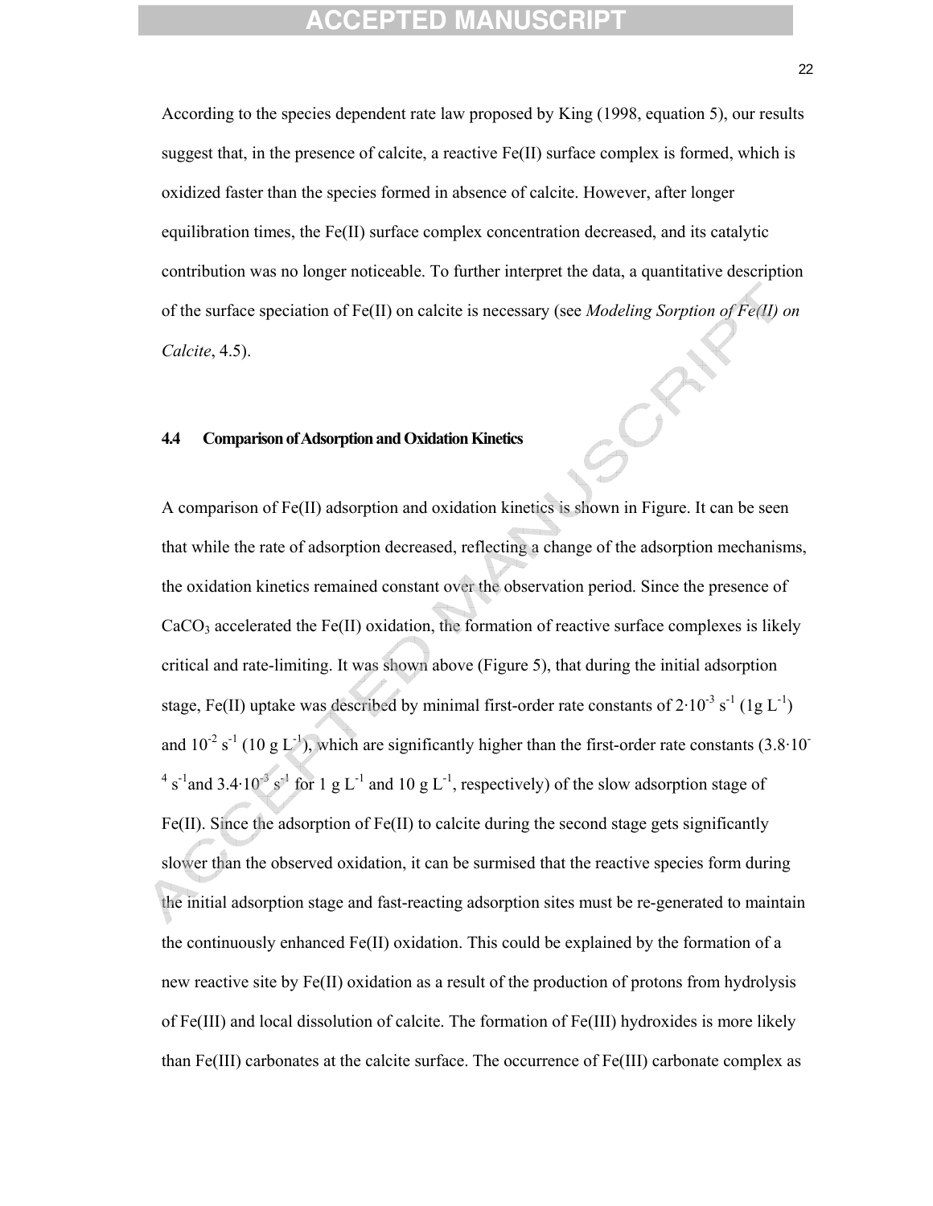According to the species dependent rate law proposed by King (1998, equation 5), our results suggest that, in the presence of calcite, a reactive Fe(II) surface complex is formed, which is oxidized faster than the species formed in absence of calcite. However, after longer equilibration times, the Fe(II) surface complex concentration decreased, and its catalytic contribution was no longer noticeable. To further interpret the data, a quantitative description of the surface speciation of Fe(II) on calcite is necessary (see *Modeling Sorption of Fe(II) on Calcite*, 4.5).

### 4.4 Comparison of Adsorption and Oxidation Kinetics

A comparison of Fe(II) adsorption and oxidation kinetics is shown in Figure. It can be seen that while the rate of adsorption decreased, reflecting a change of the adsorption mechanisms, the oxidation kinetics remained constant over the observation period. Since the presence of $CaCO_3$ accelerated the Fe(II) oxidation, the formation of reactive surface complexes is likely critical and rate-limiting. It was shown above (Figure 5), that during the initial adsorption stage, Fe(II) uptake was described by minimal first-order rate constants of $2 \cdot 10^{-3}$ $s^{-1}$ (1g $L^{-1}$) and $10^{-2}$ $s^{-1}$ (10 g $L^{-1}$), which are significantly higher than the first-order rate constants ($3.8 \cdot 10^{-4}$ $s^{-1}$and $3.4 \cdot 10^{-3}$ $s^{-1}$ for 1 g $L^{-1}$ and 10 g $L^{-1}$, respectively) of the slow adsorption stage of Fe(II). Since the adsorption of Fe(II) to calcite during the second stage gets significantly slower than the observed oxidation, it can be surmised that the reactive species form during the initial adsorption stage and fast-reacting adsorption sites must be re-generated to maintain the continuously enhanced Fe(II) oxidation. This could be explained by the formation of a new reactive site by Fe(II) oxidation as a result of the production of protons from hydrolysis of Fe(III) and local dissolution of calcite. The formation of Fe(III) hydroxides is more likely than Fe(III) carbonates at the calcite surface. The occurrence of Fe(III) carbonate complex as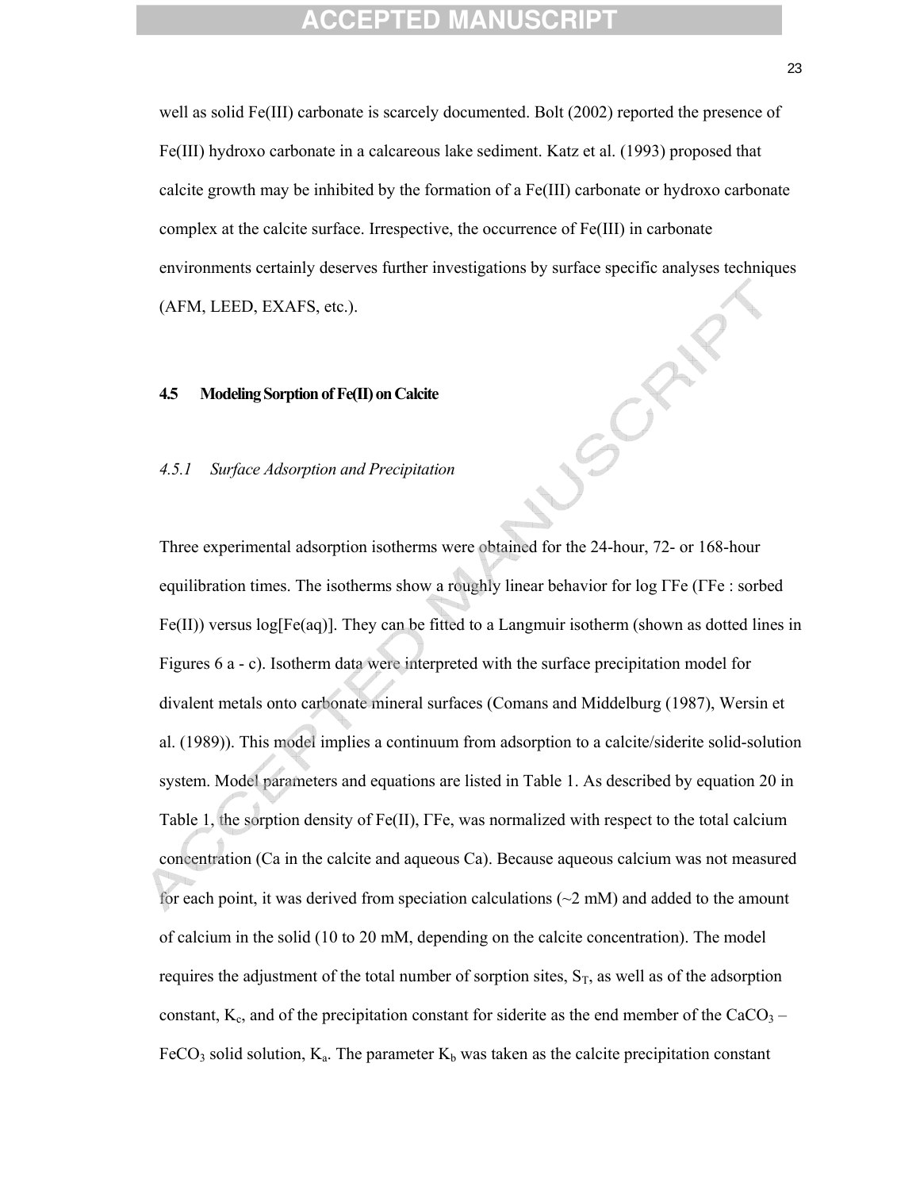well as solid Fe(III) carbonate is scarcely documented. Bolt (2002) reported the presence of Fe(III) hydroxo carbonate in a calcareous lake sediment. Katz et al. (1993) proposed that calcite growth may be inhibited by the formation of a Fe(III) carbonate or hydroxo carbonate complex at the calcite surface. Irrespective, the occurrence of Fe(III) in carbonate environments certainly deserves further investigations by surface specific analyses techniques (AFM, LEED, EXAFS, etc.).

## 4.5 Modeling Sorption of Fe(II) on Calcite

### *4.5.1 Surface Adsorption and Precipitation*

Three experimental adsorption isotherms were obtained for the 24-hour, 72- or 168-hour equilibration times. The isotherms show a roughly linear behavior for log $\Gamma Fe$ ($\Gamma Fe$ : sorbed Fe(II)) versus log[Fe(aq)]. They can be fitted to a Langmuir isotherm (shown as dotted lines in Figures 6 a - c). Isotherm data were interpreted with the surface precipitation model for divalent metals onto carbonate mineral surfaces (Comans and Middelburg (1987), Wersin et al. (1989)). This model implies a continuum from adsorption to a calcite/siderite solid-solution system. Model parameters and equations are listed in Table 1. As described by equation 20 in Table 1, the sorption density of Fe(II), $\Gamma Fe$, was normalized with respect to the total calcium concentration (Ca in the calcite and aqueous Ca). Because aqueous calcium was not measured for each point, it was derived from speciation calculations (~2 mM) and added to the amount of calcium in the solid (10 to 20 mM, depending on the calcite concentration). The model requires the adjustment of the total number of sorption sites, $S_T$, as well as of the adsorption constant, $K_c$, and of the precipitation constant for siderite as the end member of the $CaCO_3$ – $FeCO_3$ solid solution, $K_a$. The parameter $K_b$ was taken as the calcite precipitation constant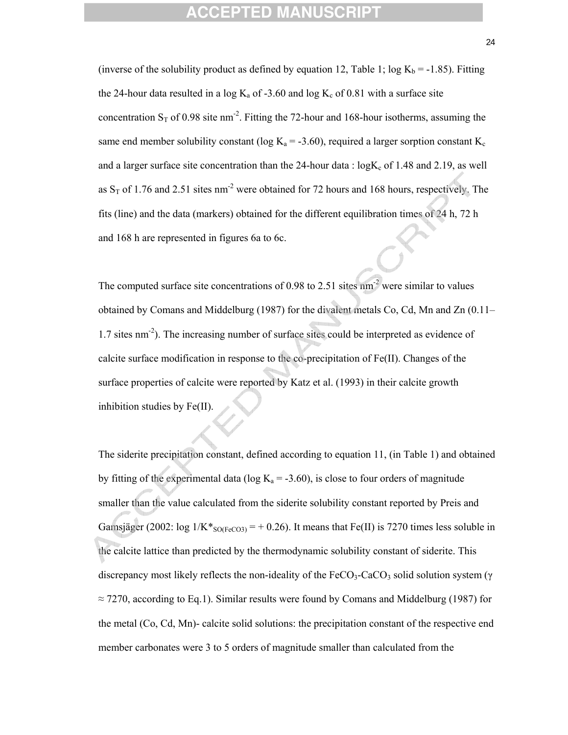(inverse of the solubility product as defined by equation 12, Table 1; log $K_b$ = -1.85). Fitting the 24-hour data resulted in a log $K_a$ of -3.60 and log $K_c$ of 0.81 with a surface site concentration $S_T$ of 0.98 site nm$^{-2}$. Fitting the 72-hour and 168-hour isotherms, assuming the same end member solubility constant (log $K_a$ = -3.60), required a larger sorption constant $K_c$ and a larger surface site concentration than the 24-hour data : log$K_c$ of 1.48 and 2.19, as well as $S_T$ of 1.76 and 2.51 sites nm$^{-2}$ were obtained for 72 hours and 168 hours, respectively. The fits (line) and the data (markers) obtained for the different equilibration times of 24 h, 72 h and 168 h are represented in figures 6a to 6c.

The computed surface site concentrations of 0.98 to 2.51 sites nm$^{-2}$ were similar to values obtained by Comans and Middelburg (1987) for the divalent metals Co, Cd, Mn and Zn (0.11–1.7 sites nm$^{-2}$). The increasing number of surface sites could be interpreted as evidence of calcite surface modification in response to the co-precipitation of Fe(II). Changes of the surface properties of calcite were reported by Katz et al. (1993) in their calcite growth inhibition studies by Fe(II).

The siderite precipitation constant, defined according to equation 11, (in Table 1) and obtained by fitting of the experimental data (log $K_a$ = -3.60), is close to four orders of magnitude smaller than the value calculated from the siderite solubility constant reported by Preis and Gamsjäger (2002: log $1/K^*_{SO(FeCO_3)}$ = + 0.26). It means that Fe(II) is 7270 times less soluble in the calcite lattice than predicted by the thermodynamic solubility constant of siderite. This discrepancy most likely reflects the non-ideality of the $FeCO_3$-$CaCO_3$ solid solution system ($\gamma \approx 7270$, according to Eq.1). Similar results were found by Comans and Middelburg (1987) for the metal (Co, Cd, Mn)- calcite solid solutions: the precipitation constant of the respective end member carbonates were 3 to 5 orders of magnitude smaller than calculated from the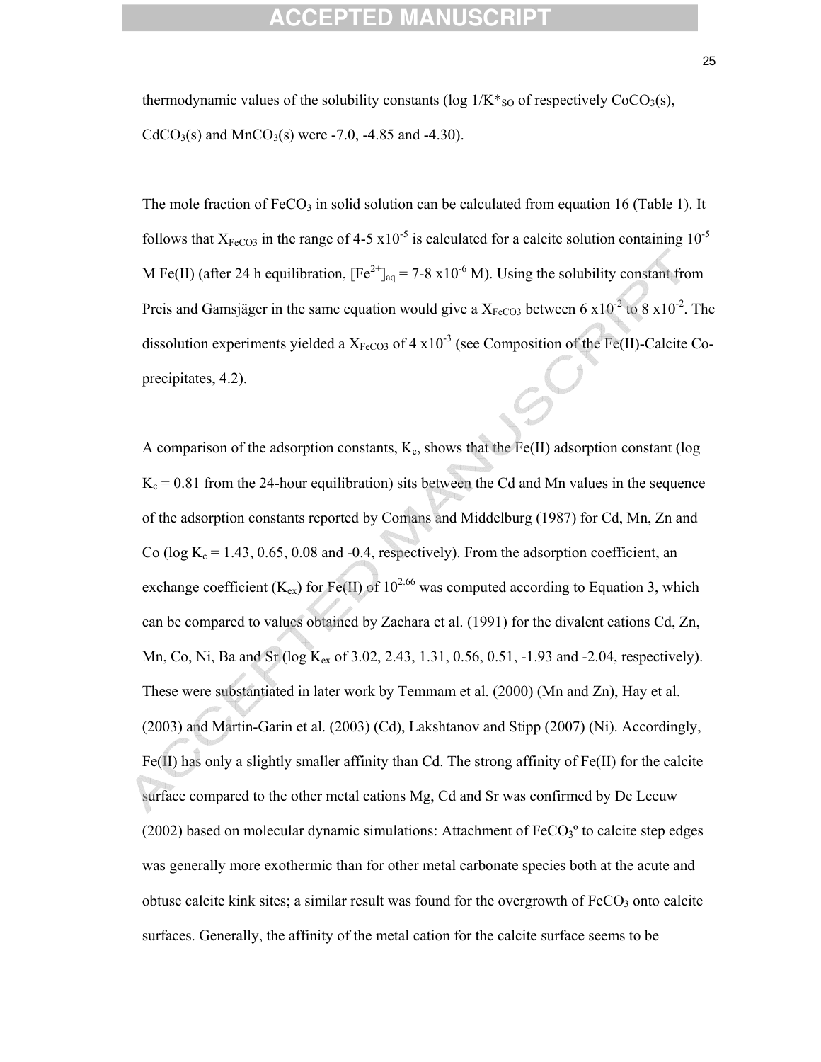thermodynamic values of the solubility constants (log $1/K^*_{SO}$ of respectively $CoCO_3(s)$, $CdCO_3(s)$ and $MnCO_3(s)$ were -7.0, -4.85 and -4.30).

The mole fraction of $FeCO_3$ in solid solution can be calculated from equation 16 (Table 1). It follows that $X_{FeCO3}$ in the range of 4-5 $\times 10^{-5}$ is calculated for a calcite solution containing $10^{-5}$ M Fe(II) (after 24 h equilibration, $[Fe^{2+}]_{aq}$ = 7-8 $\times 10^{-6}$ M). Using the solubility constant from Preis and Gamsjäger in the same equation would give a $X_{FeCO3}$ between 6 $\times 10^{-2}$ to 8 $\times 10^{-2}$. The dissolution experiments yielded a $X_{FeCO3}$ of 4 $\times 10^{-3}$ (see Composition of the Fe(II)-Calcite Co-precipitates, 4.2).

A comparison of the adsorption constants, $K_c$, shows that the Fe(II) adsorption constant (log $K_c$ = 0.81 from the 24-hour equilibration) sits between the Cd and Mn values in the sequence of the adsorption constants reported by Comans and Middelburg (1987) for Cd, Mn, Zn and Co (log $K_c$ = 1.43, 0.65, 0.08 and -0.4, respectively). From the adsorption coefficient, an exchange coefficient ($K_{ex}$) for Fe(II) of $10^{2.66}$ was computed according to Equation 3, which can be compared to values obtained by Zachara et al. (1991) for the divalent cations Cd, Zn, Mn, Co, Ni, Ba and Sr (log $K_{ex}$ of 3.02, 2.43, 1.31, 0.56, 0.51, -1.93 and -2.04, respectively). These were substantiated in later work by Temmam et al. (2000) (Mn and Zn), Hay et al. (2003) and Martin-Garin et al. (2003) (Cd), Lakshtanov and Stipp (2007) (Ni). Accordingly, Fe(II) has only a slightly smaller affinity than Cd. The strong affinity of Fe(II) for the calcite surface compared to the other metal cations Mg, Cd and Sr was confirmed by De Leeuw (2002) based on molecular dynamic simulations: Attachment of $FeCO_3^o$ to calcite step edges was generally more exothermic than for other metal carbonate species both at the acute and obtuse calcite kink sites; a similar result was found for the overgrowth of $FeCO_3$ onto calcite surfaces. Generally, the affinity of the metal cation for the calcite surface seems to be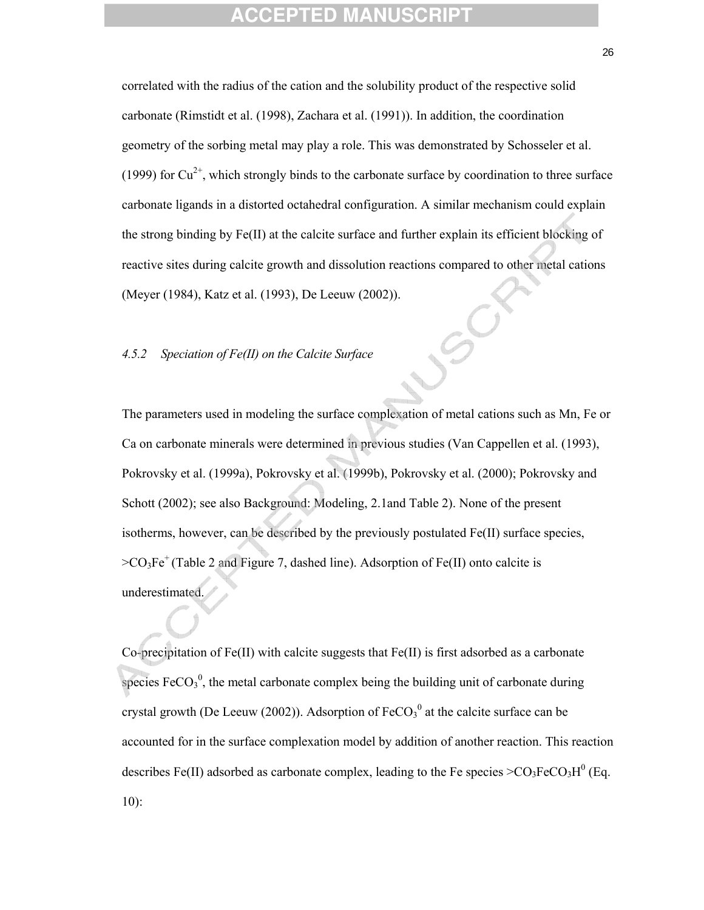correlated with the radius of the cation and the solubility product of the respective solid carbonate (Rimstidt et al. (1998), Zachara et al. (1991)). In addition, the coordination geometry of the sorbing metal may play a role. This was demonstrated by Schosseler et al. (1999) for $Cu^{2+}$, which strongly binds to the carbonate surface by coordination to three surface carbonate ligands in a distorted octahedral configuration. A similar mechanism could explain the strong binding by Fe(II) at the calcite surface and further explain its efficient blocking of reactive sites during calcite growth and dissolution reactions compared to other metal cations (Meyer (1984), Katz et al. (1993), De Leeuw (2002)).

### *4.5.2 Speciation of Fe(II) on the Calcite Surface*

The parameters used in modeling the surface complexation of metal cations such as Mn, Fe or Ca on carbonate minerals were determined in previous studies (Van Cappellen et al. (1993), Pokrovsky et al. (1999a), Pokrovsky et al. (1999b), Pokrovsky et al. (2000); Pokrovsky and Schott (2002); see also Background: Modeling, 2.1and Table 2). None of the present isotherms, however, can be described by the previously postulated Fe(II) surface species, $>CO_3Fe^+$ (Table 2 and Figure 7, dashed line). Adsorption of Fe(II) onto calcite is underestimated.

Co-precipitation of Fe(II) with calcite suggests that Fe(II) is first adsorbed as a carbonate species $FeCO_3^0$, the metal carbonate complex being the building unit of carbonate during crystal growth (De Leeuw (2002)). Adsorption of $FeCO_3^0$ at the calcite surface can be accounted for in the surface complexation model by addition of another reaction. This reaction describes Fe(II) adsorbed as carbonate complex, leading to the Fe species $>CO_3FeCO_3H^0$ (Eq. 10):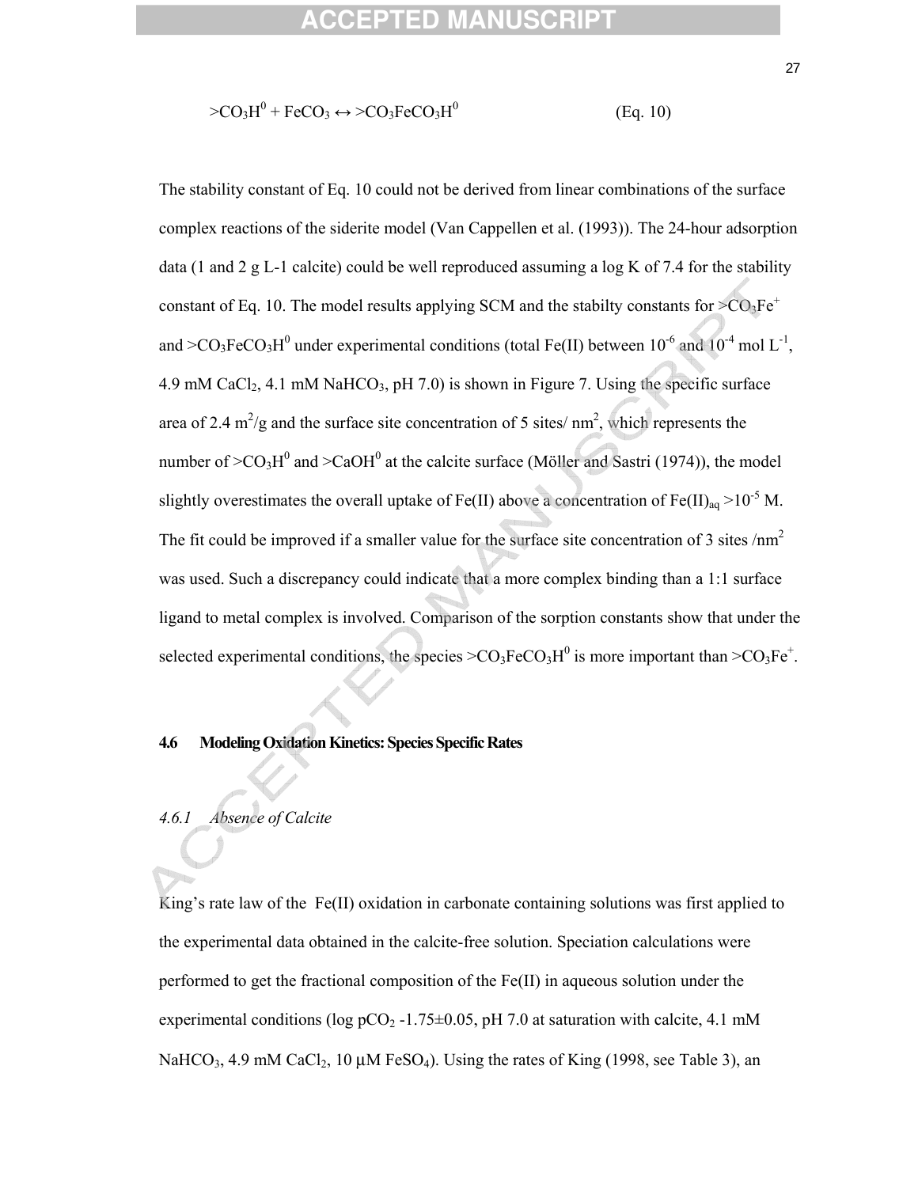$$>CO_3H^0 + FeCO_3 \leftrightarrow >CO_3FeCO_3H^0 \qquad \text{(Eq. 10)}$$

The stability constant of Eq. 10 could not be derived from linear combinations of the surface complex reactions of the siderite model (Van Cappellen et al. (1993)). The 24-hour adsorption data (1 and 2 g L-1 calcite) could be well reproduced assuming a log K of 7.4 for the stability constant of Eq. 10. The model results applying SCM and the stabilty constants for $>CO_3Fe^+$ and $>CO_3FeCO_3H^0$ under experimental conditions (total Fe(II) between $10^{-6}$ and $10^{-4}$ mol $L^{-1}$, 4.9 mM $CaCl_2$, 4.1 mM $NaHCO_3$, pH 7.0) is shown in Figure 7. Using the specific surface area of 2.4 $m^2/g$ and the surface site concentration of 5 sites/ $nm^2$, which represents the number of $>CO_3H^0$ and $>CaOH^0$ at the calcite surface (Möller and Sastri (1974)), the model slightly overestimates the overall uptake of Fe(II) above a concentration of $Fe(II)_{aq} > 10^{-5}$ M. The fit could be improved if a smaller value for the surface site concentration of 3 sites /$nm^2$ was used. Such a discrepancy could indicate that a more complex binding than a 1:1 surface ligand to metal complex is involved. Comparison of the sorption constants show that under the selected experimental conditions, the species $>CO_3FeCO_3H^0$ is more important than $>CO_3Fe^+$.

## 4.6 Modeling Oxidation Kinetics: Species Specific Rates

### *4.6.1 Absence of Calcite*

King's rate law of the Fe(II) oxidation in carbonate containing solutions was first applied to the experimental data obtained in the calcite-free solution. Speciation calculations were performed to get the fractional composition of the Fe(II) in aqueous solution under the experimental conditions (log $pCO_2$ -1.75±0.05, pH 7.0 at saturation with calcite, 4.1 mM $NaHCO_3$, 4.9 mM $CaCl_2$, 10 µM $FeSO_4$). Using the rates of King (1998, see Table 3), an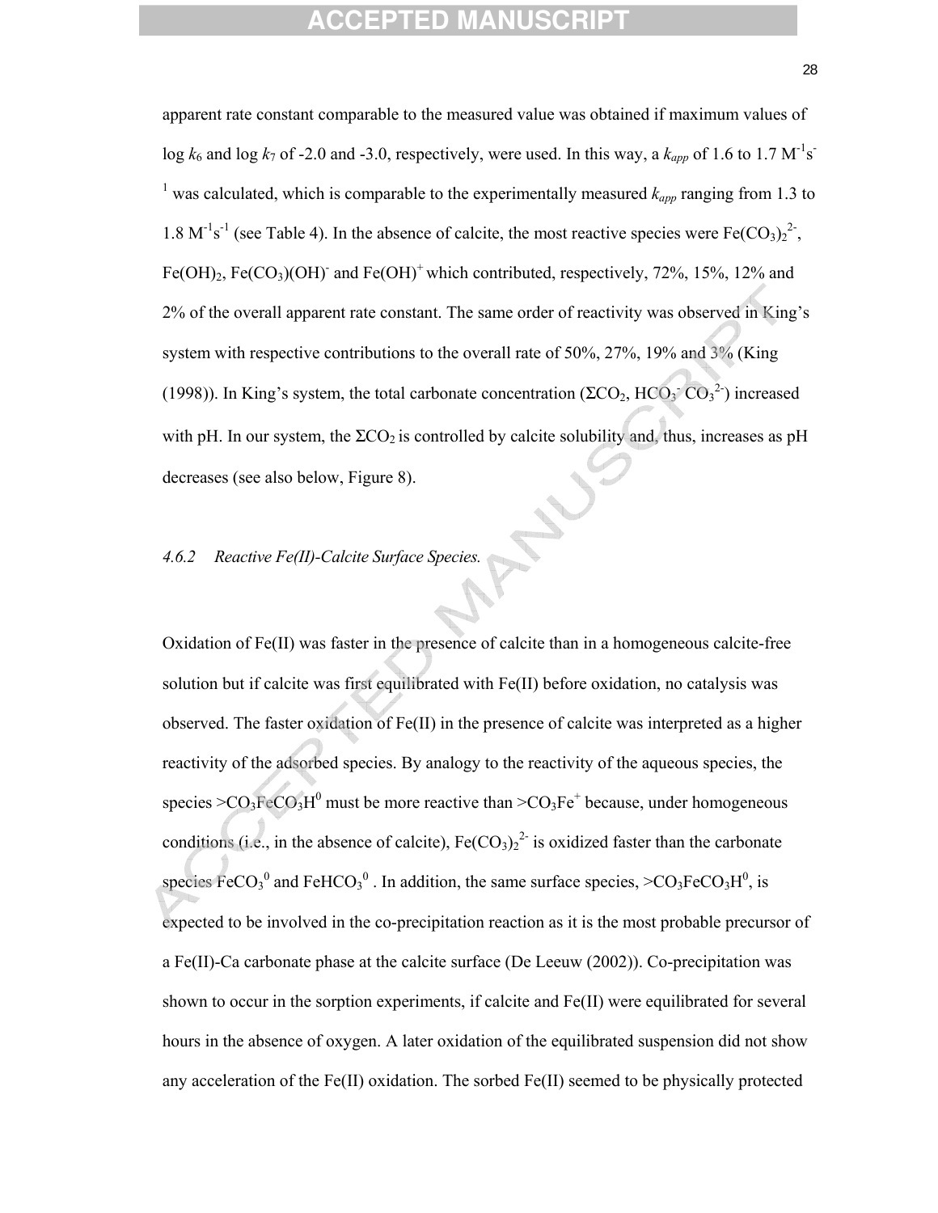apparent rate constant comparable to the measured value was obtained if maximum values of log $k_6$ and log $k_7$ of -2.0 and -3.0, respectively, were used. In this way, a $k_{app}$ of 1.6 to 1.7 $M^{-1}s^{-1}$ was calculated, which is comparable to the experimentally measured $k_{app}$ ranging from 1.3 to 1.8 $M^{-1}s^{-1}$ (see Table 4). In the absence of calcite, the most reactive species were $Fe(CO_3)_2^{2-}$, $Fe(OH)_2$, $Fe(CO_3)(OH)^-$ and $Fe(OH)^+$ which contributed, respectively, 72%, 15%, 12% and 2% of the overall apparent rate constant. The same order of reactivity was observed in King's system with respective contributions to the overall rate of 50%, 27%, 19% and 3% (King (1998)). In King's system, the total carbonate concentration ($\Sigma CO_2$, $HCO_3^-$ $CO_3^{2-}$) increased with pH. In our system, the $\Sigma CO_2$ is controlled by calcite solubility and, thus, increases as pH decreases (see also below, Figure 8).

### *4.6.2 Reactive Fe(II)-Calcite Surface Species.*

Oxidation of Fe(II) was faster in the presence of calcite than in a homogeneous calcite-free solution but if calcite was first equilibrated with Fe(II) before oxidation, no catalysis was observed. The faster oxidation of Fe(II) in the presence of calcite was interpreted as a higher reactivity of the adsorbed species. By analogy to the reactivity of the aqueous species, the species $>CO_3FeCO_3H^0$ must be more reactive than $>CO_3Fe^+$ because, under homogeneous conditions (i.e., in the absence of calcite), $Fe(CO_3)_2^{2-}$ is oxidized faster than the carbonate species $FeCO_3^0$ and $FeHCO_3^0$ . In addition, the same surface species, $>CO_3FeCO_3H^0$, is expected to be involved in the co-precipitation reaction as it is the most probable precursor of a Fe(II)-Ca carbonate phase at the calcite surface (De Leeuw (2002)). Co-precipitation was shown to occur in the sorption experiments, if calcite and Fe(II) were equilibrated for several hours in the absence of oxygen. A later oxidation of the equilibrated suspension did not show any acceleration of the Fe(II) oxidation. The sorbed Fe(II) seemed to be physically protected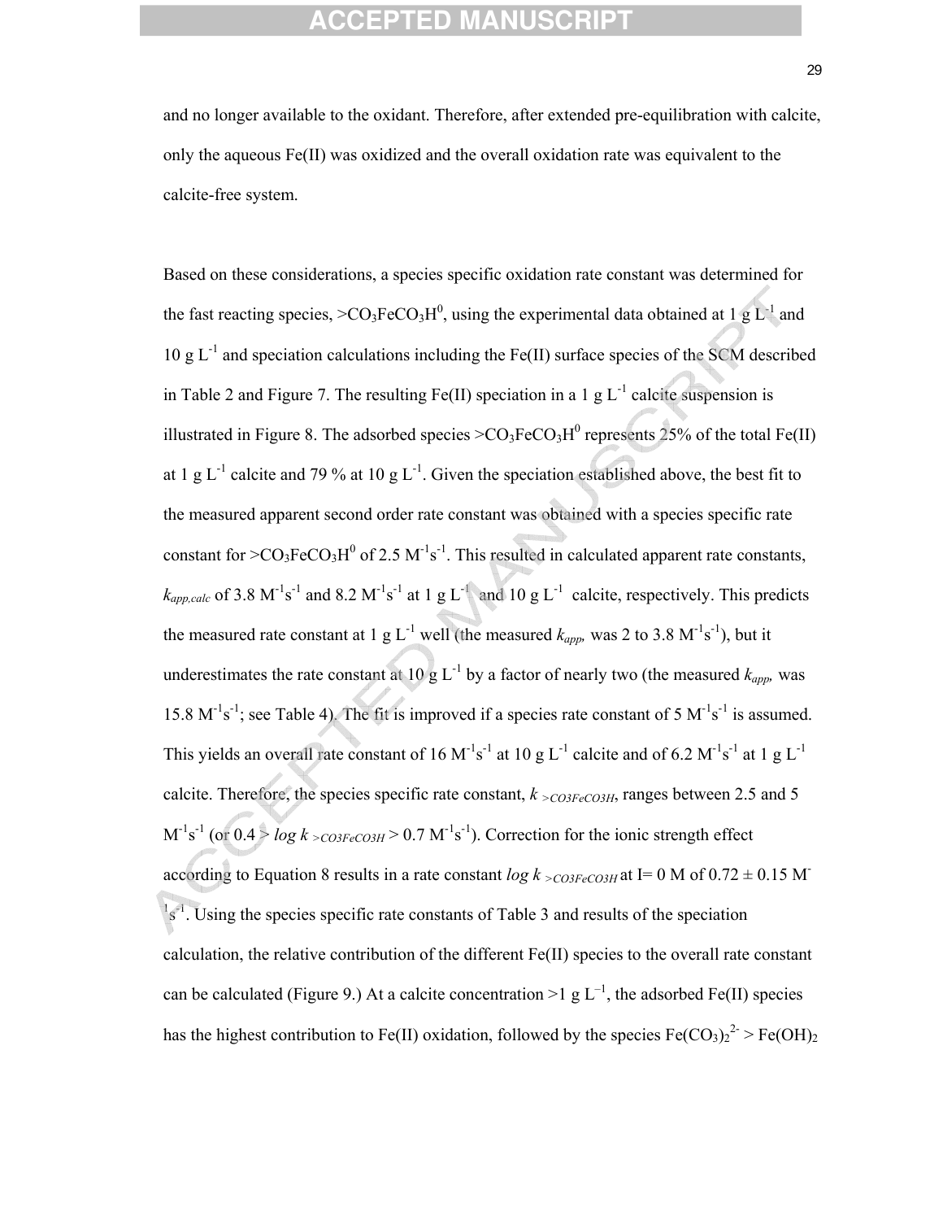and no longer available to the oxidant. Therefore, after extended pre-equilibration with calcite, only the aqueous Fe(II) was oxidized and the overall oxidation rate was equivalent to the calcite-free system.

Based on these considerations, a species specific oxidation rate constant was determined for the fast reacting species, $>CO_3FeCO_3H^0$, using the experimental data obtained at 1 g $L^{-1}$ and 10 g $L^{-1}$ and speciation calculations including the Fe(II) surface species of the SCM described in Table 2 and Figure 7. The resulting Fe(II) speciation in a 1 g $L^{-1}$ calcite suspension is illustrated in Figure 8. The adsorbed species $>CO_3FeCO_3H^0$ represents 25% of the total Fe(II) at 1 g $L^{-1}$ calcite and 79 % at 10 g $L^{-1}$. Given the speciation established above, the best fit to the measured apparent second order rate constant was obtained with a species specific rate constant for $>CO_3FeCO_3H^0$ of 2.5 $M^{-1}s^{-1}$. This resulted in calculated apparent rate constants, $k_{app,calc}$ of 3.8 $M^{-1}s^{-1}$ and 8.2 $M^{-1}s^{-1}$ at 1 g $L^{-1}$ and 10 g $L^{-1}$ calcite, respectively. This predicts the measured rate constant at 1 g $L^{-1}$ well (the measured $k_{app,}$ was 2 to 3.8 $M^{-1}s^{-1}$), but it underestimates the rate constant at 10 g $L^{-1}$ by a factor of nearly two (the measured $k_{app,}$ was 15.8 $M^{-1}s^{-1}$; see Table 4). The fit is improved if a species rate constant of 5 $M^{-1}s^{-1}$ is assumed. This yields an overall rate constant of 16 $M^{-1}s^{-1}$ at 10 g $L^{-1}$ calcite and of 6.2 $M^{-1}s^{-1}$ at 1 g $L^{-1}$ calcite. Therefore, the species specific rate constant, $k_{>CO3FeCO3H}$, ranges between 2.5 and 5 $M^{-1}s^{-1}$ (or 0.4 > $\log k_{>CO3FeCO3H}$ > 0.7 $M^{-1}s^{-1}$). Correction for the ionic strength effect according to Equation 8 results in a rate constant $\log k_{>CO3FeCO3H}$ at I= 0 M of 0.72 ± 0.15 $M^{-1}s^{-1}$. Using the species specific rate constants of Table 3 and results of the speciation calculation, the relative contribution of the different Fe(II) species to the overall rate constant can be calculated (Figure 9.) At a calcite concentration >1 g $L^{-1}$, the adsorbed Fe(II) species has the highest contribution to Fe(II) oxidation, followed by the species $Fe(CO_3)_2^{2-}$ > $Fe(OH)_2$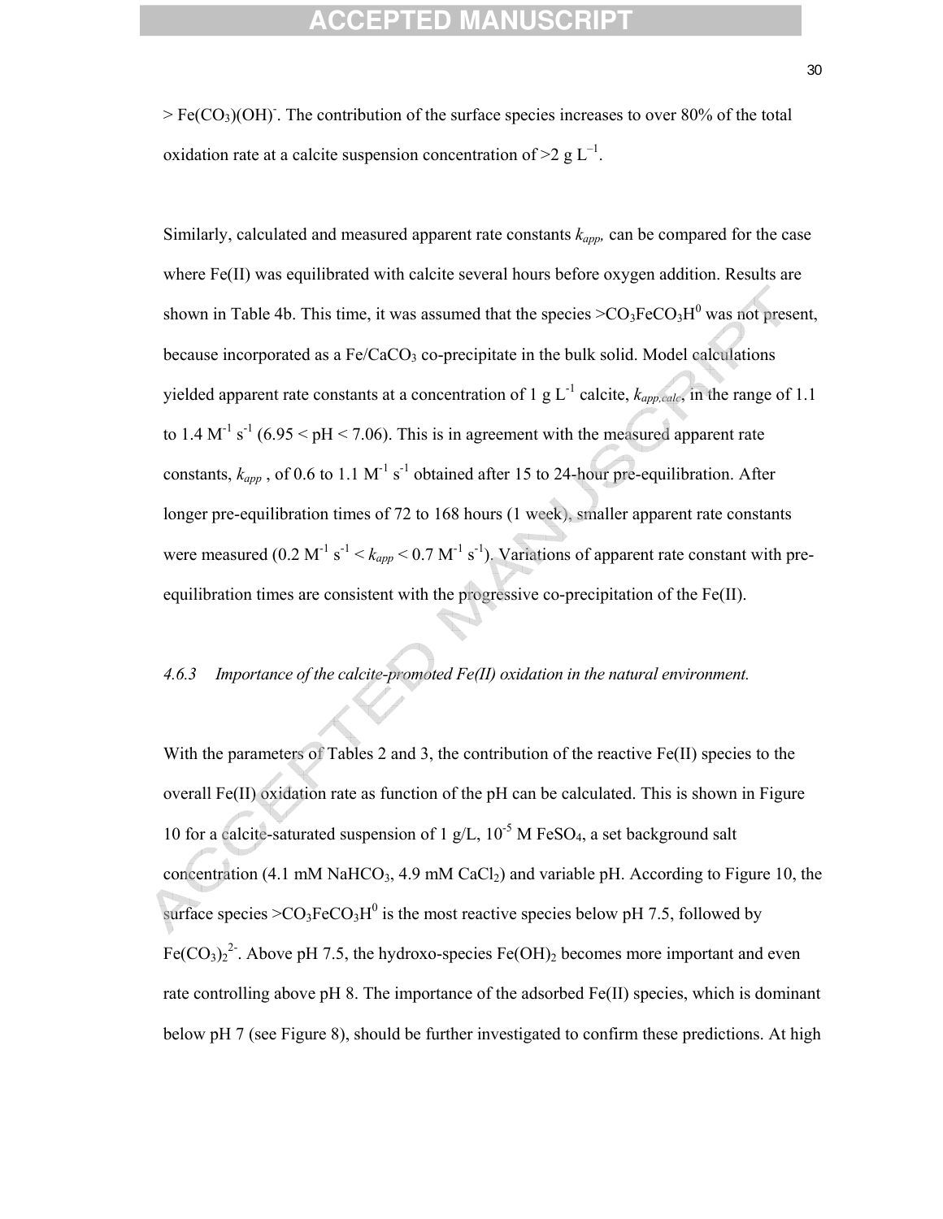$> Fe(CO_3)(OH)^-$. The contribution of the surface species increases to over 80% of the total oxidation rate at a calcite suspension concentration of $>2$ g $L^{-1}$.

Similarly, calculated and measured apparent rate constants $k_{app}$, can be compared for the case where Fe(II) was equilibrated with calcite several hours before oxygen addition. Results are shown in Table 4b. This time, it was assumed that the species $>CO_3FeCO_3H^0$ was not present, because incorporated as a Fe/$CaCO_3$ co-precipitate in the bulk solid. Model calculations yielded apparent rate constants at a concentration of 1 g $L^{-1}$ calcite, $k_{app,calc}$, in the range of 1.1 to 1.4 $M^{-1}$ $s^{-1}$ ($6.95 < pH < 7.06$). This is in agreement with the measured apparent rate constants, $k_{app}$ , of 0.6 to 1.1 $M^{-1}$ $s^{-1}$ obtained after 15 to 24-hour pre-equilibration. After longer pre-equilibration times of 72 to 168 hours (1 week), smaller apparent rate constants were measured ($0.2$ $M^{-1}$ $s^{-1} < k_{app} < 0.7$ $M^{-1}$ $s^{-1}$). Variations of apparent rate constant with pre-equilibration times are consistent with the progressive co-precipitation of the Fe(II).

*4.6.3 Importance of the calcite-promoted Fe(II) oxidation in the natural environment.*

With the parameters of Tables 2 and 3, the contribution of the reactive Fe(II) species to the overall Fe(II) oxidation rate as function of the pH can be calculated. This is shown in Figure 10 for a calcite-saturated suspension of 1 g/L, $10^{-5}$ M $FeSO_4$, a set background salt concentration (4.1 mM $NaHCO_3$, 4.9 mM $CaCl_2$) and variable pH. According to Figure 10, the surface species $>CO_3FeCO_3H^0$ is the most reactive species below pH 7.5, followed by $Fe(CO_3)_2^{2-}$. Above pH 7.5, the hydroxo-species $Fe(OH)_2$ becomes more important and even rate controlling above pH 8. The importance of the adsorbed Fe(II) species, which is dominant below pH 7 (see Figure 8), should be further investigated to confirm these predictions. At high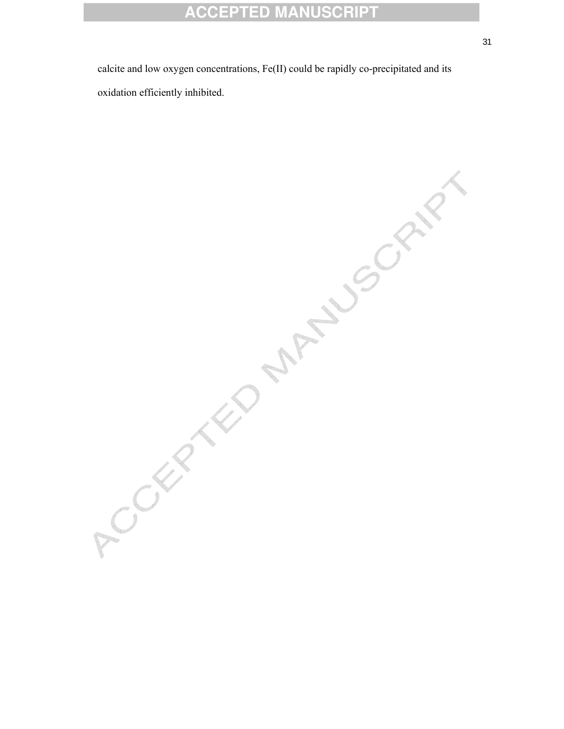calcite and low oxygen concentrations, Fe(II) could be rapidly co-precipitated and its oxidation efficiently inhibited.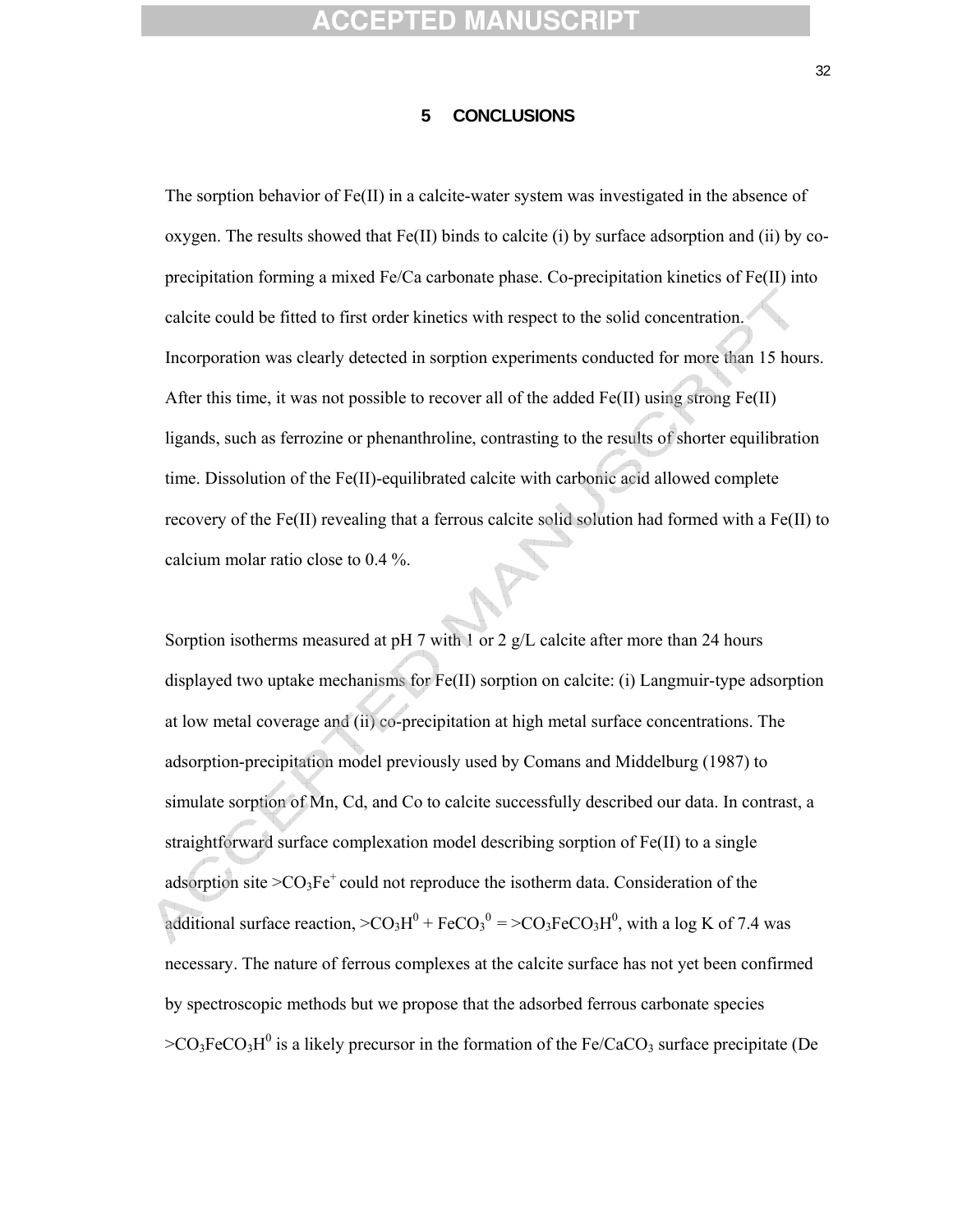# 5 CONCLUSIONS

The sorption behavior of Fe(II) in a calcite-water system was investigated in the absence of oxygen. The results showed that Fe(II) binds to calcite (i) by surface adsorption and (ii) by co-precipitation forming a mixed Fe/Ca carbonate phase. Co-precipitation kinetics of Fe(II) into calcite could be fitted to first order kinetics with respect to the solid concentration. Incorporation was clearly detected in sorption experiments conducted for more than 15 hours. After this time, it was not possible to recover all of the added Fe(II) using strong Fe(II) ligands, such as ferrozine or phenanthroline, contrasting to the results of shorter equilibration time. Dissolution of the Fe(II)-equilibrated calcite with carbonic acid allowed complete recovery of the Fe(II) revealing that a ferrous calcite solid solution had formed with a Fe(II) to calcium molar ratio close to 0.4 %.

Sorption isotherms measured at pH 7 with 1 or 2 g/L calcite after more than 24 hours displayed two uptake mechanisms for Fe(II) sorption on calcite: (i) Langmuir-type adsorption at low metal coverage and (ii) co-precipitation at high metal surface concentrations. The adsorption-precipitation model previously used by Comans and Middelburg (1987) to simulate sorption of Mn, Cd, and Co to calcite successfully described our data. In contrast, a straightforward surface complexation model describing sorption of Fe(II) to a single adsorption site $>CO_3Fe^+$ could not reproduce the isotherm data. Consideration of the additional surface reaction, $>CO_3H^0 + FeCO_3^0 = >CO_3FeCO_3H^0$, with a log K of 7.4 was necessary. The nature of ferrous complexes at the calcite surface has not yet been confirmed by spectroscopic methods but we propose that the adsorbed ferrous carbonate species $>CO_3FeCO_3H^0$ is a likely precursor in the formation of the $Fe/CaCO_3$ surface precipitate (De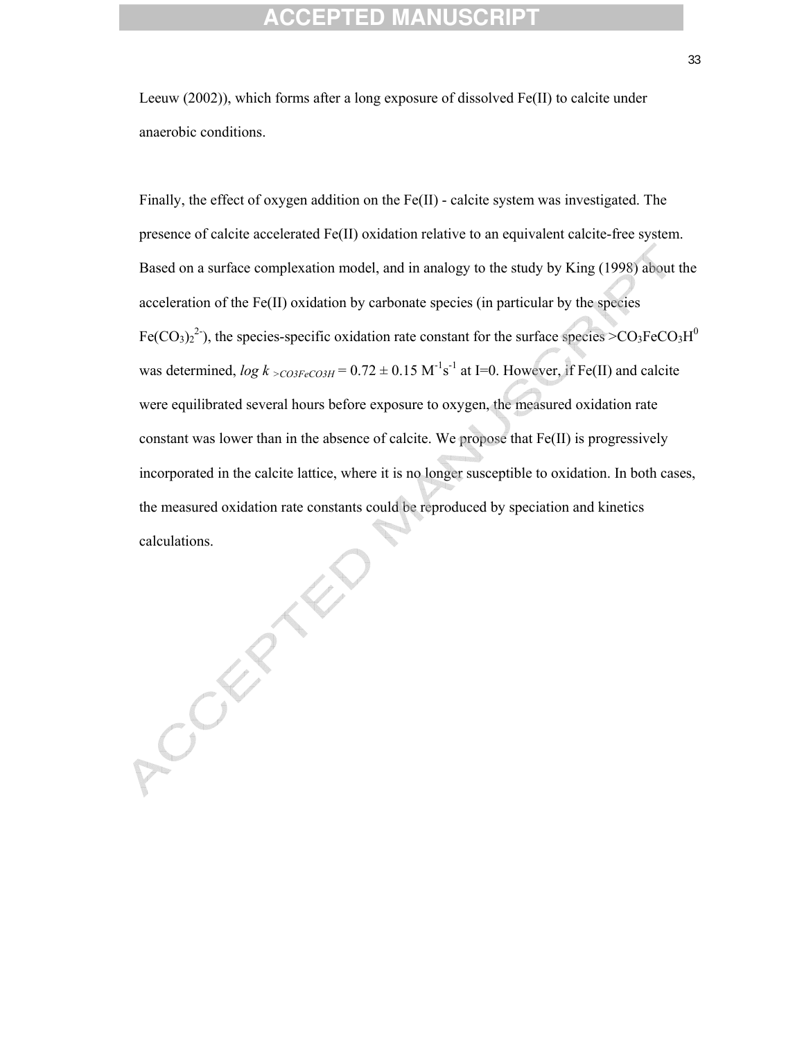Leeuw (2002)), which forms after a long exposure of dissolved Fe(II) to calcite under anaerobic conditions.

Finally, the effect of oxygen addition on the Fe(II) - calcite system was investigated. The presence of calcite accelerated Fe(II) oxidation relative to an equivalent calcite-free system. Based on a surface complexation model, and in analogy to the study by King (1998) about the acceleration of the Fe(II) oxidation by carbonate species (in particular by the species $Fe(CO_3)_2^{2-}$), the species-specific oxidation rate constant for the surface species $>CO_3FeCO_3H^0$ was determined, $log\ k_{>CO3FeCO3H} = 0.72 \pm 0.15\ M^{-1}s^{-1}$ at I=0. However, if Fe(II) and calcite were equilibrated several hours before exposure to oxygen, the measured oxidation rate constant was lower than in the absence of calcite. We propose that Fe(II) is progressively incorporated in the calcite lattice, where it is no longer susceptible to oxidation. In both cases, the measured oxidation rate constants could be reproduced by speciation and kinetics calculations.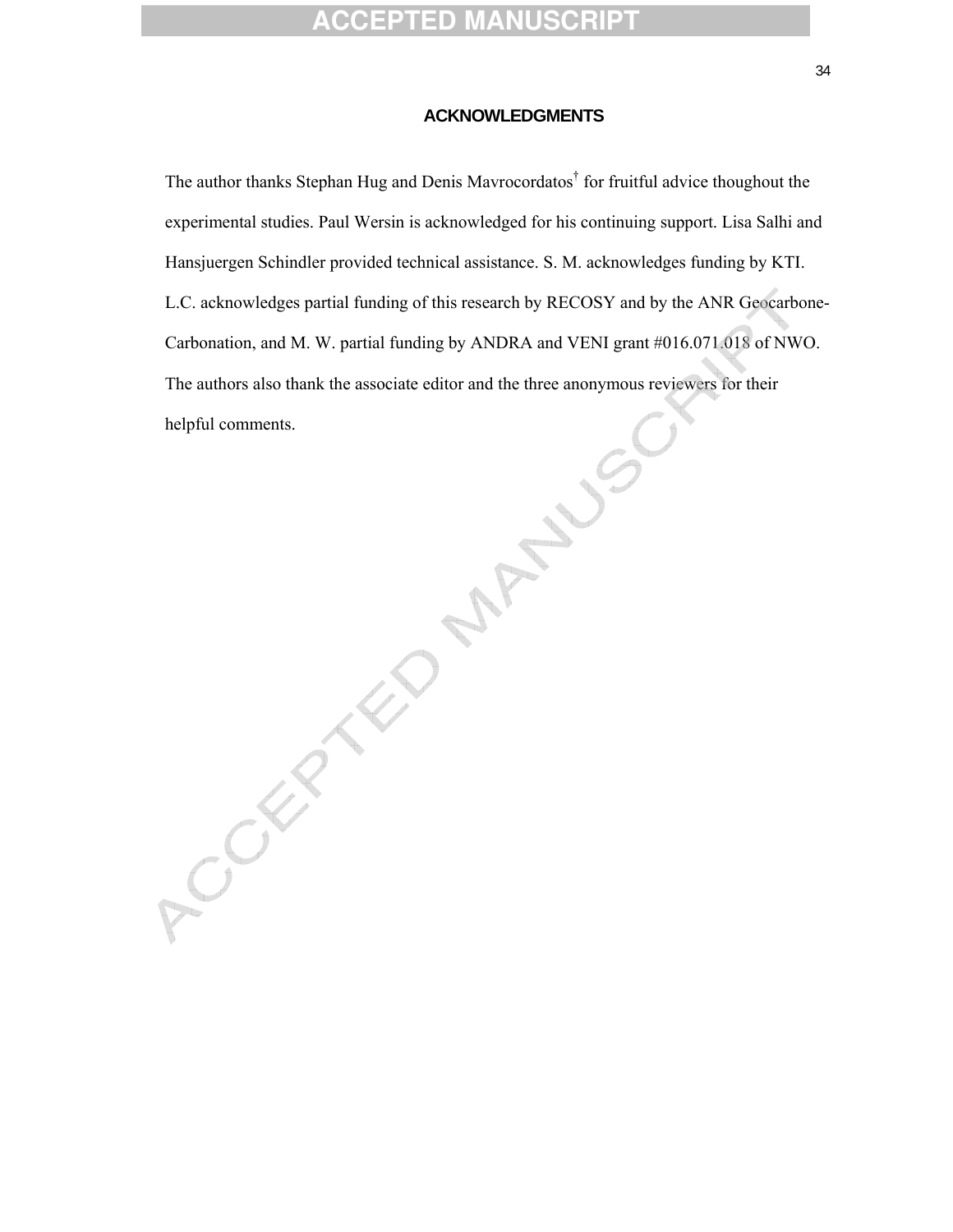## ACKNOWLEDGMENTS

The author thanks Stephan Hug and Denis Mavrocordatos† for fruitful advice thoughout the experimental studies. Paul Wersin is acknowledged for his continuing support. Lisa Salhi and Hansjuergen Schindler provided technical assistance. S. M. acknowledges funding by KTI. L.C. acknowledges partial funding of this research by RECOSY and by the ANR Geocarbone-Carbonation, and M. W. partial funding by ANDRA and VENI grant #016.071.018 of NWO. The authors also thank the associate editor and the three anonymous reviewers for their helpful comments.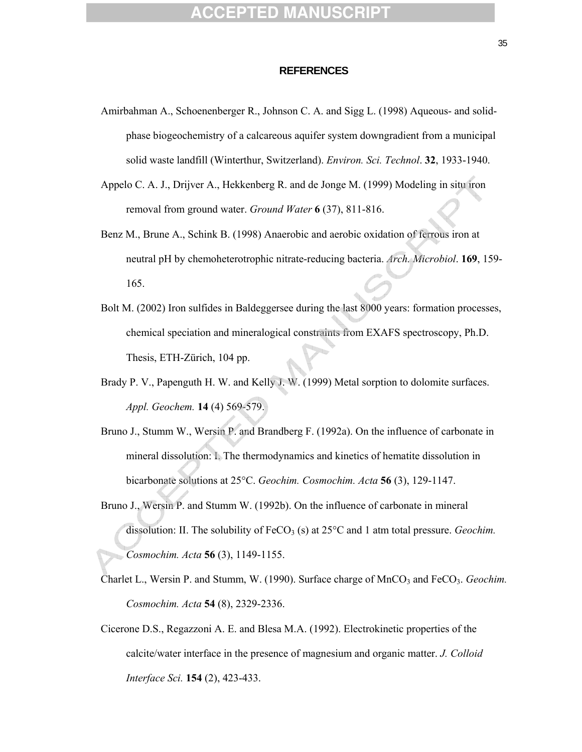## REFERENCES

Amirbahman A., Schoenenberger R., Johnson C. A. and Sigg L. (1998) Aqueous- and solid-phase biogeochemistry of a calcareous aquifer system downgradient from a municipal solid waste landfill (Winterthur, Switzerland). *Environ. Sci. Technol*. **32**, 1933-1940.

Appelo C. A. J., Drijver A., Hekkenberg R. and de Jonge M. (1999) Modeling in situ iron removal from ground water. *Ground Water* **6** (37), 811-816.

Benz M., Brune A., Schink B. (1998) Anaerobic and aerobic oxidation of ferrous iron at neutral pH by chemoheterotrophic nitrate-reducing bacteria. *Arch. Microbiol*. **169**, 159-165.

Bolt M. (2002) Iron sulfides in Baldeggersee during the last 8000 years: formation processes, chemical speciation and mineralogical constraints from EXAFS spectroscopy, Ph.D. Thesis, ETH-Zürich, 104 pp.

Brady P. V., Papenguth H. W. and Kelly J. W. (1999) Metal sorption to dolomite surfaces. *Appl. Geochem.* **14** (4) 569-579.

Bruno J., Stumm W., Wersin P. and Brandberg F. (1992a). On the influence of carbonate in mineral dissolution: I. The thermodynamics and kinetics of hematite dissolution in bicarbonate solutions at 25°C. *Geochim. Cosmochim. Acta* **56** (3), 129-1147.

Bruno J., Wersin P. and Stumm W. (1992b). On the influence of carbonate in mineral dissolution: II. The solubility of $FeCO_3$ (s) at 25°C and 1 atm total pressure. *Geochim. Cosmochim. Acta* **56** (3), 1149-1155.

Charlet L., Wersin P. and Stumm, W. (1990). Surface charge of $MnCO_3$ and $FeCO_3$. *Geochim. Cosmochim. Acta* **54** (8), 2329-2336.

Cicerone D.S., Regazzoni A. E. and Blesa M.A. (1992). Electrokinetic properties of the calcite/water interface in the presence of magnesium and organic matter. *J. Colloid Interface Sci.* **154** (2), 423-433.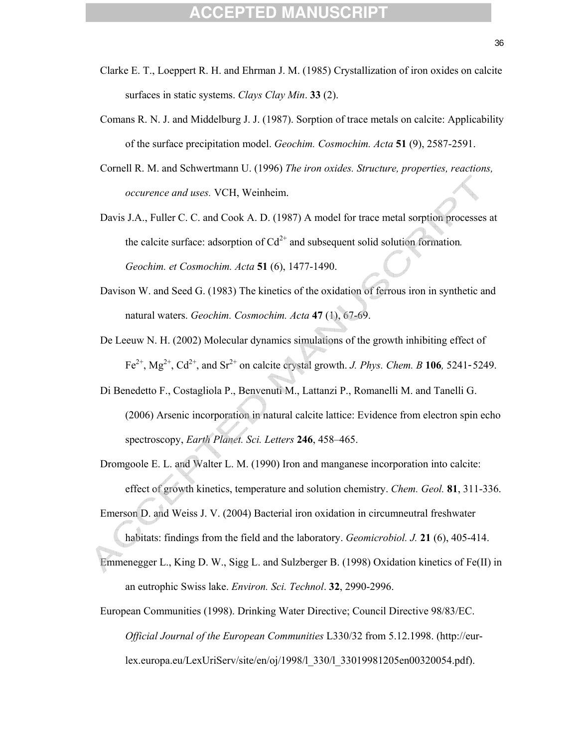Clarke E. T., Loeppert R. H. and Ehrman J. M. (1985) Crystallization of iron oxides on calcite surfaces in static systems. *Clays Clay Min*. **33** (2).

Comans R. N. J. and Middelburg J. J. (1987). Sorption of trace metals on calcite: Applicability of the surface precipitation model. *Geochim. Cosmochim. Acta* **51** (9), 2587-2591.

Cornell R. M. and Schwertmann U. (1996) *The iron oxides. Structure, properties, reactions, occurence and uses.* VCH, Weinheim.

Davis J.A., Fuller C. C. and Cook A. D. (1987) A model for trace metal sorption processes at the calcite surface: adsorption of $Cd^{2+}$ and subsequent solid solution formation*. Geochim. et Cosmochim. Acta* **51** (6), 1477-1490.

Davison W. and Seed G. (1983) The kinetics of the oxidation of ferrous iron in synthetic and natural waters. *Geochim. Cosmochim. Acta* **47** (1), 67-69.

De Leeuw N. H. (2002) Molecular dynamics simulations of the growth inhibiting effect of $Fe^{2+}$, $Mg^{2+}$, $Cd^{2+}$, and $Sr^{2+}$ on calcite crystal growth. *J. Phys. Chem. B* **106***,* 5241-5249.

Di Benedetto F., Costagliola P., Benvenuti M., Lattanzi P., Romanelli M. and Tanelli G. (2006) Arsenic incorporation in natural calcite lattice: Evidence from electron spin echo spectroscopy, *Earth Planet. Sci. Letters* **246**, 458–465.

Dromgoole E. L. and Walter L. M. (1990) Iron and manganese incorporation into calcite: effect of growth kinetics, temperature and solution chemistry. *Chem. Geol.* **81**, 311-336.

Emerson D. and Weiss J. V. (2004) Bacterial iron oxidation in circumneutral freshwater habitats: findings from the field and the laboratory. *Geomicrobiol. J.* **21** (6), 405-414.

Emmenegger L., King D. W., Sigg L. and Sulzberger B. (1998) Oxidation kinetics of Fe(II) in an eutrophic Swiss lake. *Environ. Sci. Technol*. **32**, 2990-2996.

European Communities (1998). Drinking Water Directive; Council Directive 98/83/EC. *Official Journal of the European Communities* L330/32 from 5.12.1998. (http://eur-lex.europa.eu/LexUriServ/site/en/oj/1998/l_330/l_33019981205en00320054.pdf).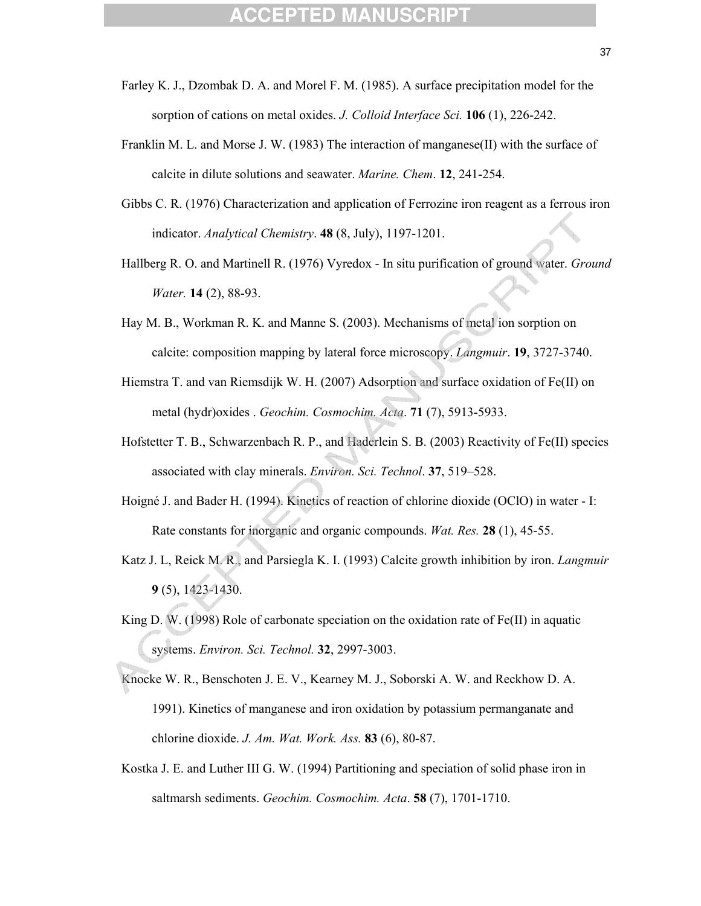Farley K. J., Dzombak D. A. and Morel F. M. (1985). A surface precipitation model for the sorption of cations on metal oxides. *J. Colloid Interface Sci.* **106** (1), 226-242.

Franklin M. L. and Morse J. W. (1983) The interaction of manganese(II) with the surface of calcite in dilute solutions and seawater. *Marine. Chem*. **12**, 241-254.

Gibbs C. R. (1976) Characterization and application of Ferrozine iron reagent as a ferrous iron indicator. *Analytical Chemistry*. **48** (8, July), 1197-1201.

Hallberg R. O. and Martinell R. (1976) Vyredox - In situ purification of ground water. *Ground Water.* **14** (2), 88-93.

Hay M. B., Workman R. K. and Manne S. (2003). Mechanisms of metal ion sorption on calcite: composition mapping by lateral force microscopy. *Langmuir*. **19**, 3727-3740.

Hiemstra T. and van Riemsdijk W. H. (2007) Adsorption and surface oxidation of Fe(II) on metal (hydr)oxides . *Geochim. Cosmochim. Acta*. **71** (7), 5913-5933.

Hofstetter T. B., Schwarzenbach R. P., and Haderlein S. B. (2003) Reactivity of Fe(II) species associated with clay minerals. *Environ. Sci. Technol*. **37**, 519–528.

Hoigné J. and Bader H. (1994). Kinetics of reaction of chlorine dioxide (OClO) in water - I: Rate constants for inorganic and organic compounds. *Wat. Res.* **28** (1), 45-55.

Katz J. L, Reick M. R., and Parsiegla K. I. (1993) Calcite growth inhibition by iron. *Langmuir* **9** (5), 1423-1430.

King D. W. (1998) Role of carbonate speciation on the oxidation rate of Fe(II) in aquatic systems. *Environ. Sci. Technol.* **32**, 2997-3003.

Knocke W. R., Benschoten J. E. V., Kearney M. J., Soborski A. W. and Reckhow D. A. 1991). Kinetics of manganese and iron oxidation by potassium permanganate and chlorine dioxide. *J. Am. Wat. Work. Ass.* **83** (6), 80-87.

Kostka J. E. and Luther III G. W. (1994) Partitioning and speciation of solid phase iron in saltmarsh sediments. *Geochim. Cosmochim. Acta*. **58** (7), 1701-1710.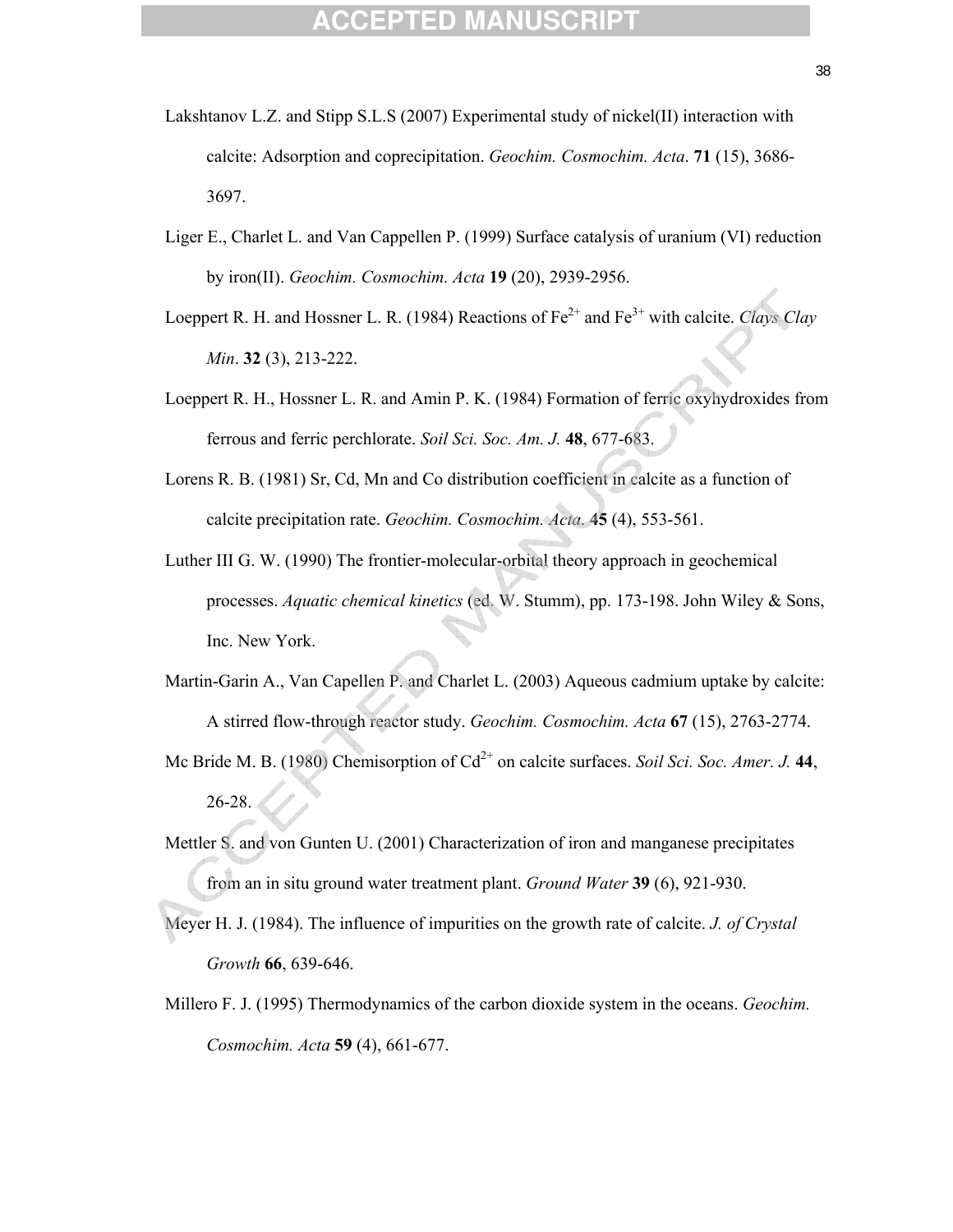Lakshtanov L.Z. and Stipp S.L.S (2007) Experimental study of nickel(II) interaction with calcite: Adsorption and coprecipitation. *Geochim. Cosmochim. Acta*. **71** (15), 3686-3697.

Liger E., Charlet L. and Van Cappellen P. (1999) Surface catalysis of uranium (VI) reduction by iron(II). *Geochim. Cosmochim. Acta* **19** (20), 2939-2956.

Loeppert R. H. and Hossner L. R. (1984) Reactions of $Fe^{2+}$ and $Fe^{3+}$ with calcite. *Clays Clay Min*. **32** (3), 213-222.

Loeppert R. H., Hossner L. R. and Amin P. K. (1984) Formation of ferric oxyhydroxides from ferrous and ferric perchlorate. *Soil Sci. Soc. Am. J.* **48**, 677-683.

Lorens R. B. (1981) Sr, Cd, Mn and Co distribution coefficient in calcite as a function of calcite precipitation rate. *Geochim. Cosmochim. Acta.* **45** (4), 553-561.

Luther III G. W. (1990) The frontier-molecular-orbital theory approach in geochemical processes. *Aquatic chemical kinetics* (ed. W. Stumm), pp. 173-198. John Wiley & Sons, Inc. New York.

Martin-Garin A., Van Capellen P. and Charlet L. (2003) Aqueous cadmium uptake by calcite: A stirred flow-through reactor study. *Geochim. Cosmochim. Acta* **67** (15), 2763-2774.

Mc Bride M. B. (1980) Chemisorption of $Cd^{2+}$ on calcite surfaces. *Soil Sci. Soc. Amer. J.* **44**, 26-28.

Mettler S. and von Gunten U. (2001) Characterization of iron and manganese precipitates from an in situ ground water treatment plant. *Ground Water* **39** (6), 921-930.

Meyer H. J. (1984). The influence of impurities on the growth rate of calcite. *J. of Crystal Growth* **66**, 639-646.

Millero F. J. (1995) Thermodynamics of the carbon dioxide system in the oceans. *Geochim. Cosmochim. Acta* **59** (4), 661-677.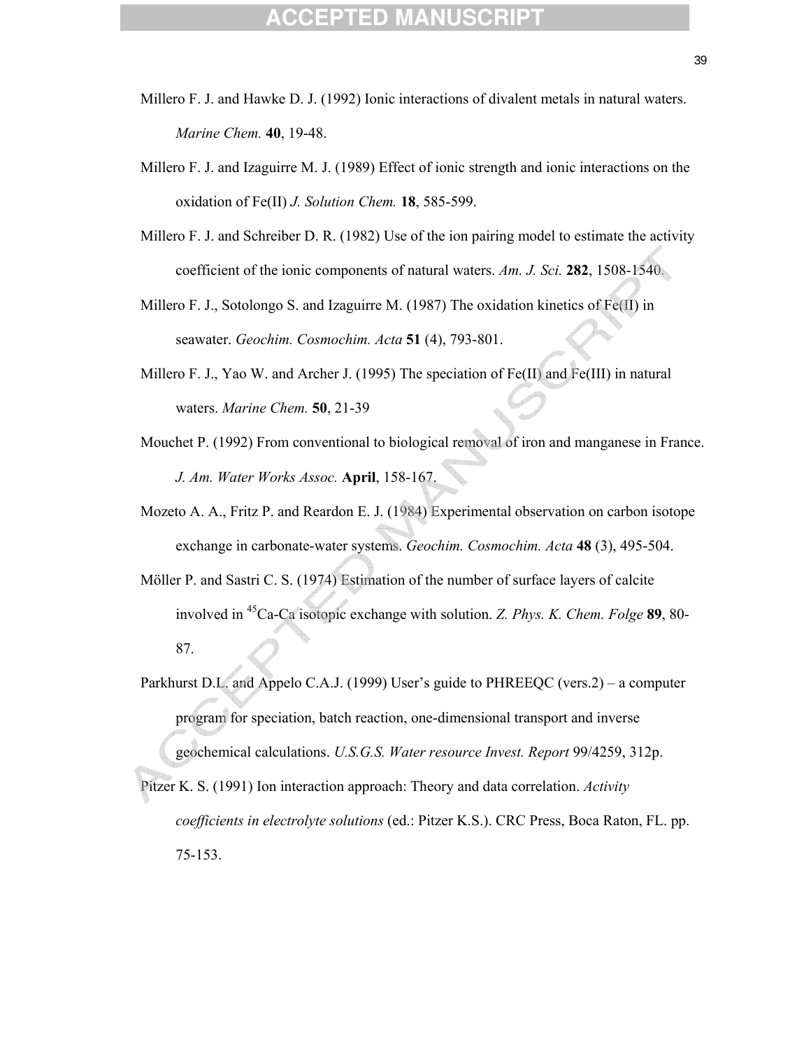Millero F. J. and Hawke D. J. (1992) Ionic interactions of divalent metals in natural waters. *Marine Chem.* **40**, 19-48.

Millero F. J. and Izaguirre M. J. (1989) Effect of ionic strength and ionic interactions on the oxidation of Fe(II) *J. Solution Chem.* **18**, 585-599.

Millero F. J. and Schreiber D. R. (1982) Use of the ion pairing model to estimate the activity coefficient of the ionic components of natural waters. *Am. J. Sci.* **282**, 1508-1540.

Millero F. J., Sotolongo S. and Izaguirre M. (1987) The oxidation kinetics of Fe(II) in seawater. *Geochim. Cosmochim. Acta* **51** (4), 793-801.

Millero F. J., Yao W. and Archer J. (1995) The speciation of Fe(II) and Fe(III) in natural waters. *Marine Chem.* **50**, 21-39

Mouchet P. (1992) From conventional to biological removal of iron and manganese in France. *J. Am. Water Works Assoc.* **April**, 158-167.

Mozeto A. A., Fritz P. and Reardon E. J. (1984) Experimental observation on carbon isotope exchange in carbonate-water systems. *Geochim. Cosmochim. Acta* **48** (3), 495-504.

Möller P. and Sastri C. S. (1974) Estimation of the number of surface layers of calcite involved in $^{45}$Ca-Ca isotopic exchange with solution. *Z. Phys. K. Chem. Folge* **89**, 80-87.

Parkhurst D.L. and Appelo C.A.J. (1999) User's guide to PHREEQC (vers.2) – a computer program for speciation, batch reaction, one-dimensional transport and inverse geochemical calculations. *U.S.G.S. Water resource Invest. Report* 99/4259, 312p.

Pitzer K. S. (1991) Ion interaction approach: Theory and data correlation. *Activity coefficients in electrolyte solutions* (ed.: Pitzer K.S.). CRC Press, Boca Raton, FL. pp. 75-153.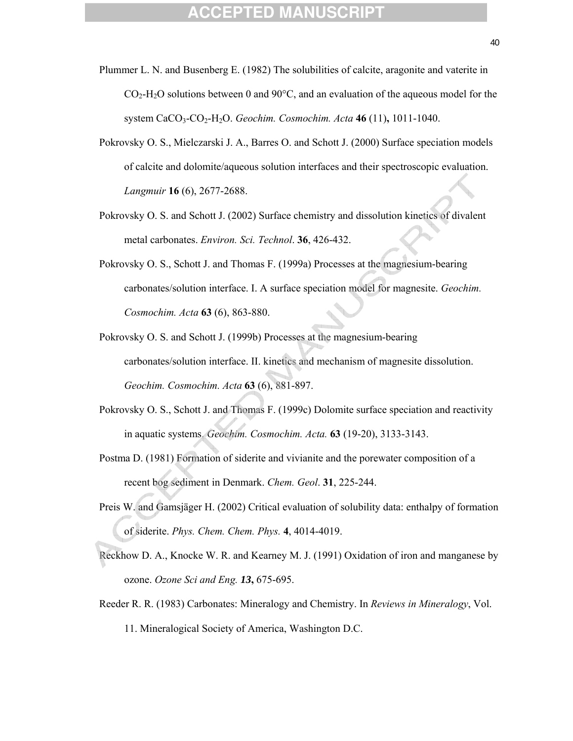Plummer L. N. and Busenberg E. (1982) The solubilities of calcite, aragonite and vaterite in $CO_2$-$H_2O$ solutions between 0 and 90°C, and an evaluation of the aqueous model for the system $CaCO_3$-$CO_2$-$H_2O$. *Geochim. Cosmochim. Acta* **46** (11)**,** 1011-1040.

Pokrovsky O. S., Mielczarski J. A., Barres O. and Schott J. (2000) Surface speciation models of calcite and dolomite/aqueous solution interfaces and their spectroscopic evaluation. *Langmuir* **16** (6), 2677-2688.

Pokrovsky O. S. and Schott J. (2002) Surface chemistry and dissolution kinetics of divalent metal carbonates. *Environ. Sci. Technol*. **36**, 426-432.

Pokrovsky O. S., Schott J. and Thomas F. (1999a) Processes at the magnesium-bearing carbonates/solution interface. I. A surface speciation model for magnesite. *Geochim. Cosmochim. Acta* **63** (6), 863-880.

Pokrovsky O. S. and Schott J. (1999b) Processes at the magnesium-bearing carbonates/solution interface. II. kinetics and mechanism of magnesite dissolution. *Geochim. Cosmochim. Acta* **63** (6), 881-897.

Pokrovsky O. S., Schott J. and Thomas F. (1999c) Dolomite surface speciation and reactivity in aquatic systems. *Geochim. Cosmochim. Acta.* **63** (19-20), 3133-3143.

Postma D. (1981) Formation of siderite and vivianite and the porewater composition of a recent bog sediment in Denmark. *Chem. Geol*. **31**, 225-244.

Preis W. and Gamsjäger H. (2002) Critical evaluation of solubility data: enthalpy of formation of siderite. *Phys. Chem. Chem. Phys.* **4**, 4014-4019.

Reckhow D. A., Knocke W. R. and Kearney M. J. (1991) Oxidation of iron and manganese by ozone. *Ozone Sci and Eng.* ***13*****,** 675-695.

Reeder R. R. (1983) Carbonates: Mineralogy and Chemistry. In *Reviews in Mineralogy*, Vol. 11. Mineralogical Society of America, Washington D.C.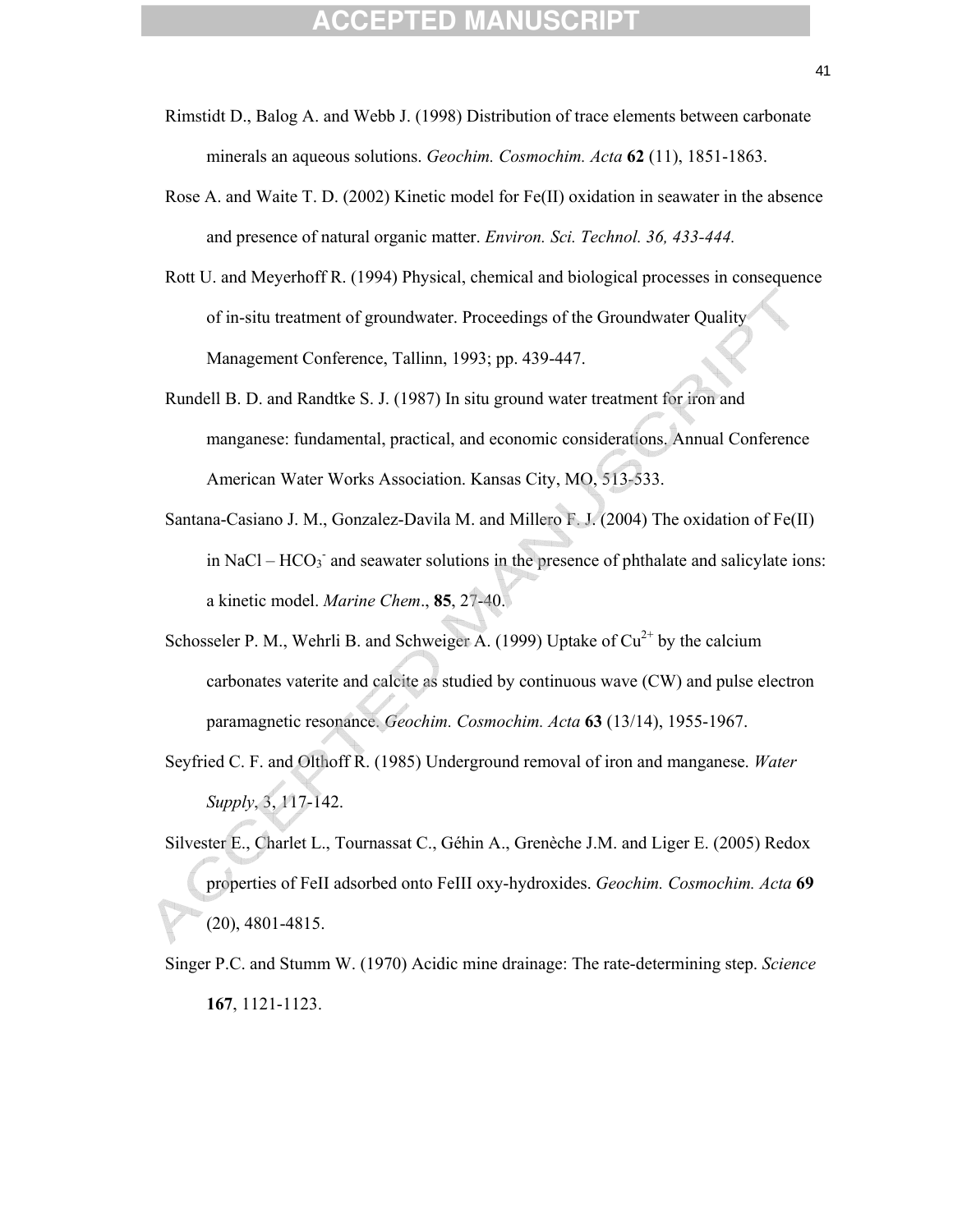Rimstidt D., Balog A. and Webb J. (1998) Distribution of trace elements between carbonate minerals an aqueous solutions. *Geochim. Cosmochim. Acta* **62** (11), 1851-1863.

Rose A. and Waite T. D. (2002) Kinetic model for Fe(II) oxidation in seawater in the absence and presence of natural organic matter. *Environ. Sci. Technol. 36, 433-444.*

Rott U. and Meyerhoff R. (1994) Physical, chemical and biological processes in consequence of in-situ treatment of groundwater. Proceedings of the Groundwater Quality Management Conference, Tallinn, 1993; pp. 439-447.

Rundell B. D. and Randtke S. J. (1987) In situ ground water treatment for iron and manganese: fundamental, practical, and economic considerations. Annual Conference American Water Works Association. Kansas City, MO, 513-533.

Santana-Casiano J. M., Gonzalez-Davila M. and Millero F. J. (2004) The oxidation of Fe(II) in NaCl – $HCO_3^-$ and seawater solutions in the presence of phthalate and salicylate ions: a kinetic model. *Marine Chem*., **85**, 27-40.

Schosseler P. M., Wehrli B. and Schweiger A. (1999) Uptake of $Cu^{2+}$ by the calcium carbonates vaterite and calcite as studied by continuous wave (CW) and pulse electron paramagnetic resonance. *Geochim. Cosmochim. Acta* **63** (13/14), 1955-1967.

Seyfried C. F. and Olthoff R. (1985) Underground removal of iron and manganese. *Water Supply*, 3, 117-142.

Silvester E., Charlet L., Tournassat C., Géhin A., Grenèche J.M. and Liger E. (2005) Redox properties of FeII adsorbed onto FeIII oxy-hydroxides. *Geochim. Cosmochim. Acta* **69** (20), 4801-4815.

Singer P.C. and Stumm W. (1970) Acidic mine drainage: The rate-determining step. *Science* **167**, 1121-1123.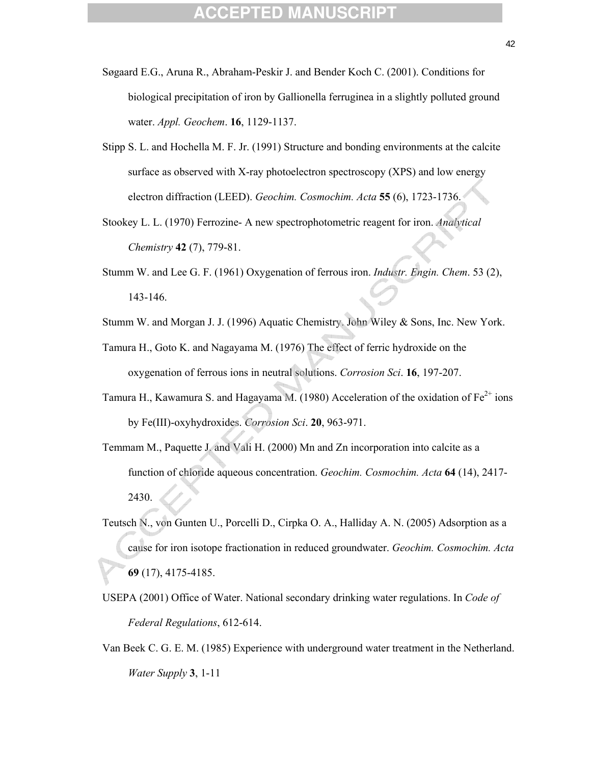Søgaard E.G., Aruna R., Abraham-Peskir J. and Bender Koch C. (2001). Conditions for biological precipitation of iron by Gallionella ferruginea in a slightly polluted ground water. *Appl. Geochem*. **16**, 1129-1137.

Stipp S. L. and Hochella M. F. Jr. (1991) Structure and bonding environments at the calcite surface as observed with X-ray photoelectron spectroscopy (XPS) and low energy electron diffraction (LEED). *Geochim. Cosmochim. Acta* **55** (6), 1723-1736.

Stookey L. L. (1970) Ferrozine- A new spectrophotometric reagent for iron. *Analytical Chemistry* **42** (7), 779-81.

Stumm W. and Lee G. F. (1961) Oxygenation of ferrous iron. *Industr. Engin. Chem*. 53 (2), 143-146.

Stumm W. and Morgan J. J. (1996) Aquatic Chemistry. John Wiley & Sons, Inc. New York.

Tamura H., Goto K. and Nagayama M. (1976) The effect of ferric hydroxide on the oxygenation of ferrous ions in neutral solutions. *Corrosion Sci*. **16**, 197-207.

Tamura H., Kawamura S. and Hagayama M. (1980) Acceleration of the oxidation of $Fe^{2+}$ ions by Fe(III)-oxyhydroxides. *Corrosion Sci*. **20**, 963-971.

Temmam M., Paquette J. and Vali H. (2000) Mn and Zn incorporation into calcite as a function of chloride aqueous concentration. *Geochim. Cosmochim. Acta* **64** (14), 2417-2430.

Teutsch N., von Gunten U., Porcelli D., Cirpka O. A., Halliday A. N. (2005) Adsorption as a cause for iron isotope fractionation in reduced groundwater. *Geochim. Cosmochim. Acta* **69** (17), 4175-4185.

USEPA (2001) Office of Water. National secondary drinking water regulations. In *Code of Federal Regulations*, 612-614.

Van Beek C. G. E. M. (1985) Experience with underground water treatment in the Netherland. *Water Supply* **3**, 1-11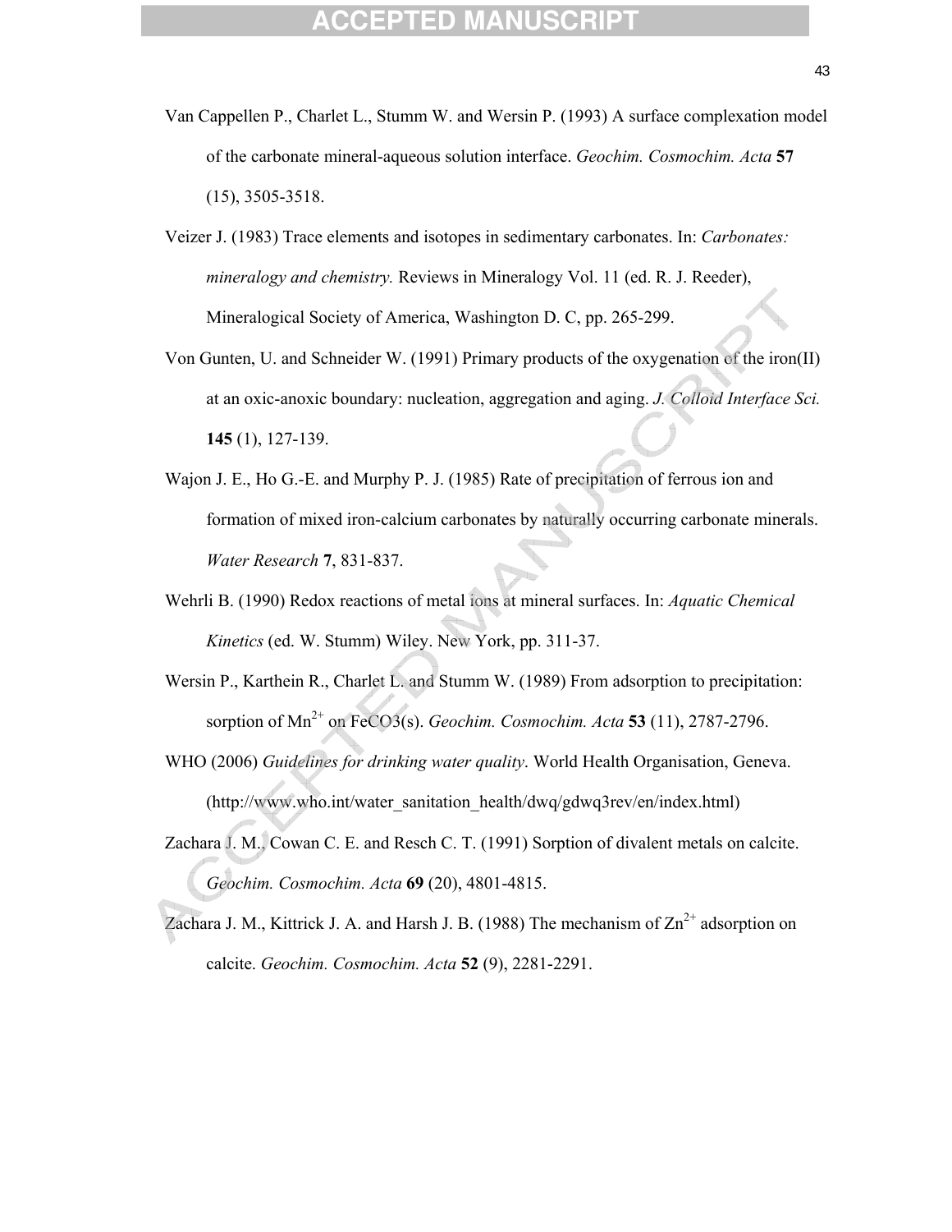Van Cappellen P., Charlet L., Stumm W. and Wersin P. (1993) A surface complexation model of the carbonate mineral-aqueous solution interface. *Geochim. Cosmochim. Acta* **57** (15), 3505-3518.

Veizer J. (1983) Trace elements and isotopes in sedimentary carbonates. In: *Carbonates: mineralogy and chemistry.* Reviews in Mineralogy Vol. 11 (ed. R. J. Reeder), Mineralogical Society of America, Washington D. C, pp. 265-299.

Von Gunten, U. and Schneider W. (1991) Primary products of the oxygenation of the iron(II) at an oxic-anoxic boundary: nucleation, aggregation and aging. *J. Colloid Interface Sci.* **145** (1), 127-139.

Wajon J. E., Ho G.-E. and Murphy P. J. (1985) Rate of precipitation of ferrous ion and formation of mixed iron-calcium carbonates by naturally occurring carbonate minerals. *Water Research* **7**, 831-837.

Wehrli B. (1990) Redox reactions of metal ions at mineral surfaces. In: *Aquatic Chemical Kinetics* (ed. W. Stumm) Wiley. New York, pp. 311-37.

Wersin P., Karthein R., Charlet L. and Stumm W. (1989) From adsorption to precipitation: sorption of $Mn^{2+}$ on FeCO3(s). *Geochim. Cosmochim. Acta* **53** (11), 2787-2796.

WHO (2006) *Guidelines for drinking water quality*. World Health Organisation, Geneva. (http://www.who.int/water_sanitation_health/dwq/gdwq3rev/en/index.html)

Zachara J. M., Cowan C. E. and Resch C. T. (1991) Sorption of divalent metals on calcite. *Geochim. Cosmochim. Acta* **69** (20), 4801-4815.

Zachara J. M., Kittrick J. A. and Harsh J. B. (1988) The mechanism of $Zn^{2+}$ adsorption on calcite. *Geochim. Cosmochim. Acta* **52** (9), 2281-2291.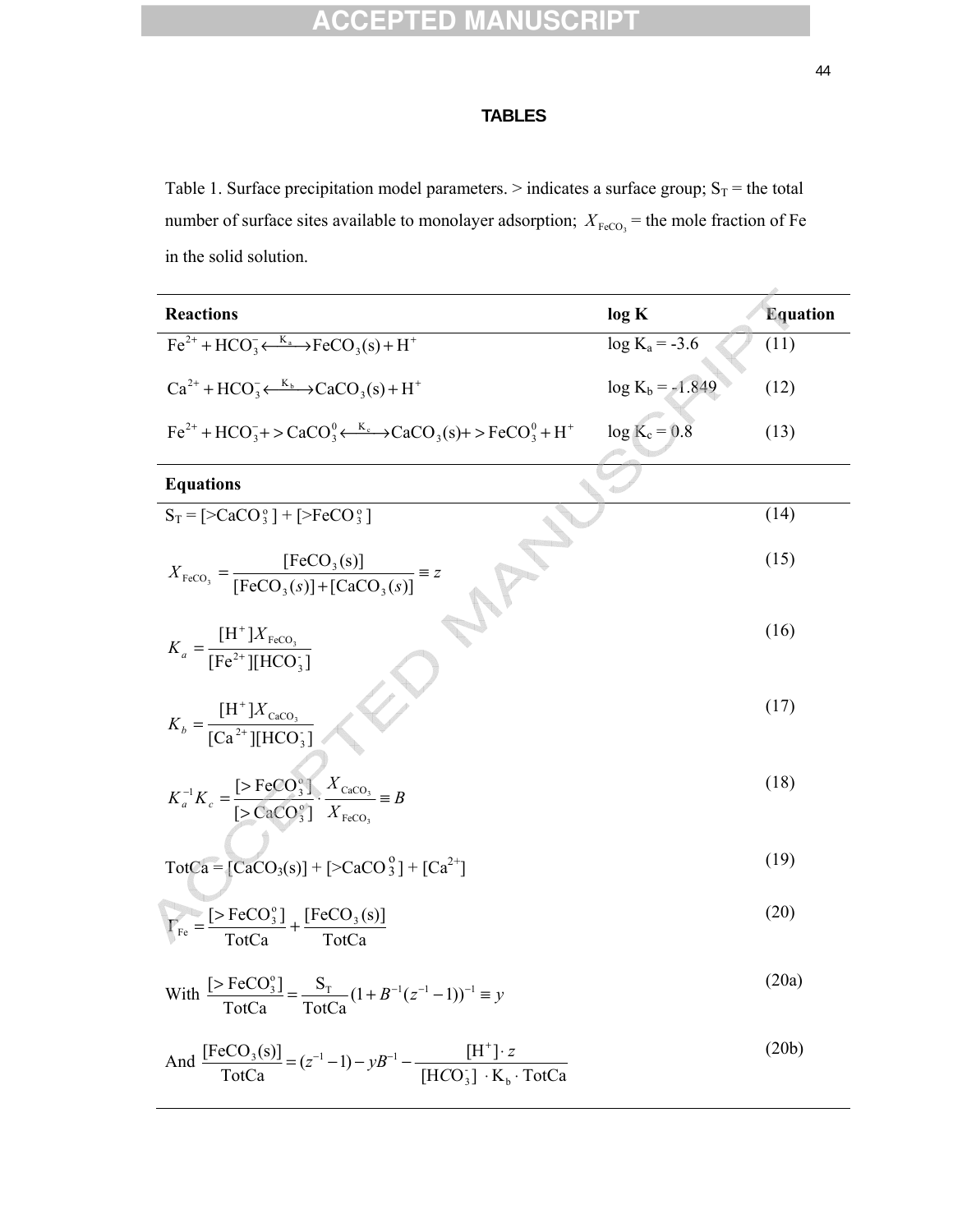## TABLES

Table 1. Surface precipitation model parameters. > indicates a surface group; $S_T$ = the total number of surface sites available to monolayer adsorption; $X_{FeCO_3}$ = the mole fraction of Fe in the solid solution.

| Reactions | log K | Equation |
|---|---|---|
| $Fe^{2+} + HCO_3^- \xleftrightarrow{K_a} FeCO_3(s) + H^+$ | $\log K_a = -3.6$ | (11) |
| $Ca^{2+} + HCO_3^- \xleftrightarrow{K_b} CaCO_3(s) + H^+$ | $\log K_b = -1.849$ | (12) |
| $Fe^{2+} + HCO_3^- + {>}CaCO_3^0 \xleftrightarrow{K_c} CaCO_3(s) + {>}FeCO_3^0 + H^+$ | $\log K_c = 0.8$ | (13) |
| **Equations** | | |
| $S_T = [{>}CaCO_3^o] + [{>}FeCO_3^o]$ | | (14) |
| $X_{FeCO_3} = \dfrac{[FeCO_3(s)]}{[FeCO_3(s)] + [CaCO_3(s)]} \equiv z$ | | (15) |
| $K_a = \dfrac{[H^+] X_{FeCO_3}}{[Fe^{2+}][HCO_3^-]}$ | | (16) |
| $K_b = \dfrac{[H^+] X_{CaCO_3}}{[Ca^{2+}][HCO_3^-]}$ | | (17) |
| $K_a^{-1} K_c = \dfrac{[{>}FeCO_3^o]}{[{>}CaCO_3^o]} \cdot \dfrac{X_{CaCO_3}}{X_{FeCO_3}} \equiv B$ | | (18) |
| $TotCa = [CaCO_3(s)] + [{>}CaCO_3^o] + [Ca^{2+}]$ | | (19) |
| $\Gamma_{Fe} = \dfrac{[{>}FeCO_3^o]}{TotCa} + \dfrac{[FeCO_3(s)]}{TotCa}$ | | (20) |
| With $\dfrac{[{>}FeCO_3^o]}{TotCa} = \dfrac{S_T}{TotCa}(1 + B^{-1}(z^{-1} - 1))^{-1} \equiv y$ | | (20a) |
| And $\dfrac{[FeCO_3(s)]}{TotCa} = (z^{-1} - 1) - yB^{-1} - \dfrac{[H^+] \cdot z}{[HCO_3^-] \cdot K_b \cdot TotCa}$ | | (20b) |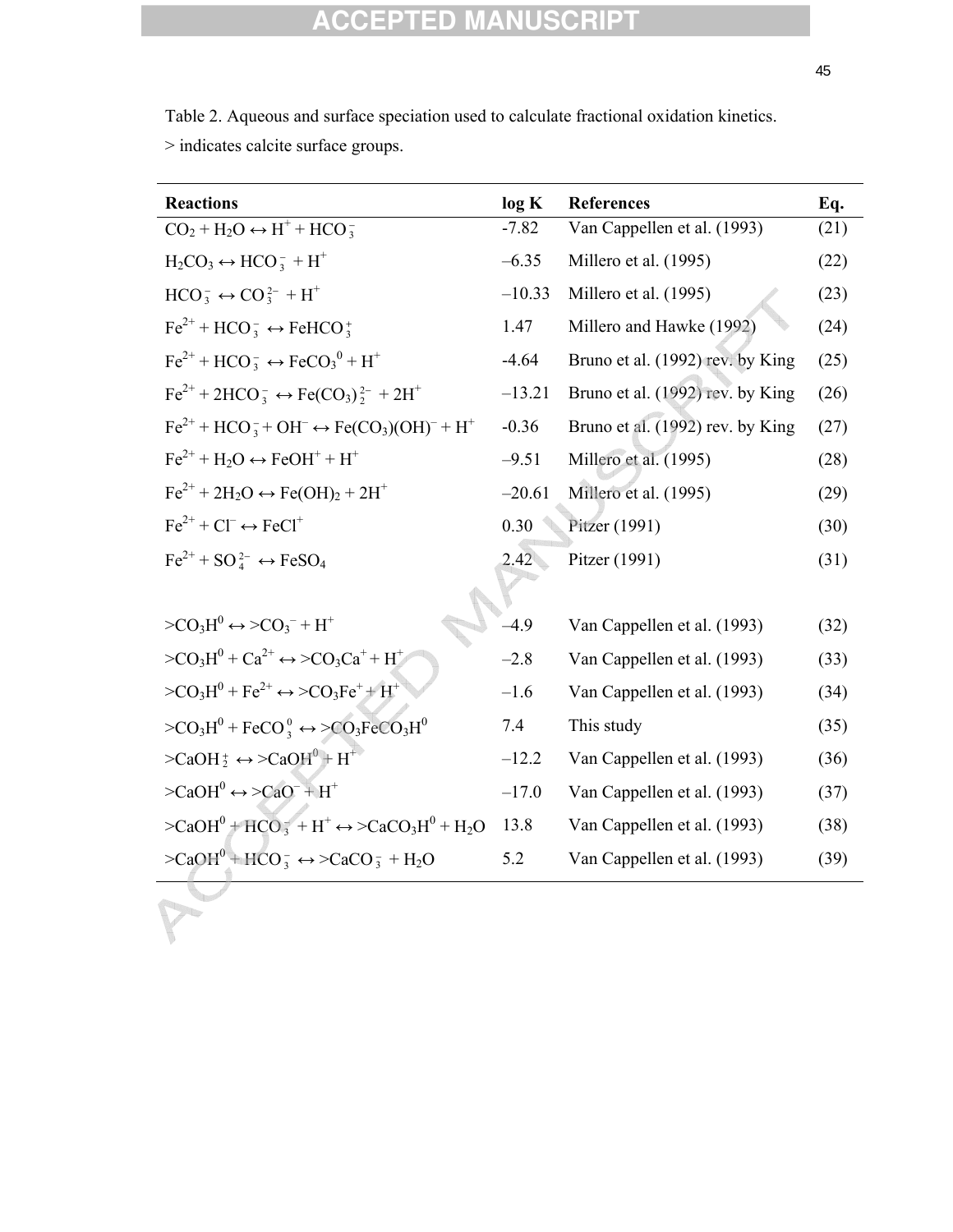Table 2. Aqueous and surface speciation used to calculate fractional oxidation kinetics. > indicates calcite surface groups.

| Reactions | log K | References | Eq. |
|---|---|---|---|
| $CO_2 + H_2O \leftrightarrow H^+ + HCO_3^-$ | -7.82 | Van Cappellen et al. (1993) | (21) |
| $H_2CO_3 \leftrightarrow HCO_3^- + H^+$ | –6.35 | Millero et al. (1995) | (22) |
| $HCO_3^- \leftrightarrow CO_3^{2-} + H^+$ | –10.33 | Millero et al. (1995) | (23) |
| $Fe^{2+} + HCO_3^- \leftrightarrow FeHCO_3^+$ | 1.47 | Millero and Hawke (1992) | (24) |
| $Fe^{2+} + HCO_3^- \leftrightarrow FeCO_3^0 + H^+$ | -4.64 | Bruno et al. (1992) rev. by King | (25) |
| $Fe^{2+} + 2HCO_3^- \leftrightarrow Fe(CO_3)_2^{2-} + 2H^+$ | –13.21 | Bruno et al. (1992) rev. by King | (26) |
| $Fe^{2+} + HCO_3^- + OH^- \leftrightarrow Fe(CO_3)(OH)^- + H^+$ | -0.36 | Bruno et al. (1992) rev. by King | (27) |
| $Fe^{2+} + H_2O \leftrightarrow FeOH^+ + H^+$ | –9.51 | Millero et al. (1995) | (28) |
| $Fe^{2+} + 2H_2O \leftrightarrow Fe(OH)_2 + 2H^+$ | –20.61 | Millero et al. (1995) | (29) |
| $Fe^{2+} + Cl^- \leftrightarrow FeCl^+$ | 0.30 | Pitzer (1991) | (30) |
| $Fe^{2+} + SO_4^{2-} \leftrightarrow FeSO_4$ | 2.42 | Pitzer (1991) | (31) |
| | | | |
| $>CO_3H^0 \leftrightarrow >CO_3^- + H^+$ | –4.9 | Van Cappellen et al. (1993) | (32) |
| $>CO_3H^0 + Ca^{2+} \leftrightarrow >CO_3Ca^+ + H^+$ | –2.8 | Van Cappellen et al. (1993) | (33) |
| $>CO_3H^0 + Fe^{2+} \leftrightarrow >CO_3Fe^+ + H^+$ | –1.6 | Van Cappellen et al. (1993) | (34) |
| $>CO_3H^0 + FeCO_3^0 \leftrightarrow >CO_3FeCO_3H^0$ | 7.4 | This study | (35) |
| $>CaOH_2^+ \leftrightarrow >CaOH^0 + H^+$ | –12.2 | Van Cappellen et al. (1993) | (36) |
| $>CaOH^0 \leftrightarrow >CaO^- + H^+$ | –17.0 | Van Cappellen et al. (1993) | (37) |
| $>CaOH^0 + HCO_3^- + H^+ \leftrightarrow >CaCO_3H^0 + H_2O$ | 13.8 | Van Cappellen et al. (1993) | (38) |
| $>CaOH^0 + HCO_3^- \leftrightarrow >CaCO_3^- + H_2O$ | 5.2 | Van Cappellen et al. (1993) | (39) |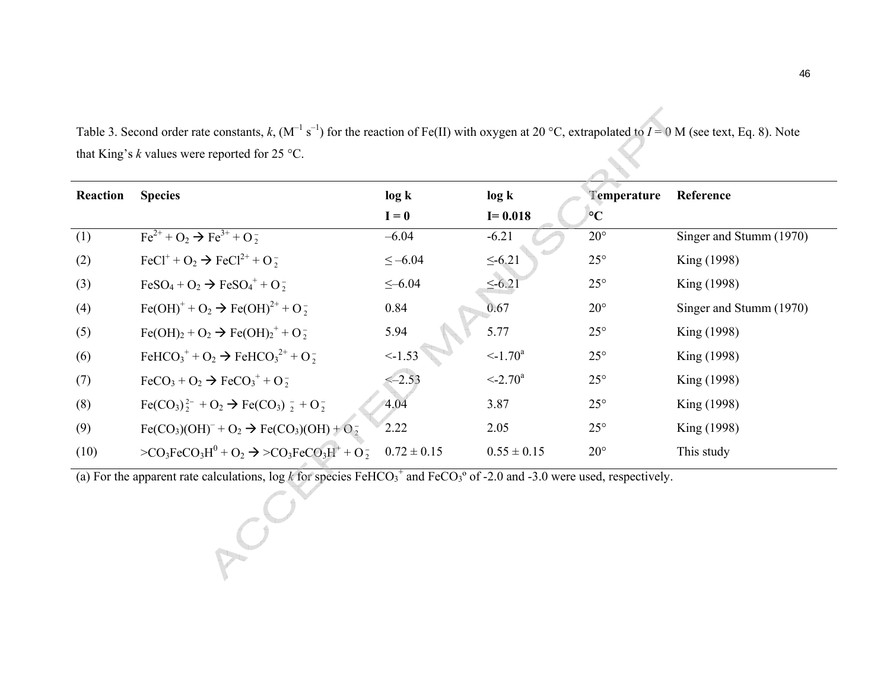Table 3. Second order rate constants, $k$, ($M^{-1}$ $s^{-1}$) for the reaction of Fe(II) with oxygen at 20 °C, extrapolated to $I = 0$ M (see text, Eq. 8). Note that King's $k$ values were reported for 25 °C.

| Reaction | Species | log k I = 0 | log k I= 0.018 | Temperature °C | Reference |
|---|---|---|---|---|---|
| (1) | $Fe^{2+} + O_2 \rightarrow Fe^{3+} + O_2^-$ | –6.04 | -6.21 | 20° | Singer and Stumm (1970) |
| (2) | $FeCl^+ + O_2 \rightarrow FeCl^{2+} + O_2^-$ | ≤ –6.04 | ≤-6.21 | 25° | King (1998) |
| (3) | $FeSO_4 + O_2 \rightarrow FeSO_4^+ + O_2^-$ | ≤–6.04 | ≤-6.21 | 25° | King (1998) |
| (4) | $Fe(OH)^+ + O_2 \rightarrow Fe(OH)^{2+} + O_2^-$ | 0.84 | 0.67 | 20° | Singer and Stumm (1970) |
| (5) | $Fe(OH)_2 + O_2 \rightarrow Fe(OH)_2^+ + O_2^-$ | 5.94 | 5.77 | 25° | King (1998) |
| (6) | $FeHCO_3^+ + O_2 \rightarrow FeHCO_3^{2+} + O_2^-$ | <-1.53 | <-1.70[a] | 25° | King (1998) |
| (7) | $FeCO_3 + O_2 \rightarrow FeCO_3^+ + O_2^-$ | <–2.53 | <-2.70[a] | 25° | King (1998) |
| (8) | $Fe(CO_3)_2^{2-} + O_2 \rightarrow Fe(CO_3)_2^- + O_2^-$ | 4.04 | 3.87 | 25° | King (1998) |
| (9) | $Fe(CO_3)(OH)^- + O_2 \rightarrow Fe(CO_3)(OH) + O_2^-$ | 2.22 | 2.05 | 25° | King (1998) |
| (10) | $>CO_3FeCO_3H^0 + O_2 \rightarrow >CO_3FeCO_3H^+ + O_2^-$ | 0.72 ± 0.15 | 0.55 ± 0.15 | 20° | This study |

(a) For the apparent rate calculations, log $k$ for species $FeHCO_3^+$ and $FeCO_3^o$ of -2.0 and -3.0 were used, respectively.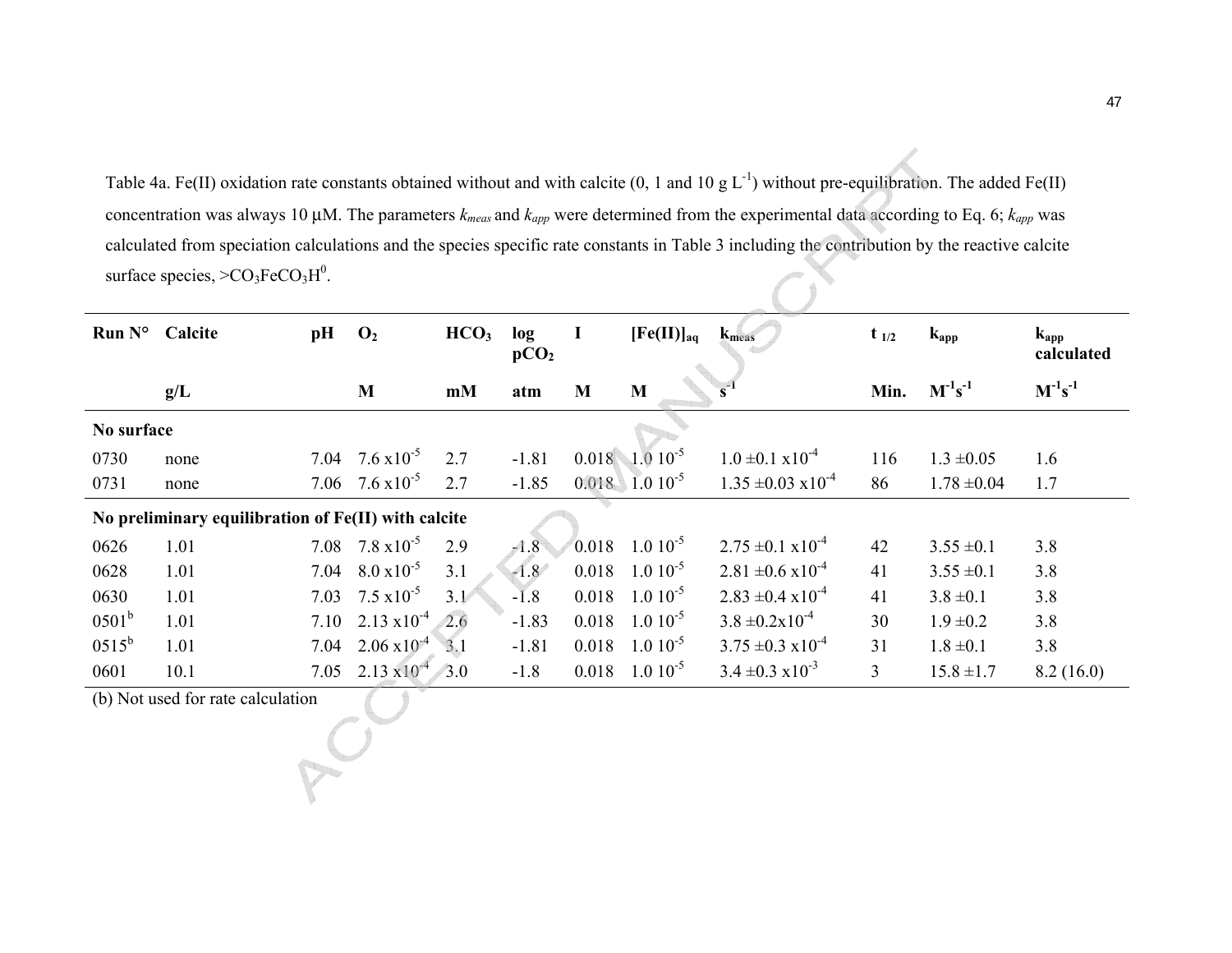Table 4a. Fe(II) oxidation rate constants obtained without and with calcite (0, 1 and 10 g $L^{-1}$) without pre-equilibration. The added Fe(II) concentration was always 10 μM. The parameters $k_{meas}$ and $k_{app}$ were determined from the experimental data according to Eq. 6; $k_{app}$ was calculated from speciation calculations and the species specific rate constants in Table 3 including the contribution by the reactive calcite surface species, $>CO_3FeCO_3H^0$.

| Run N° | Calcite | pH | $O_2$ | $HCO_3$ | log $pCO_2$ | I | $[Fe(II)]_{aq}$ | $k_{meas}$ | $t_{1/2}$ | $k_{app}$ | $k_{app}$ calculated |
|---|---|---|---|---|---|---|---|---|---|---|---|
| | g/L | | M | mM | atm | M | M | $s^{-1}$ | Min. | $M^{-1}s^{-1}$ | $M^{-1}s^{-1}$ |
| **No surface** | | | | | | | | | | | |
| 0730 | none | 7.04 | $7.6 \times 10^{-5}$ | 2.7 | -1.81 | 0.018 | $1.0\ 10^{-5}$ | $1.0 \pm 0.1 \times 10^{-4}$ | 116 | $1.3 \pm 0.05$ | 1.6 |
| 0731 | none | 7.06 | $7.6 \times 10^{-5}$ | 2.7 | -1.85 | 0.018 | $1.0\ 10^{-5}$ | $1.35 \pm 0.03 \times 10^{-4}$ | 86 | $1.78 \pm 0.04$ | 1.7 |
| **No preliminary equilibration of Fe(II) with calcite** | | | | | | | | | | | |
| 0626 | 1.01 | 7.08 | $7.8 \times 10^{-5}$ | 2.9 | -1.8 | 0.018 | $1.0\ 10^{-5}$ | $2.75 \pm 0.1 \times 10^{-4}$ | 42 | $3.55 \pm 0.1$ | 3.8 |
| 0628 | 1.01 | 7.04 | $8.0 \times 10^{-5}$ | 3.1 | -1.8 | 0.018 | $1.0\ 10^{-5}$ | $2.81 \pm 0.6 \times 10^{-4}$ | 41 | $3.55 \pm 0.1$ | 3.8 |
| 0630 | 1.01 | 7.03 | $7.5 \times 10^{-5}$ | 3.1 | -1.8 | 0.018 | $1.0\ 10^{-5}$ | $2.83 \pm 0.4 \times 10^{-4}$ | 41 | $3.8 \pm 0.1$ | 3.8 |
| 0501[b] | 1.01 | 7.10 | $2.13 \times 10^{-4}$ | 2.6 | -1.83 | 0.018 | $1.0\ 10^{-5}$ | $3.8 \pm 0.2 \times 10^{-4}$ | 30 | $1.9 \pm 0.2$ | 3.8 |
| 0515[b] | 1.01 | 7.04 | $2.06 \times 10^{-4}$ | 3.1 | -1.81 | 0.018 | $1.0\ 10^{-5}$ | $3.75 \pm 0.3 \times 10^{-4}$ | 31 | $1.8 \pm 0.1$ | 3.8 |
| 0601 | 10.1 | 7.05 | $2.13 \times 10^{-4}$ | 3.0 | -1.8 | 0.018 | $1.0\ 10^{-5}$ | $3.4 \pm 0.3 \times 10^{-3}$ | 3 | $15.8 \pm 1.7$ | 8.2 (16.0) |

(b) Not used for rate calculation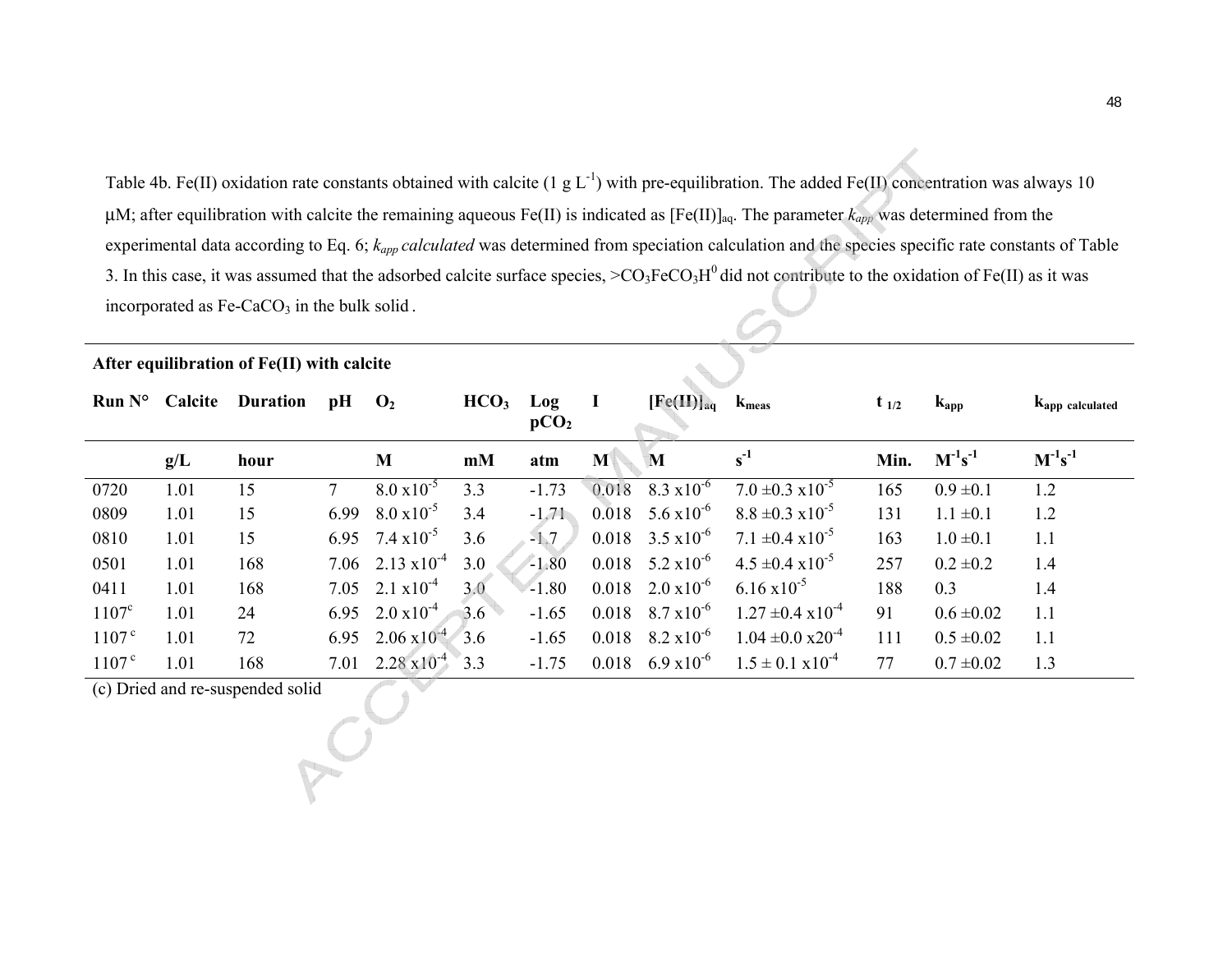Table 4b. Fe(II) oxidation rate constants obtained with calcite (1 g $L^{-1}$) with pre-equilibration. The added Fe(II) concentration was always 10 μM; after equilibration with calcite the remaining aqueous Fe(II) is indicated as $[Fe(II)]_{aq}$. The parameter $k_{app}$ was determined from the experimental data according to Eq. 6; $k_{app}$ *calculated* was determined from speciation calculation and the species specific rate constants of Table 3. In this case, it was assumed that the adsorbed calcite surface species, $>CO_3FeCO_3H^0$ did not contribute to the oxidation of Fe(II) as it was incorporated as $Fe\text{-}CaCO_3$ in the bulk solid.

| **After equilibration of Fe(II) with calcite** | | | | | | | | | | | | |
|---|---|---|---|---|---|---|---|---|---|---|---|---|
| **Run N°** | **Calcite** | **Duration** | **pH** | **$O_2$** | **$HCO_3$** | **Log $pCO_2$** | **I** | **$[Fe(II)]_{aq}$** | **$k_{meas}$** | **$t_{1/2}$** | **$k_{app}$** | **$k_{app\ calculated}$** |
| | **g/L** | **hour** | | **M** | **mM** | **atm** | **M** | **M** | **$s^{-1}$** | **Min.** | **$M^{-1}s^{-1}$** | **$M^{-1}s^{-1}$** |
| 0720 | 1.01 | 15 | 7 | $8.0 \times 10^{-5}$ | 3.3 | -1.73 | 0.018 | $8.3 \times 10^{-6}$ | $7.0 \pm 0.3 \times 10^{-5}$ | 165 | $0.9 \pm 0.1$ | 1.2 |
| 0809 | 1.01 | 15 | 6.99 | $8.0 \times 10^{-5}$ | 3.4 | -1.71 | 0.018 | $5.6 \times 10^{-6}$ | $8.8 \pm 0.3 \times 10^{-5}$ | 131 | $1.1 \pm 0.1$ | 1.2 |
| 0810 | 1.01 | 15 | 6.95 | $7.4 \times 10^{-5}$ | 3.6 | -1.7 | 0.018 | $3.5 \times 10^{-6}$ | $7.1 \pm 0.4 \times 10^{-5}$ | 163 | $1.0 \pm 0.1$ | 1.1 |
| 0501 | 1.01 | 168 | 7.06 | $2.13 \times 10^{-4}$ | 3.0 | -1.80 | 0.018 | $5.2 \times 10^{-6}$ | $4.5 \pm 0.4 \times 10^{-5}$ | 257 | $0.2 \pm 0.2$ | 1.4 |
| 0411 | 1.01 | 168 | 7.05 | $2.1 \times 10^{-4}$ | 3.0 | -1.80 | 0.018 | $2.0 \times 10^{-6}$ | $6.16 \times 10^{-5}$ | 188 | 0.3 | 1.4 |
| 1107[c] | 1.01 | 24 | 6.95 | $2.0 \times 10^{-4}$ | 3.6 | -1.65 | 0.018 | $8.7 \times 10^{-6}$ | $1.27 \pm 0.4 \times 10^{-4}$ | 91 | $0.6 \pm 0.02$ | 1.1 |
| 1107[c] | 1.01 | 72 | 6.95 | $2.06 \times 10^{-4}$ | 3.6 | -1.65 | 0.018 | $8.2 \times 10^{-6}$ | $1.04 \pm 0.0 \times 20^{-4}$ | 111 | $0.5 \pm 0.02$ | 1.1 |
| 1107[c] | 1.01 | 168 | 7.01 | $2.28 \times 10^{-4}$ | 3.3 | -1.75 | 0.018 | $6.9 \times 10^{-6}$ | $1.5 \pm 0.1 \times 10^{-4}$ | 77 | $0.7 \pm 0.02$ | 1.3 |

(c) Dried and re-suspended solid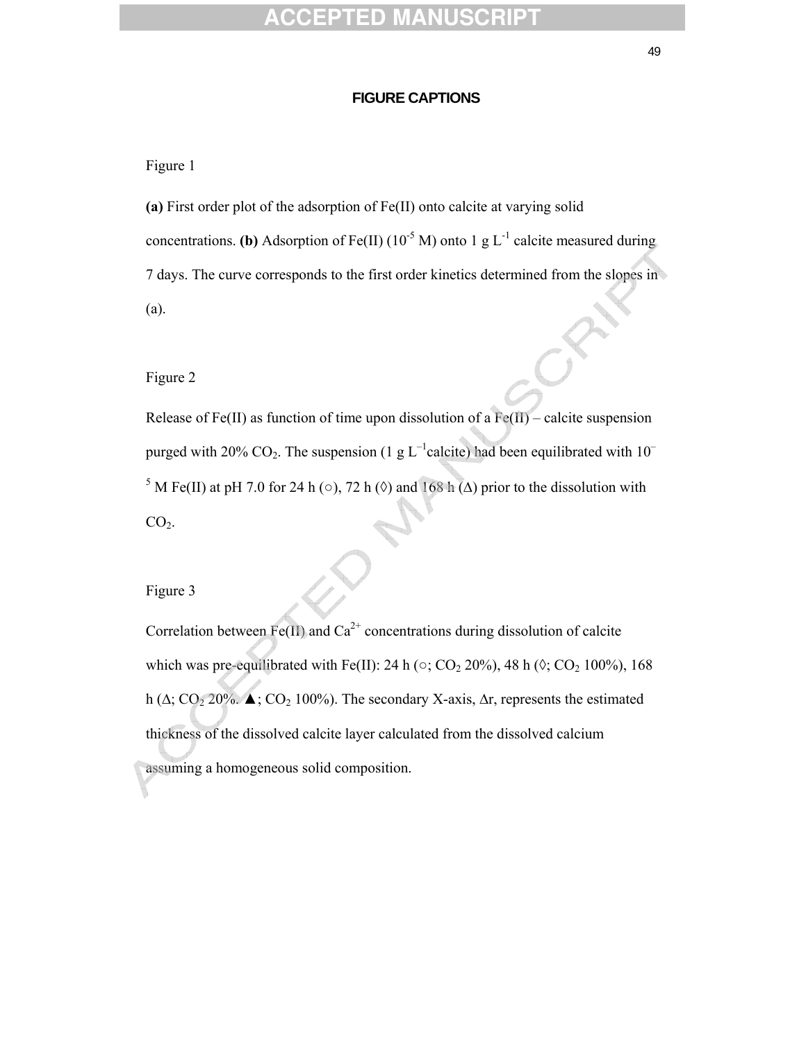## FIGURE CAPTIONS

Figure 1

**(a)** First order plot of the adsorption of Fe(II) onto calcite at varying solid concentrations. **(b)** Adsorption of Fe(II) ($10^{-5}$ M) onto 1 g $L^{-1}$ calcite measured during 7 days. The curve corresponds to the first order kinetics determined from the slopes in (a).

Figure 2

Release of Fe(II) as function of time upon dissolution of a Fe(II) – calcite suspension purged with 20% $CO_2$. The suspension (1 g $L^{-1}$calcite) had been equilibrated with $10^{-5}$ M Fe(II) at pH 7.0 for 24 h (○), 72 h (◊) and 168 h (Δ) prior to the dissolution with $CO_2$.

Figure 3

Correlation between Fe(II) and $Ca^{2+}$ concentrations during dissolution of calcite which was pre-equilibrated with Fe(II): 24 h (○; $CO_2$ 20%), 48 h (◊; $CO_2$ 100%), 168 h (Δ; $CO_2$ 20%. ▲; $CO_2$ 100%). The secondary X-axis, Δr, represents the estimated thickness of the dissolved calcite layer calculated from the dissolved calcium assuming a homogeneous solid composition.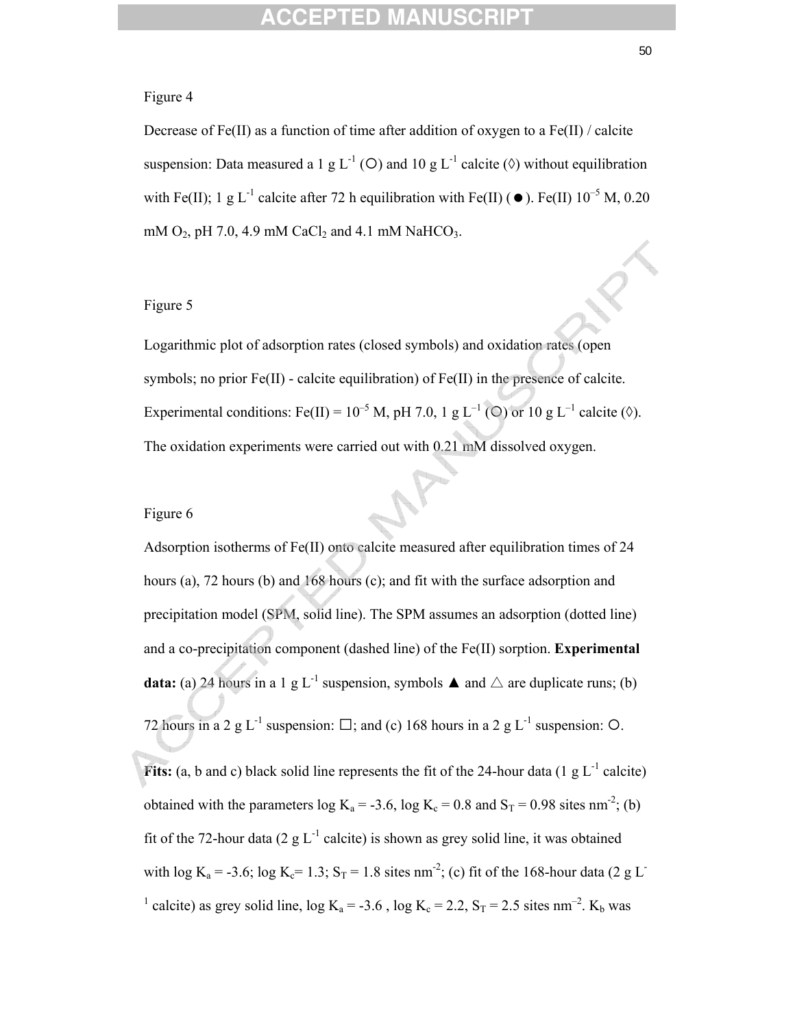Figure 4

Decrease of Fe(II) as a function of time after addition of oxygen to a Fe(II) / calcite suspension: Data measured a 1 g $L^{-1}$ (○) and 10 g $L^{-1}$ calcite (◊) without equilibration with Fe(II); 1 g $L^{-1}$ calcite after 72 h equilibration with Fe(II) (●). Fe(II) $10^{-5}$ M, 0.20 mM $O_2$, pH 7.0, 4.9 mM $CaCl_2$ and 4.1 mM $NaHCO_3$.

Figure 5

Logarithmic plot of adsorption rates (closed symbols) and oxidation rates (open symbols; no prior Fe(II) - calcite equilibration) of Fe(II) in the presence of calcite. Experimental conditions: Fe(II) = $10^{-5}$ M, pH 7.0, 1 g $L^{-1}$ (○) or 10 g $L^{-1}$ calcite (◊). The oxidation experiments were carried out with 0.21 mM dissolved oxygen.

Figure 6

Adsorption isotherms of Fe(II) onto calcite measured after equilibration times of 24 hours (a), 72 hours (b) and 168 hours (c); and fit with the surface adsorption and precipitation model (SPM, solid line). The SPM assumes an adsorption (dotted line) and a co-precipitation component (dashed line) of the Fe(II) sorption. **Experimental data:** (a) 24 hours in a 1 g $L^{-1}$ suspension, symbols ▲ and △ are duplicate runs; (b) 72 hours in a 2 g $L^{-1}$ suspension: □; and (c) 168 hours in a 2 g $L^{-1}$ suspension: ○.

**Fits:** (a, b and c) black solid line represents the fit of the 24-hour data (1 g $L^{-1}$ calcite) obtained with the parameters log $K_a$ = -3.6, log $K_c$ = 0.8 and $S_T$ = 0.98 sites $nm^{-2}$; (b) fit of the 72-hour data (2 g $L^{-1}$ calcite) is shown as grey solid line, it was obtained with log $K_a$ = -3.6; log $K_c$= 1.3; $S_T$ = 1.8 sites $nm^{-2}$; (c) fit of the 168-hour data (2 g $L^{-1}$ calcite) as grey solid line, log $K_a$ = -3.6 , log $K_c$ = 2.2, $S_T$ = 2.5 sites $nm^{-2}$. $K_b$ was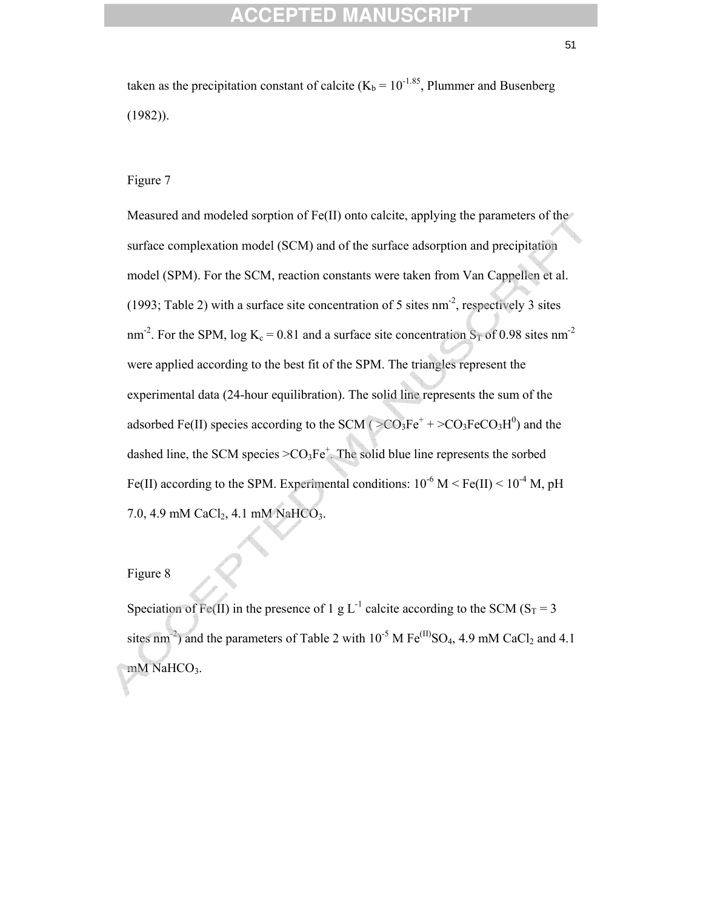taken as the precipitation constant of calcite ($K_b = 10^{-1.85}$, Plummer and Busenberg (1982)).

Figure 7

Measured and modeled sorption of Fe(II) onto calcite, applying the parameters of the surface complexation model (SCM) and of the surface adsorption and precipitation model (SPM). For the SCM, reaction constants were taken from Van Cappellen et al. (1993; Table 2) with a surface site concentration of 5 sites $nm^{-2}$, respectively 3 sites $nm^{-2}$. For the SPM, $\log K_c = 0.81$ and a surface site concentration $S_T$ of 0.98 sites $nm^{-2}$ were applied according to the best fit of the SPM. The triangles represent the experimental data (24-hour equilibration). The solid line represents the sum of the adsorbed Fe(II) species according to the SCM ( $>CO_3Fe^+$ + $>CO_3FeCO_3H^0$) and the dashed line, the SCM species $>CO_3Fe^+$. The solid blue line represents the sorbed Fe(II) according to the SPM. Experimental conditions: $10^{-6}$ M < Fe(II) < $10^{-4}$ M, pH 7.0, 4.9 mM $CaCl_2$, 4.1 mM $NaHCO_3$.

Figure 8

Speciation of Fe(II) in the presence of 1 g $L^{-1}$ calcite according to the SCM ($S_T$ = 3 sites $nm^{-2}$) and the parameters of Table 2 with $10^{-5}$ M $Fe^{(II)}SO_4$, 4.9 mM $CaCl_2$ and 4.1 mM $NaHCO_3$.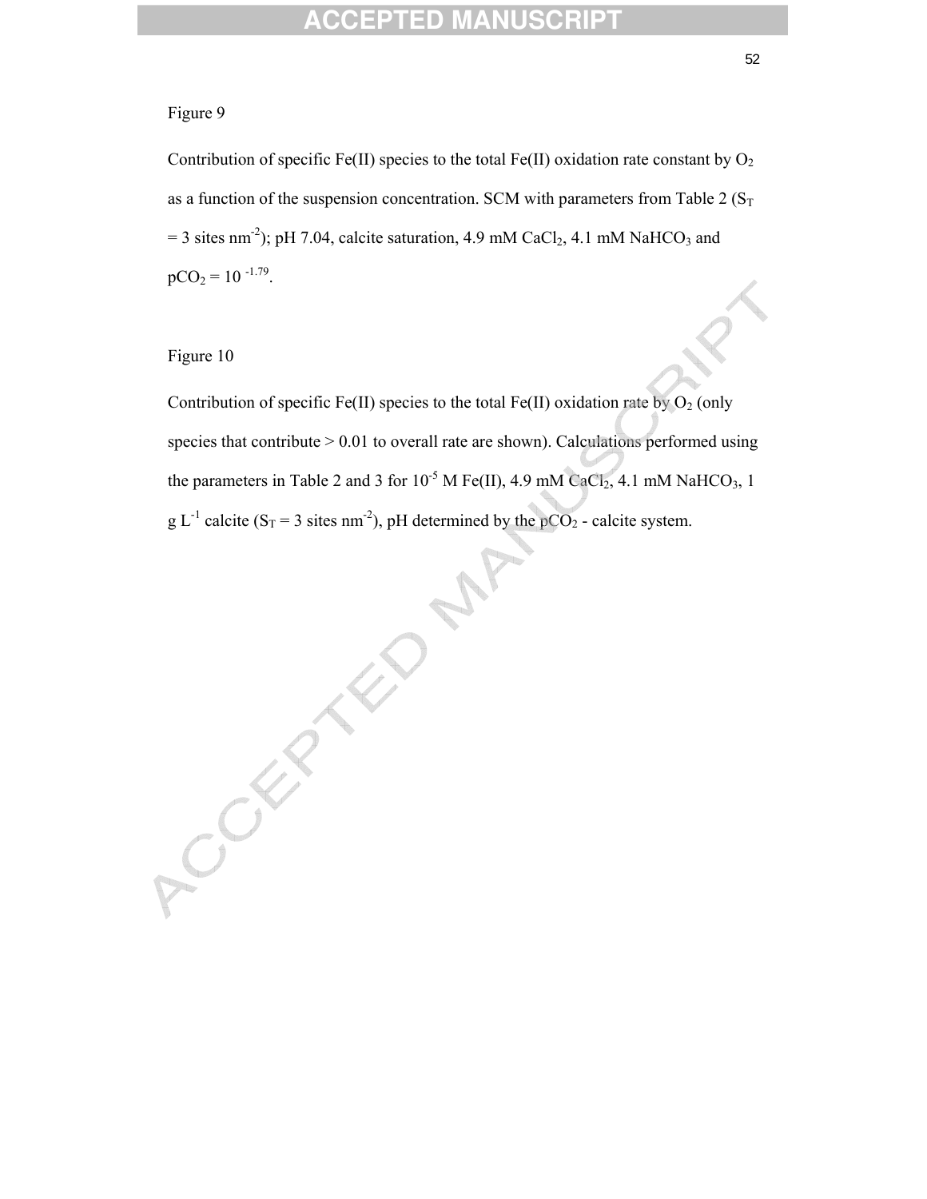Figure 9

Contribution of specific Fe(II) species to the total Fe(II) oxidation rate constant by $O_2$ as a function of the suspension concentration. SCM with parameters from Table 2 ($S_T$ = 3 sites $nm^{-2}$); pH 7.04, calcite saturation, 4.9 mM $CaCl_2$, 4.1 mM $NaHCO_3$ and $pCO_2 = 10^{-1.79}$.

Figure 10

Contribution of specific Fe(II) species to the total Fe(II) oxidation rate by $O_2$ (only species that contribute > 0.01 to overall rate are shown). Calculations performed using the parameters in Table 2 and 3 for $10^{-5}$ M Fe(II), 4.9 mM $CaCl_2$, 4.1 mM $NaHCO_3$, 1 g $L^{-1}$ calcite ($S_T$ = 3 sites $nm^{-2}$), pH determined by the $pCO_2$ - calcite system.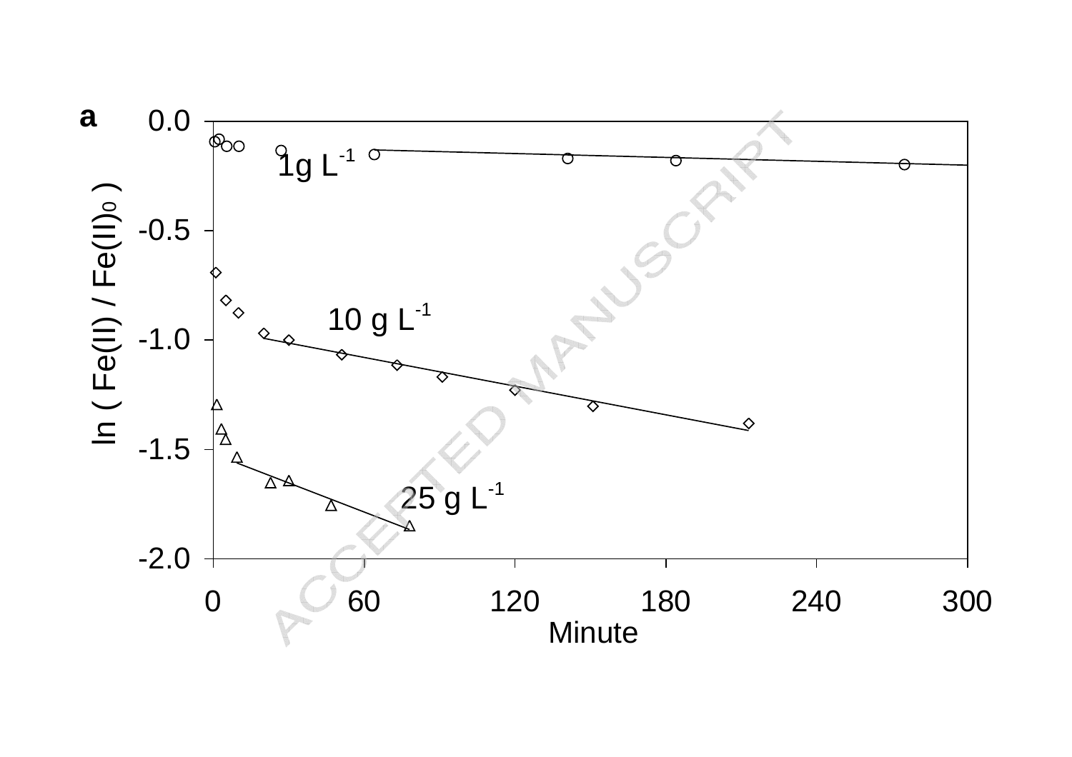**a**

$\ln(Fe(II) / Fe(II)_0)$

1g $L^{-1}$

10 g $L^{-1}$

25 g $L^{-1}$

Minute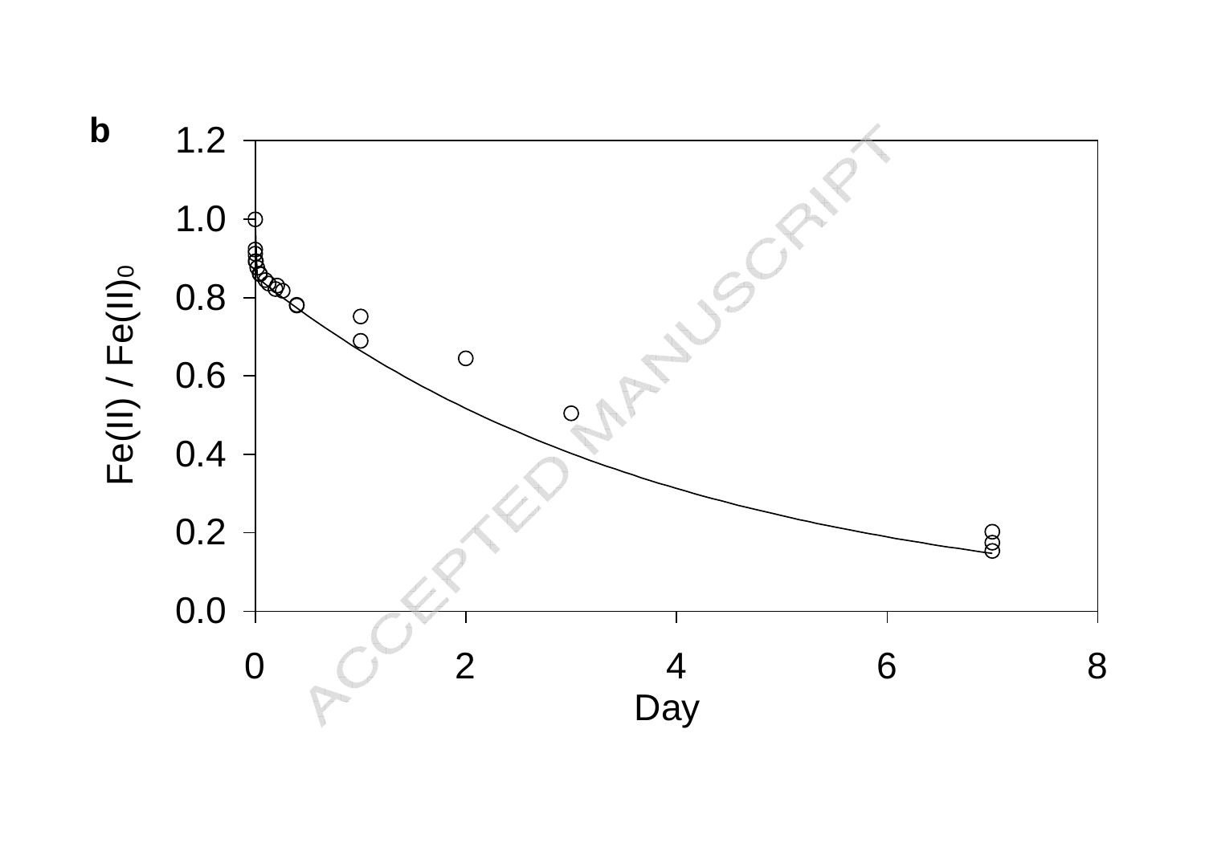**b**

$Fe(II) / Fe(II)_0$

Day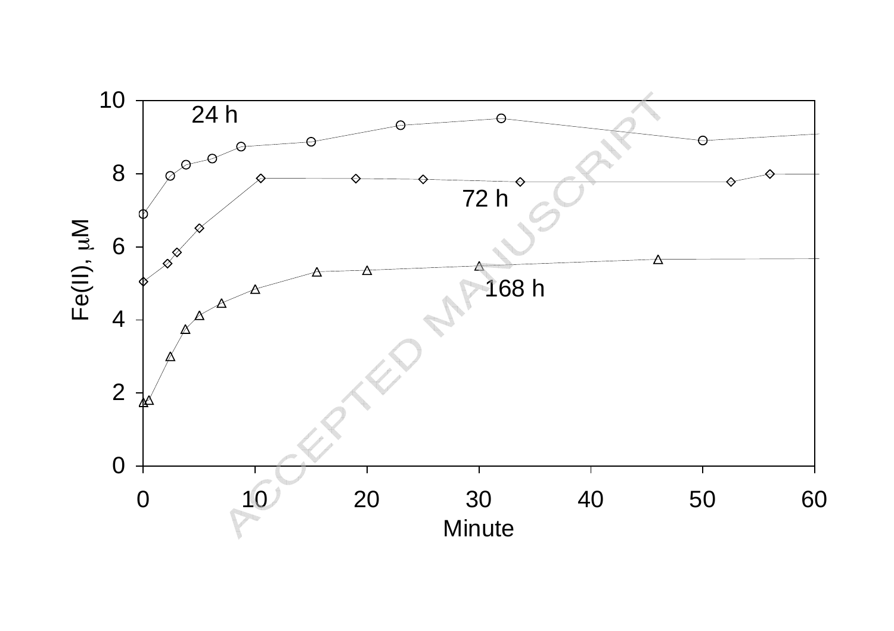24 h

72 h

168 h

Fe(II), μM

Minute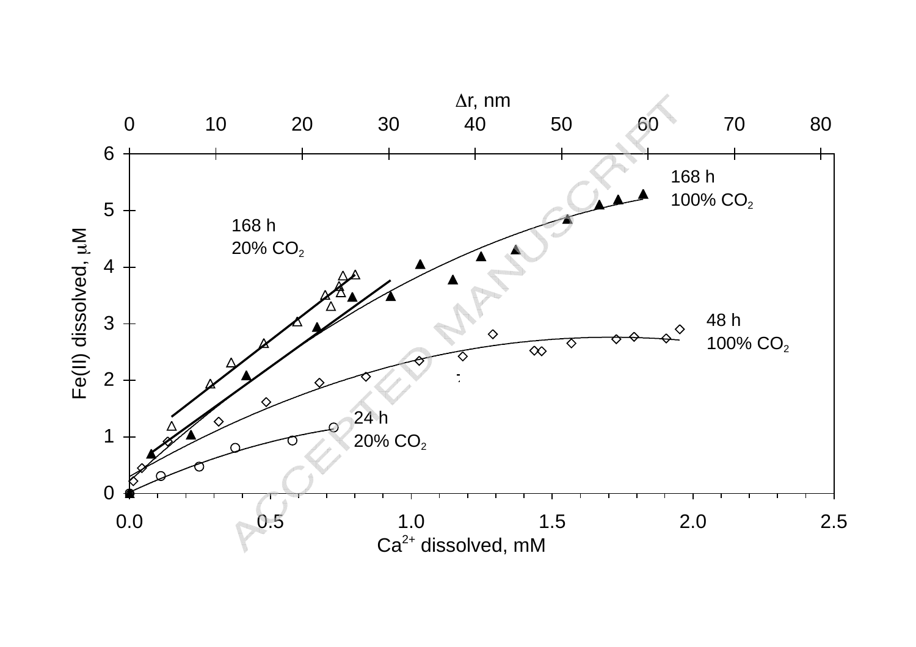Δr, nm

0 10 20 30 40 50 60 70 80

168 h
100% $CO_2$

168 h
20% $CO_2$

48 h
100% $CO_2$

24 h
20% $CO_2$

Fe(II) dissolved, μM

0 1 2 3 4 5 6

0.0 0.5 1.0 1.5 2.0 2.5

$Ca^{2+}$ dissolved, mM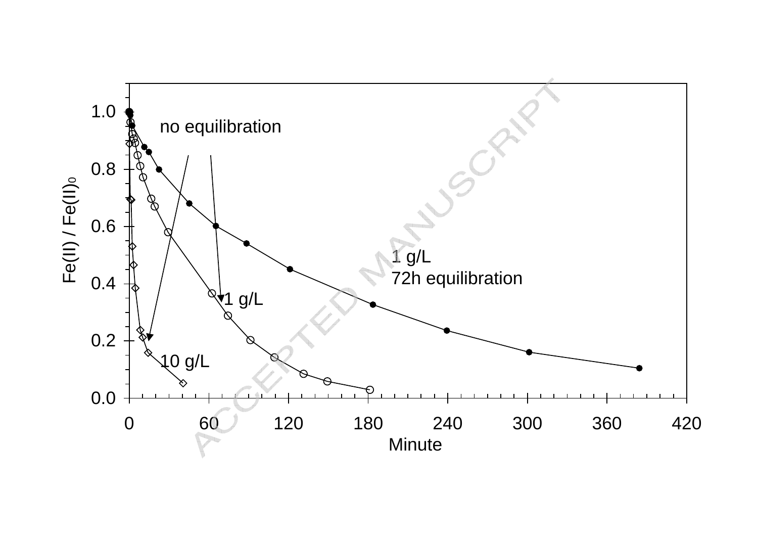no equilibration

1 g/L
72h equilibration

1 g/L

10 g/L

$Fe(II) / Fe(II)_0$

Minute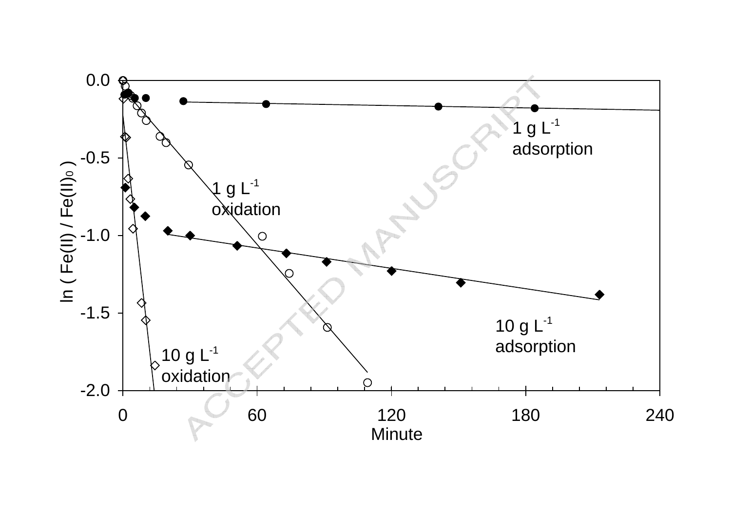1 g $L^{-1}$ adsorption

1 g $L^{-1}$ oxidation

10 g $L^{-1}$ adsorption

10 g $L^{-1}$ oxidation

$\ln ( Fe(II) / Fe(II)_0 )$

Minute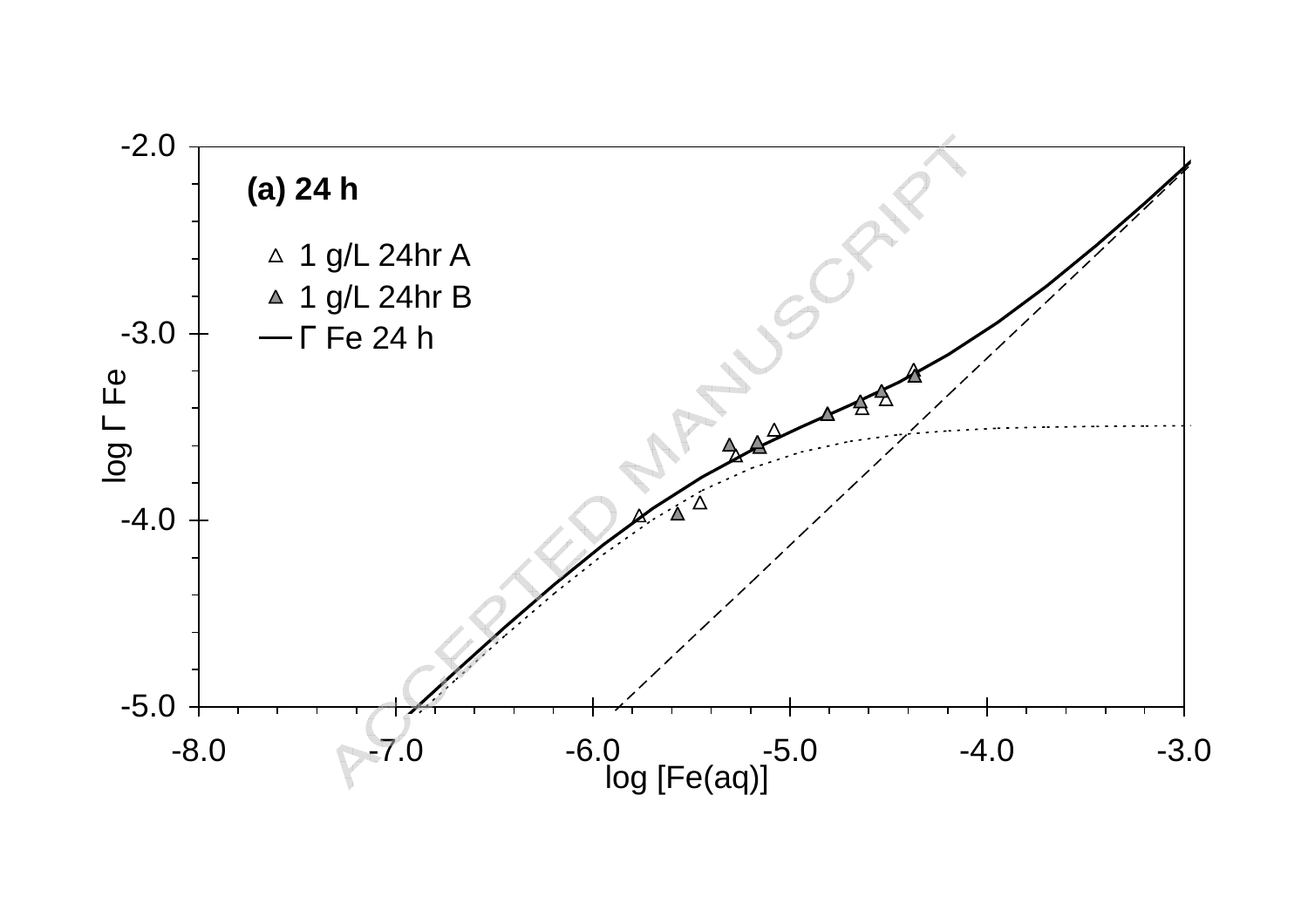**(a) 24 h**

- 1 g/L 24hr A
- 1 g/L 24hr B
- Γ Fe 24 h

log Γ Fe

log [Fe(aq)]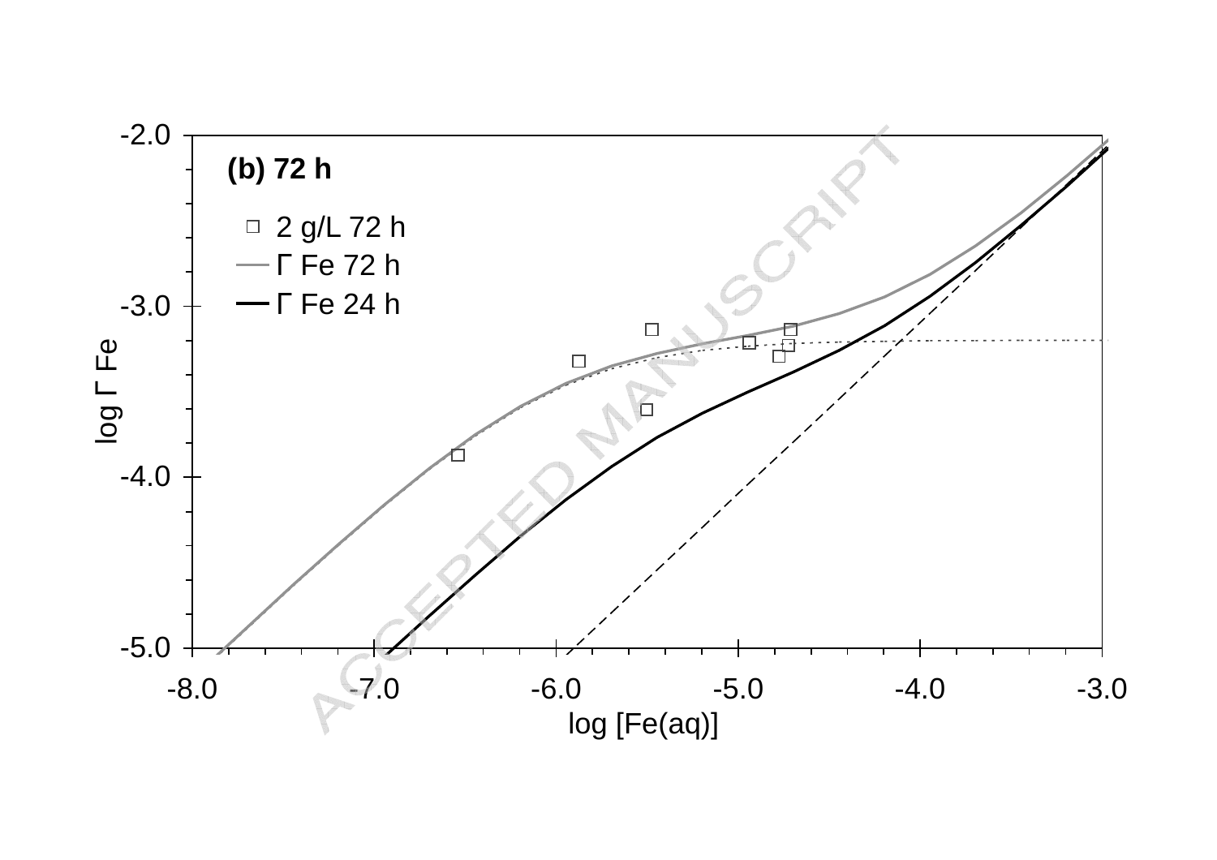(b) 72 h

- 2 g/L 72 h
- Γ Fe 72 h
- Γ Fe 24 h

log Γ Fe

log [Fe(aq)]

-2.0
-3.0
-4.0
-5.0

-8.0 -7.0 -6.0 -5.0 -4.0 -3.0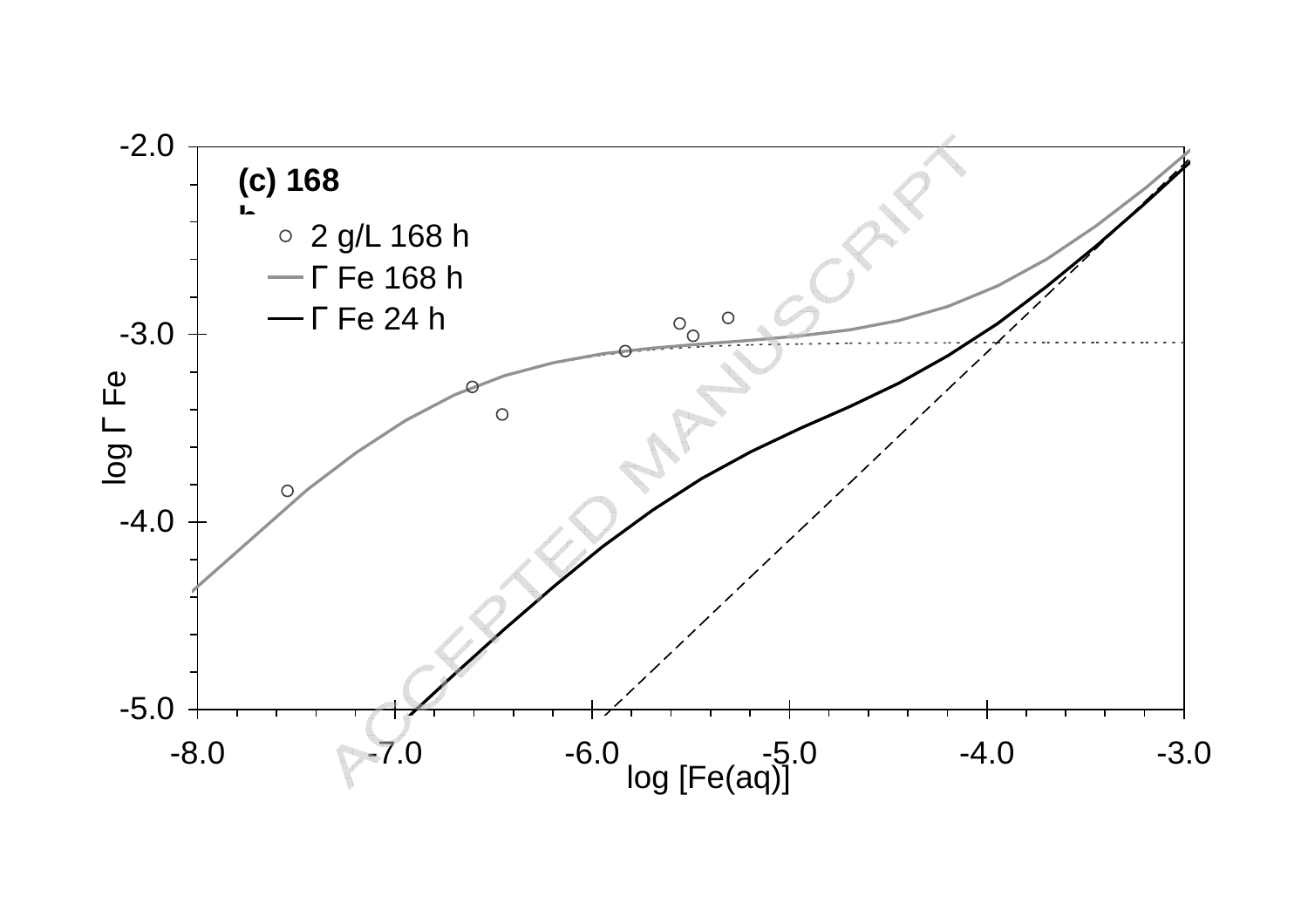(c) 168 h

○ 2 g/L 168 h

— Γ Fe 168 h

— Γ Fe 24 h

log Γ Fe

log [Fe(aq)]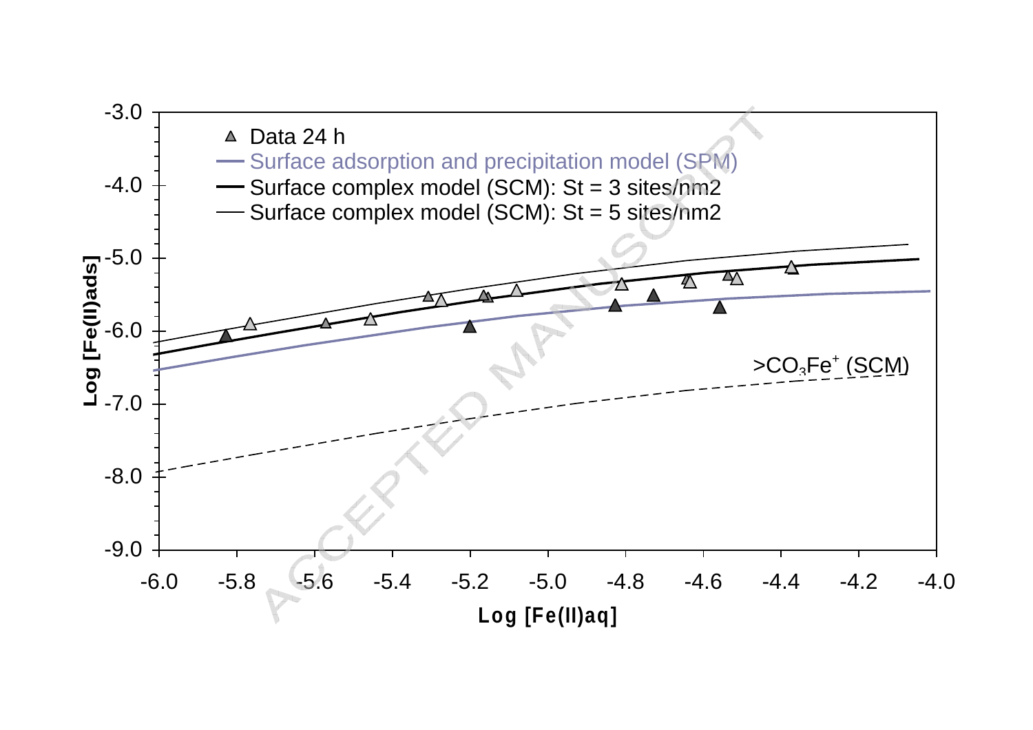Data 24 h

Surface adsorption and precipitation model (SPM)

Surface complex model (SCM): St = 3 sites/nm2

Surface complex model (SCM): St = 5 sites/nm2

$>CO_3Fe^+$ (SCM)

Log [Fe(II)ads]

Log [Fe(II)aq]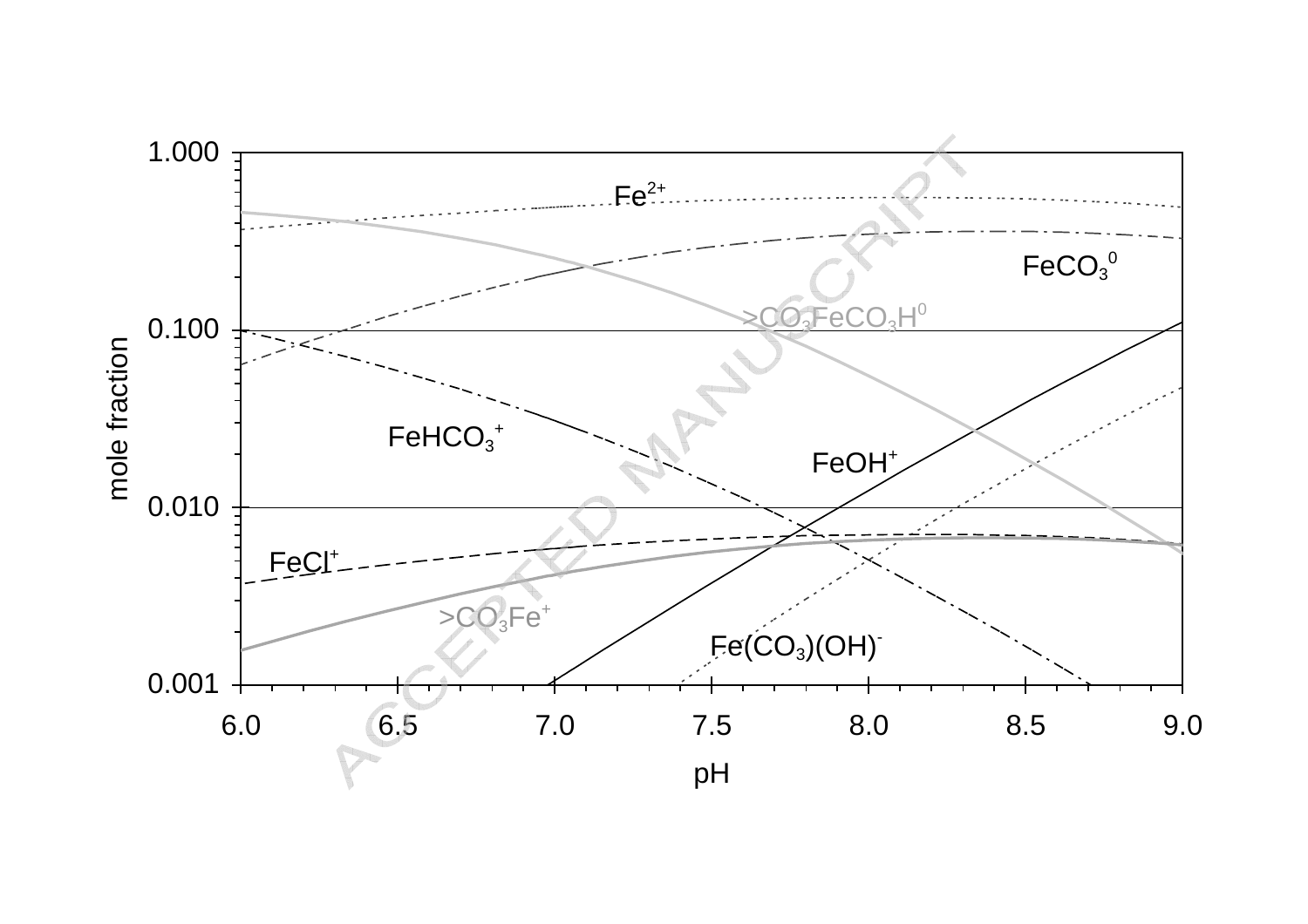mole fraction

1.000

0.100

0.010

0.001

6.0 6.5 7.0 7.5 8.0 8.5 9.0

pH

$Fe^{2+}$

$FeCO_3^0$

$>CO_3FeCO_3H^0$

$FeHCO_3^+$

$FeOH^+$

$FeCl^+$

$>CO_3Fe^+$

$Fe(CO_3)(OH)^-$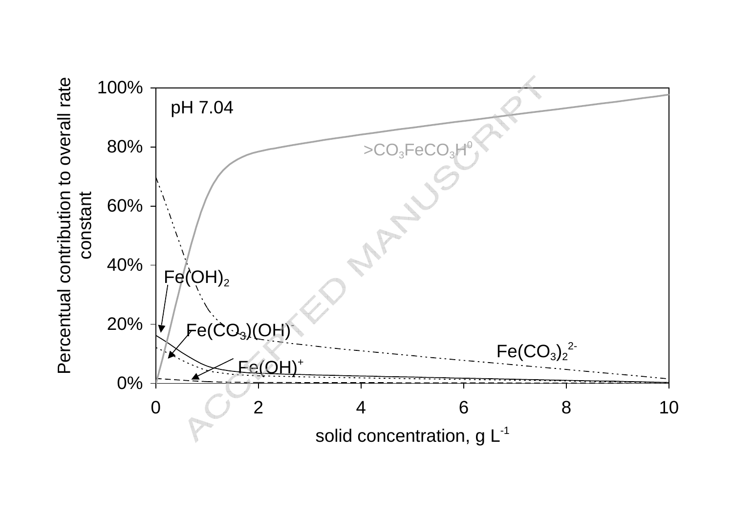pH 7.04

$>CO_3FeCO_3H^0$

$Fe(OH)_2$

$Fe(CO_3)(OH)^-$

$Fe(CO_3)_2^{2-}$

$Fe(OH)^+$

Percentual contribution to overall rate constant

solid concentration, g $L^{-1}$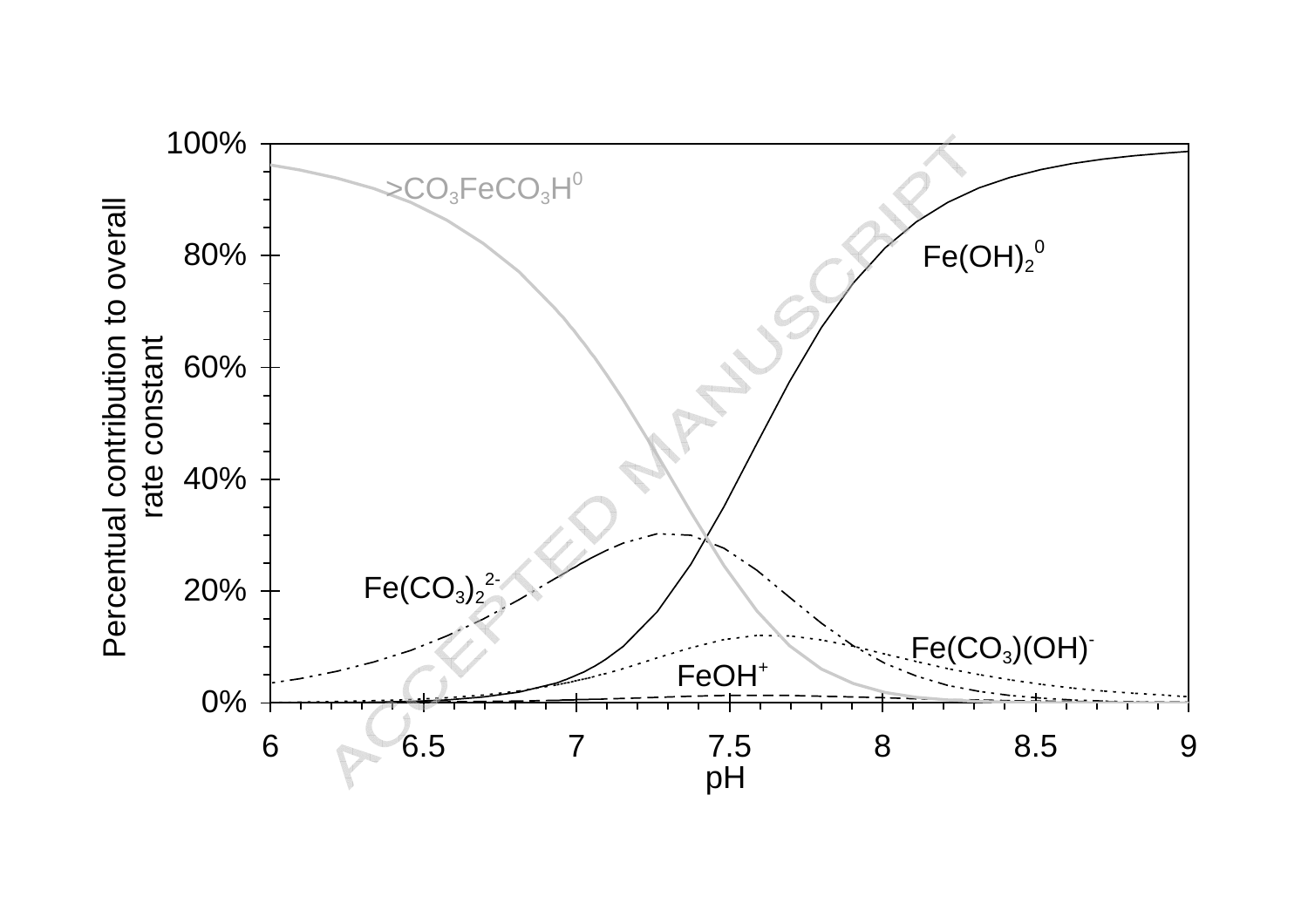Percentual contribution to overall rate constant

100%
80%
60%
40%
20%
0%

6
6.5
7
7.5
8
8.5
9

pH

$>CO_3FeCO_3H^0$

$Fe(OH)_2^0$

$Fe(CO_3)_2^{2-}$

$Fe(CO_3)(OH)^-$

$FeOH^+$

ACCEPTED MANUSCRIPT